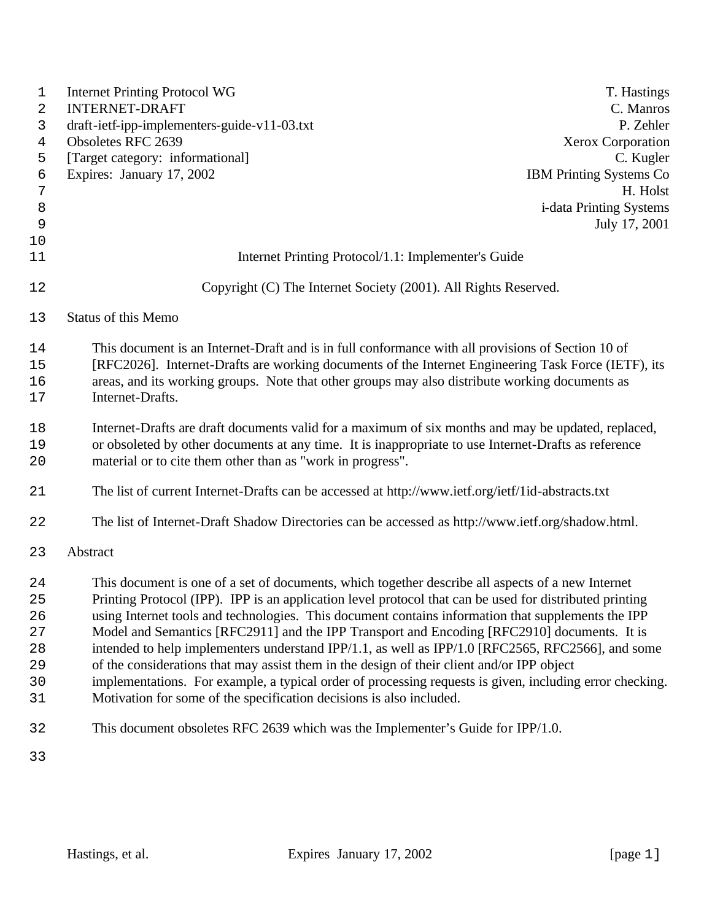Internet Printing Protocol WG T. Hastings
INTERNET-DRAFT C. Manros
draft-ietf-ipp-implementers-guide-v11-03.txt P. Zehler
Obsoletes RFC 2639 Xerox Corporation
[Target category: informational] C. Kugler
Expires: January 17, 2002 IBM Printing Systems Co
H. Holst
i-data Printing Systems
July 17, 2001

# Internet Printing Protocol/1.1: Implementer's Guide

Copyright (C) The Internet Society (2001). All Rights Reserved.

## Status of this Memo

This document is an Internet-Draft and is in full conformance with all provisions of Section 10 of [RFC2026]. Internet-Drafts are working documents of the Internet Engineering Task Force (IETF), its areas, and its working groups. Note that other groups may also distribute working documents as Internet-Drafts.

Internet-Drafts are draft documents valid for a maximum of six months and may be updated, replaced, or obsoleted by other documents at any time. It is inappropriate to use Internet-Drafts as reference material or to cite them other than as "work in progress".

The list of current Internet-Drafts can be accessed at http://www.ietf.org/ietf/1id-abstracts.txt

The list of Internet-Draft Shadow Directories can be accessed as http://www.ietf.org/shadow.html.

## Abstract

This document is one of a set of documents, which together describe all aspects of a new Internet Printing Protocol (IPP). IPP is an application level protocol that can be used for distributed printing using Internet tools and technologies. This document contains information that supplements the IPP Model and Semantics [RFC2911] and the IPP Transport and Encoding [RFC2910] documents. It is intended to help implementers understand IPP/1.1, as well as IPP/1.0 [RFC2565, RFC2566], and some of the considerations that may assist them in the design of their client and/or IPP object implementations. For example, a typical order of processing requests is given, including error checking. Motivation for some of the specification decisions is also included.

This document obsoletes RFC 2639 which was the Implementer's Guide for IPP/1.0.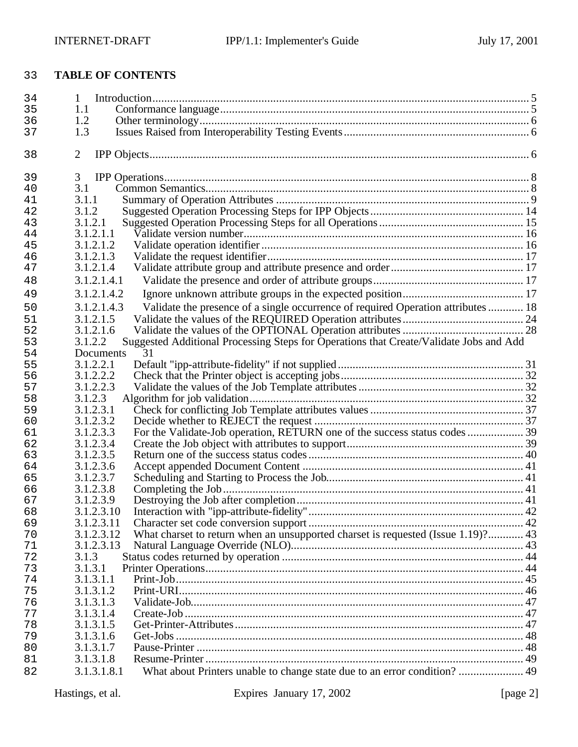**TABLE OF CONTENTS**

1 Introduction....................................................................................................................... 5
1.1 Conformance language.................................................................................................. 5
1.2 Other terminology......................................................................................................... 6
1.3 Issues Raised from Interoperability Testing Events........................................................ 6

2 IPP Objects......................................................................................................................... 6

3 IPP Operations.................................................................................................................... 8
3.1 Common Semantics...................................................................................................... 8
3.1.1 Summary of Operation Attributes .............................................................................. 9
3.1.2 Suggested Operation Processing Steps for IPP Objects.............................................. 14
3.1.2.1 Suggested Operation Processing Steps for all Operations.......................................... 15
3.1.2.1.1 Validate version number....................................................................................... 16
3.1.2.1.2 Validate operation identifier.................................................................................. 16
3.1.2.1.3 Validate the request identifier................................................................................ 17
3.1.2.1.4 Validate attribute group and attribute presence and order....................................... 17
3.1.2.1.4.1 Validate the presence and order of attribute groups............................................. 17
3.1.2.1.4.2 Ignore unknown attribute groups in the expected position.................................. 17
3.1.2.1.4.3 Validate the presence of a single occurrence of required Operation attributes ............ 18
3.1.2.1.5 Validate the values of the REQUIRED Operation attributes.................................... 24
3.1.2.1.6 Validate the values of the OPTIONAL Operation attributes .................................... 28
3.1.2.2 Suggested Additional Processing Steps for Operations that Create/Validate Jobs and Add Documents 31
3.1.2.2.1 Default "ipp-attribute-fidelity" if not supplied......................................................... 31
3.1.2.2.2 Check that the Printer object is accepting jobs......................................................... 32
3.1.2.2.3 Validate the values of the Job Template attributes................................................... 32
3.1.2.3 Algorithm for job validation...................................................................................... 32
3.1.2.3.1 Check for conflicting Job Template attributes values .............................................. 37
3.1.2.3.2 Decide whether to REJECT the request .................................................................. 37
3.1.2.3.3 For the Validate-Job operation, RETURN one of the success status codes .................. 39
3.1.2.3.4 Create the Job object with attributes to support....................................................... 39
3.1.2.3.5 Return one of the success status codes.................................................................... 40
3.1.2.3.6 Accept appended Document Content ...................................................................... 41
3.1.2.3.7 Scheduling and Starting to Process the Job.............................................................. 41
3.1.2.3.8 Completing the Job................................................................................................ 41
3.1.2.3.9 Destroying the Job after completion........................................................................ 41
3.1.2.3.10 Interaction with "ipp-attribute-fidelity".................................................................. 42
3.1.2.3.11 Character set code conversion support.................................................................. 42
3.1.2.3.12 What charset to return when an unsupported charset is requested (Issue 1.19)?............ 43
3.1.2.3.13 Natural Language Override (NLO)....................................................................... 43
3.1.3 Status codes returned by operation ............................................................................. 44
3.1.3.1 Printer Operations..................................................................................................... 44
3.1.3.1.1 Print-Job................................................................................................................ 45
3.1.3.1.2 Print-URI............................................................................................................... 46
3.1.3.1.3 Validate-Job........................................................................................................... 47
3.1.3.1.4 Create-Job ............................................................................................................. 47
3.1.3.1.5 Get-Printer-Attributes............................................................................................. 47
3.1.3.1.6 Get-Jobs ................................................................................................................ 48
3.1.3.1.7 Pause-Printer ......................................................................................................... 48
3.1.3.1.8 Resume-Printer ...................................................................................................... 49
3.1.3.1.8.1 What about Printers unable to change state due to an error condition? ...................... 49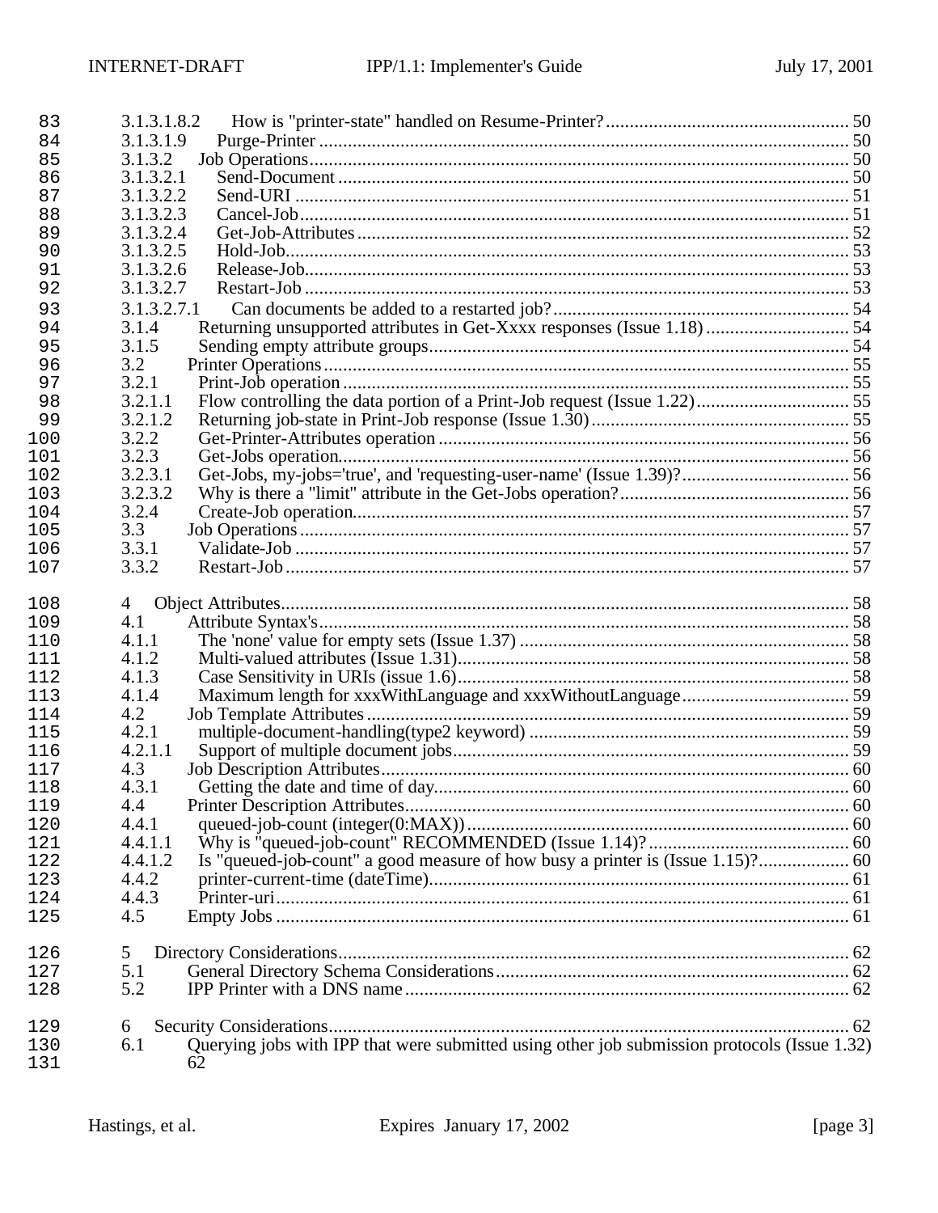83 3.1.3.1.8.2 How is "printer-state" handled on Resume-Printer? ........ 50
84 3.1.3.1.9 Purge-Printer ........ 50
85 3.1.3.2 Job Operations ........ 50
86 3.1.3.2.1 Send-Document ........ 50
87 3.1.3.2.2 Send-URI ........ 51
88 3.1.3.2.3 Cancel-Job ........ 51
89 3.1.3.2.4 Get-Job-Attributes ........ 52
90 3.1.3.2.5 Hold-Job ........ 53
91 3.1.3.2.6 Release-Job ........ 53
92 3.1.3.2.7 Restart-Job ........ 53
93 3.1.3.2.7.1 Can documents be added to a restarted job? ........ 54
94 3.1.4 Returning unsupported attributes in Get-Xxxx responses (Issue 1.18) ........ 54
95 3.1.5 Sending empty attribute groups ........ 54
96 3.2 Printer Operations ........ 55
97 3.2.1 Print-Job operation ........ 55
98 3.2.1.1 Flow controlling the data portion of a Print-Job request (Issue 1.22) ........ 55
99 3.2.1.2 Returning job-state in Print-Job response (Issue 1.30) ........ 55
100 3.2.2 Get-Printer-Attributes operation ........ 56
101 3.2.3 Get-Jobs operation ........ 56
102 3.2.3.1 Get-Jobs, my-jobs='true', and 'requesting-user-name' (Issue 1.39)? ........ 56
103 3.2.3.2 Why is there a "limit" attribute in the Get-Jobs operation? ........ 56
104 3.2.4 Create-Job operation ........ 57
105 3.3 Job Operations ........ 57
106 3.3.1 Validate-Job ........ 57
107 3.3.2 Restart-Job ........ 57

108 4 Object Attributes ........ 58
109 4.1 Attribute Syntax's ........ 58
110 4.1.1 The 'none' value for empty sets (Issue 1.37) ........ 58
111 4.1.2 Multi-valued attributes (Issue 1.31) ........ 58
112 4.1.3 Case Sensitivity in URIs (issue 1.6) ........ 58
113 4.1.4 Maximum length for xxxWithLanguage and xxxWithoutLanguage ........ 59
114 4.2 Job Template Attributes ........ 59
115 4.2.1 multiple-document-handling(type2 keyword) ........ 59
116 4.2.1.1 Support of multiple document jobs ........ 59
117 4.3 Job Description Attributes ........ 60
118 4.3.1 Getting the date and time of day ........ 60
119 4.4 Printer Description Attributes ........ 60
120 4.4.1 queued-job-count (integer(0:MAX)) ........ 60
121 4.4.1.1 Why is "queued-job-count" RECOMMENDED (Issue 1.14)? ........ 60
122 4.4.1.2 Is "queued-job-count" a good measure of how busy a printer is (Issue 1.15)? ........ 60
123 4.4.2 printer-current-time (dateTime) ........ 61
124 4.4.3 Printer-uri ........ 61
125 4.5 Empty Jobs ........ 61

126 5 Directory Considerations ........ 62
127 5.1 General Directory Schema Considerations ........ 62
128 5.2 IPP Printer with a DNS name ........ 62

129 6 Security Considerations ........ 62
130 6.1 Querying jobs with IPP that were submitted using other job submission protocols (Issue 1.32)
131 62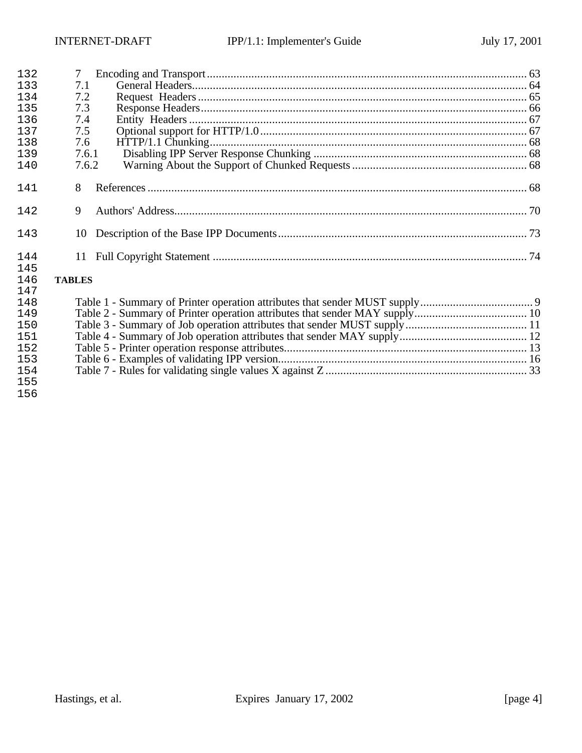7 Encoding and Transport ........................................................................................................ 63
7.1 General Headers........................................................................................................ 64
7.2 Request Headers ........................................................................................................ 65
7.3 Response Headers...................................................................................................... 66
7.4 Entity Headers ........................................................................................................... 67
7.5 Optional support for HTTP/1.0 .................................................................................. 67
7.6 HTTP/1.1 Chunking................................................................................................... 68
7.6.1 Disabling IPP Server Response Chunking ............................................................... 68
7.6.2 Warning About the Support of Chunked Requests ................................................... 68

8 References ............................................................................................................................. 68

9 Authors' Address.................................................................................................................... 70

10 Description of the Base IPP Documents ................................................................................. 73

11 Full Copyright Statement ....................................................................................................... 74

**TABLES**

Table 1 - Summary of Printer operation attributes that sender MUST supply ...................................... 9
Table 2 - Summary of Printer operation attributes that sender MAY supply...................................... 10
Table 3 - Summary of Job operation attributes that sender MUST supply ......................................... 11
Table 4 - Summary of Job operation attributes that sender MAY supply ........................................... 12
Table 5 - Printer operation response attributes................................................................................. 13
Table 6 - Examples of validating IPP version................................................................................... 16
Table 7 - Rules for validating single values X against Z ................................................................... 33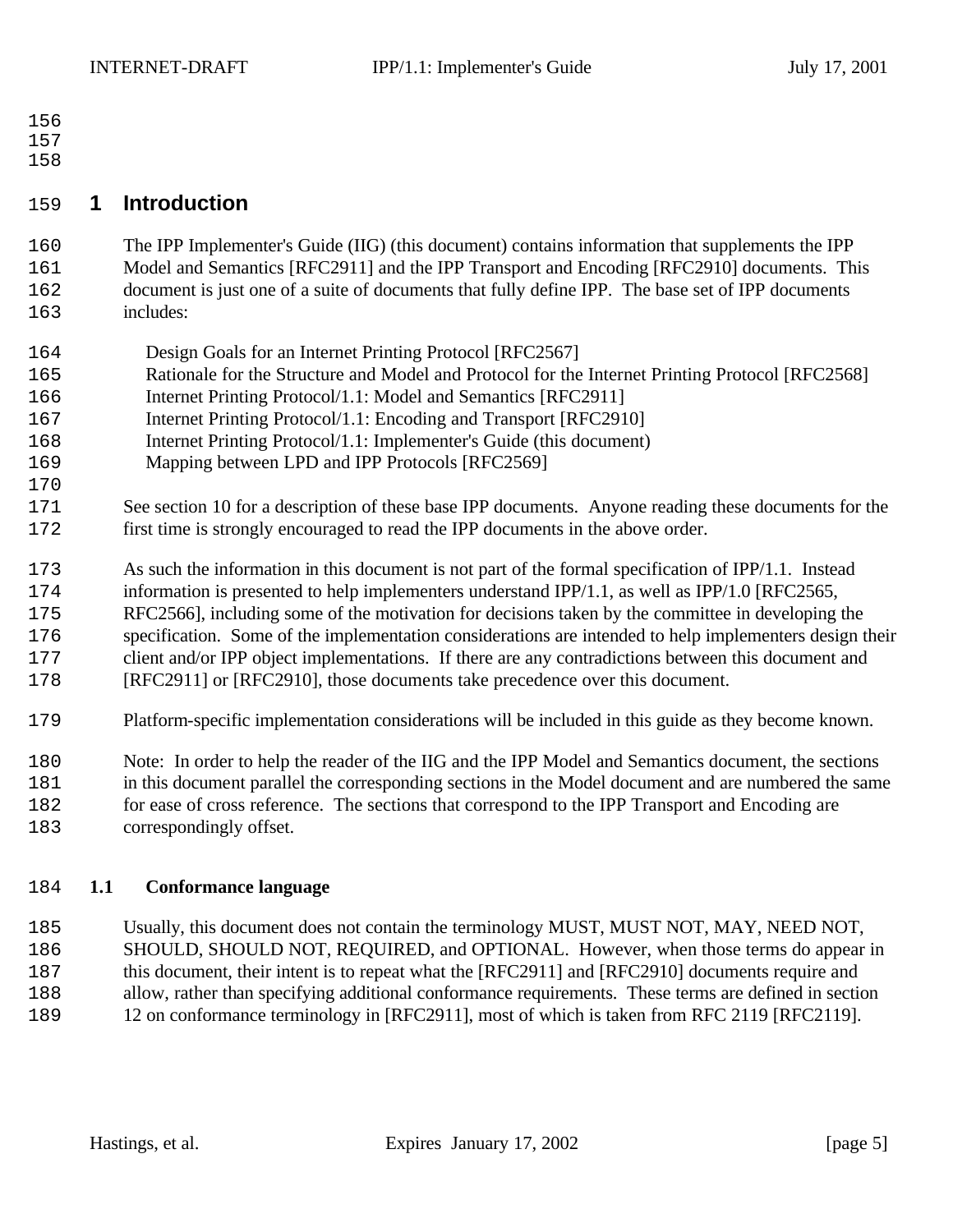# 1 Introduction

The IPP Implementer's Guide (IIG) (this document) contains information that supplements the IPP Model and Semantics [RFC2911] and the IPP Transport and Encoding [RFC2910] documents. This document is just one of a suite of documents that fully define IPP. The base set of IPP documents includes:

Design Goals for an Internet Printing Protocol [RFC2567]
Rationale for the Structure and Model and Protocol for the Internet Printing Protocol [RFC2568]
Internet Printing Protocol/1.1: Model and Semantics [RFC2911]
Internet Printing Protocol/1.1: Encoding and Transport [RFC2910]
Internet Printing Protocol/1.1: Implementer's Guide (this document)
Mapping between LPD and IPP Protocols [RFC2569]

See section 10 for a description of these base IPP documents. Anyone reading these documents for the first time is strongly encouraged to read the IPP documents in the above order.

As such the information in this document is not part of the formal specification of IPP/1.1. Instead information is presented to help implementers understand IPP/1.1, as well as IPP/1.0 [RFC2565, RFC2566], including some of the motivation for decisions taken by the committee in developing the specification. Some of the implementation considerations are intended to help implementers design their client and/or IPP object implementations. If there are any contradictions between this document and [RFC2911] or [RFC2910], those documents take precedence over this document.

Platform-specific implementation considerations will be included in this guide as they become known.

Note: In order to help the reader of the IIG and the IPP Model and Semantics document, the sections in this document parallel the corresponding sections in the Model document and are numbered the same for ease of cross reference. The sections that correspond to the IPP Transport and Encoding are correspondingly offset.

## 1.1 Conformance language

Usually, this document does not contain the terminology MUST, MUST NOT, MAY, NEED NOT, SHOULD, SHOULD NOT, REQUIRED, and OPTIONAL. However, when those terms do appear in this document, their intent is to repeat what the [RFC2911] and [RFC2910] documents require and allow, rather than specifying additional conformance requirements. These terms are defined in section 12 on conformance terminology in [RFC2911], most of which is taken from RFC 2119 [RFC2119].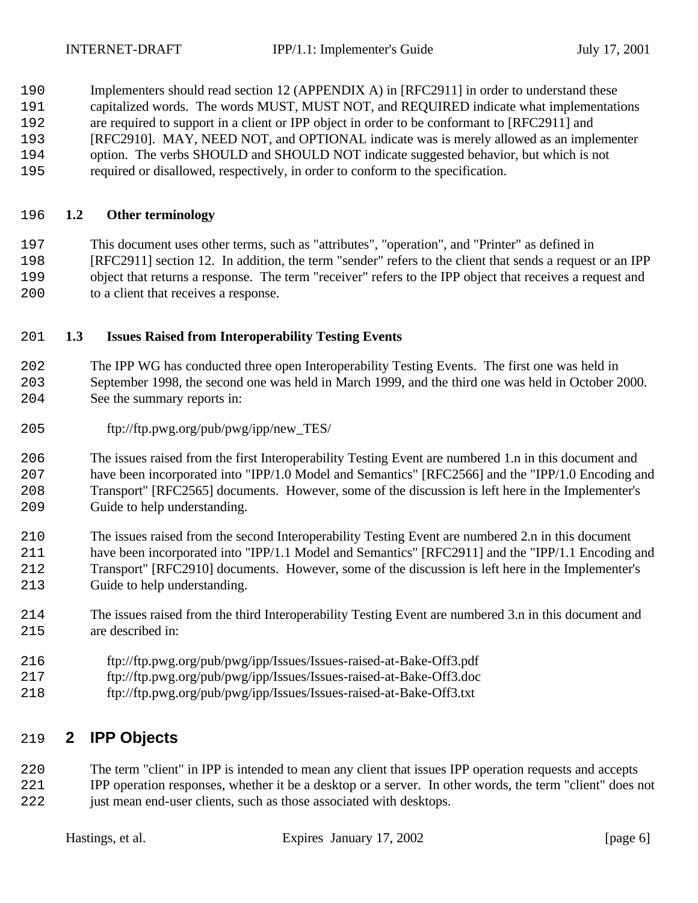Implementers should read section 12 (APPENDIX A) in [RFC2911] in order to understand these capitalized words. The words MUST, MUST NOT, and REQUIRED indicate what implementations are required to support in a client or IPP object in order to be conformant to [RFC2911] and [RFC2910]. MAY, NEED NOT, and OPTIONAL indicate was is merely allowed as an implementer option. The verbs SHOULD and SHOULD NOT indicate suggested behavior, but which is not required or disallowed, respectively, in order to conform to the specification.

### 1.2 Other terminology

This document uses other terms, such as "attributes", "operation", and "Printer" as defined in [RFC2911] section 12. In addition, the term "sender" refers to the client that sends a request or an IPP object that returns a response. The term "receiver" refers to the IPP object that receives a request and to a client that receives a response.

### 1.3 Issues Raised from Interoperability Testing Events

The IPP WG has conducted three open Interoperability Testing Events. The first one was held in September 1998, the second one was held in March 1999, and the third one was held in October 2000. See the summary reports in:

ftp://ftp.pwg.org/pub/pwg/ipp/new_TES/

The issues raised from the first Interoperability Testing Event are numbered 1.n in this document and have been incorporated into "IPP/1.0 Model and Semantics" [RFC2566] and the "IPP/1.0 Encoding and Transport" [RFC2565] documents. However, some of the discussion is left here in the Implementer's Guide to help understanding.

The issues raised from the second Interoperability Testing Event are numbered 2.n in this document have been incorporated into "IPP/1.1 Model and Semantics" [RFC2911] and the "IPP/1.1 Encoding and Transport" [RFC2910] documents. However, some of the discussion is left here in the Implementer's Guide to help understanding.

The issues raised from the third Interoperability Testing Event are numbered 3.n in this document and are described in:

ftp://ftp.pwg.org/pub/pwg/ipp/Issues/Issues-raised-at-Bake-Off3.pdf
ftp://ftp.pwg.org/pub/pwg/ipp/Issues/Issues-raised-at-Bake-Off3.doc
ftp://ftp.pwg.org/pub/pwg/ipp/Issues/Issues-raised-at-Bake-Off3.txt

# 2 IPP Objects

The term "client" in IPP is intended to mean any client that issues IPP operation requests and accepts IPP operation responses, whether it be a desktop or a server. In other words, the term "client" does not just mean end-user clients, such as those associated with desktops.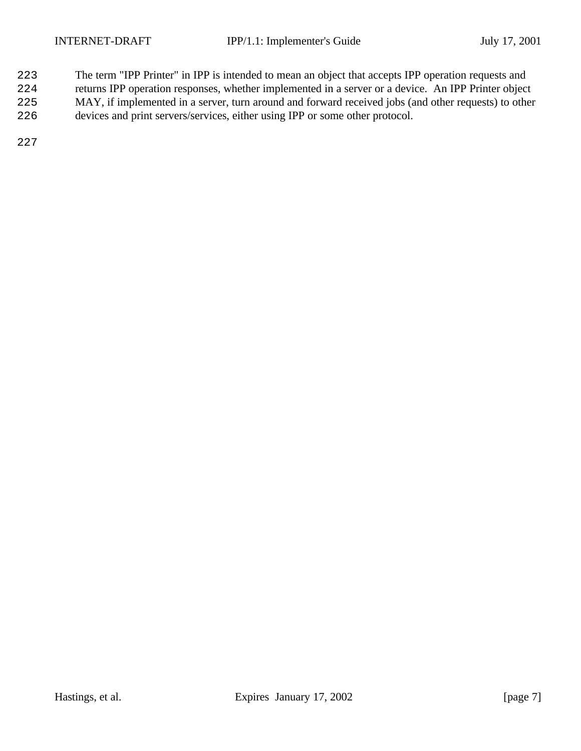The term "IPP Printer" in IPP is intended to mean an object that accepts IPP operation requests and returns IPP operation responses, whether implemented in a server or a device.  An IPP Printer object MAY, if implemented in a server, turn around and forward received jobs (and other requests) to other devices and print servers/services, either using IPP or some other protocol.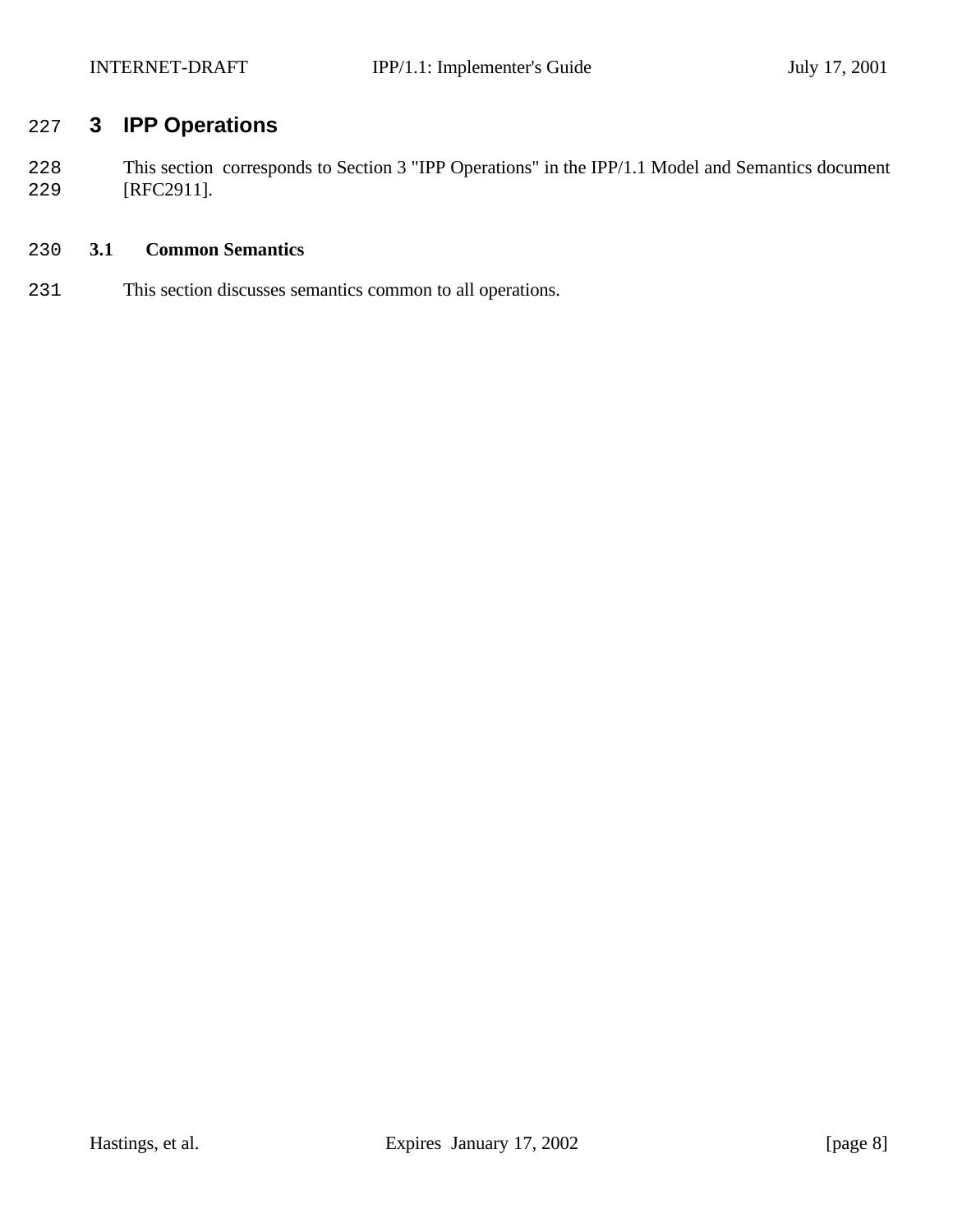# 3 IPP Operations

This section corresponds to Section 3 "IPP Operations" in the IPP/1.1 Model and Semantics document [RFC2911].

## 3.1 Common Semantics

This section discusses semantics common to all operations.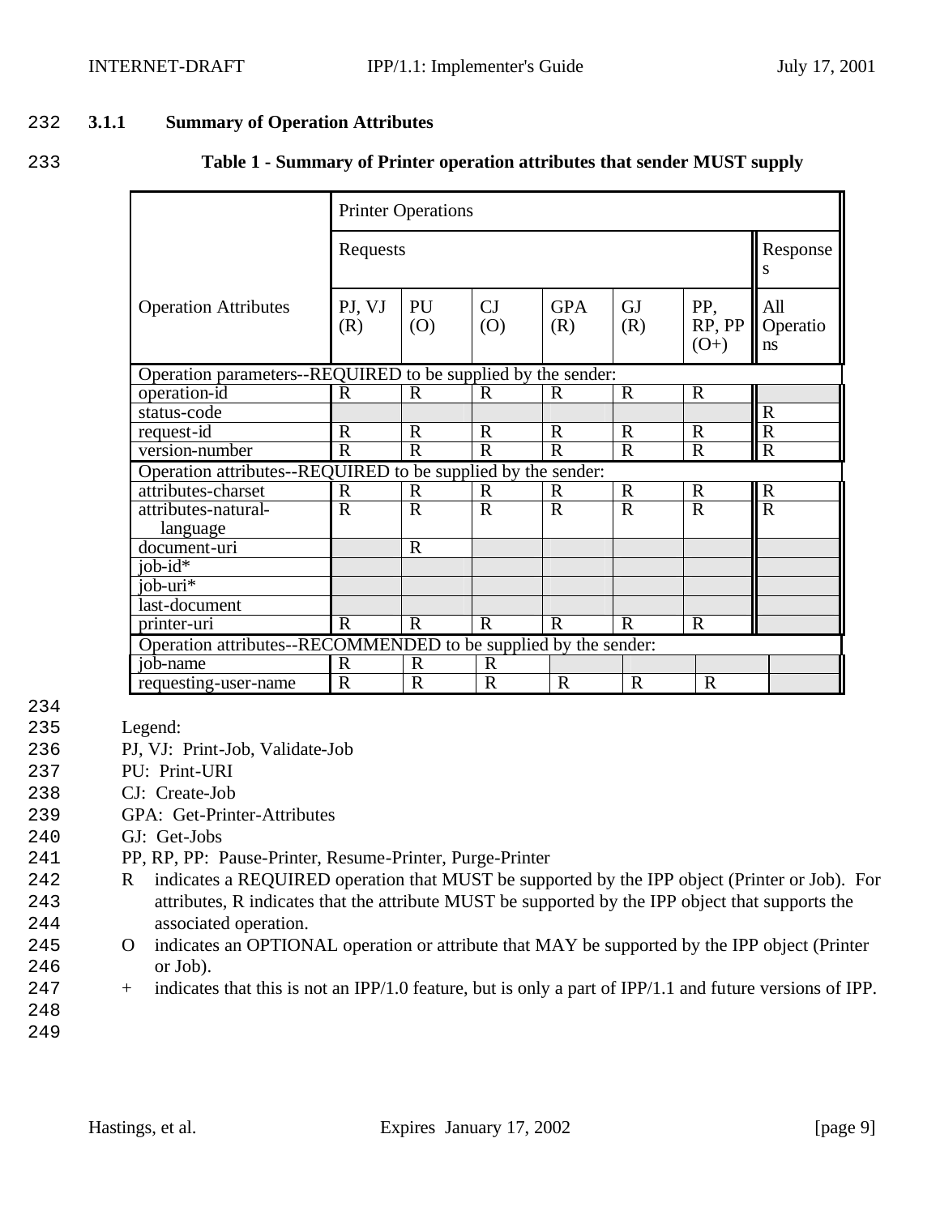### 3.1.1 Summary of Operation Attributes

**Table 1 - Summary of Printer operation attributes that sender MUST supply**

| Operation Attributes | Printer Operations | | | | | | |
|---|---|---|---|---|---|---|---|
| | Requests | | | | | | Responses |
| | PJ, VJ (R) | PU (O) | CJ (O) | GPA (R) | GJ (R) | PP, RP, PP (O+) | All Operations |
| Operation parameters--REQUIRED to be supplied by the sender: | | | | | | | |
| operation-id | R | R | R | R | R | R | |
| status-code | | | | | | | R |
| request-id | R | R | R | R | R | R | R |
| version-number | R | R | R | R | R | R | R |
| Operation attributes--REQUIRED to be supplied by the sender: | | | | | | | |
| attributes-charset | R | R | R | R | R | R | R |
| attributes-natural-language | R | R | R | R | R | R | R |
| document-uri | | R | | | | | |
| job-id* | | | | | | | |
| job-uri* | | | | | | | |
| last-document | | | | | | | |
| printer-uri | R | R | R | R | R | R | |
| Operation attributes--RECOMMENDED to be supplied by the sender: | | | | | | | |
| job-name | R | R | R | | | | |
| requesting-user-name | R | R | R | R | R | R | |

Legend:

PJ, VJ: Print-Job, Validate-Job

PU: Print-URI

CJ: Create-Job

GPA: Get-Printer-Attributes

GJ: Get-Jobs

PP, RP, PP: Pause-Printer, Resume-Printer, Purge-Printer

R indicates a REQUIRED operation that MUST be supported by the IPP object (Printer or Job). For attributes, R indicates that the attribute MUST be supported by the IPP object that supports the associated operation.

O indicates an OPTIONAL operation or attribute that MAY be supported by the IPP object (Printer or Job).

+ indicates that this is not an IPP/1.0 feature, but is only a part of IPP/1.1 and future versions of IPP.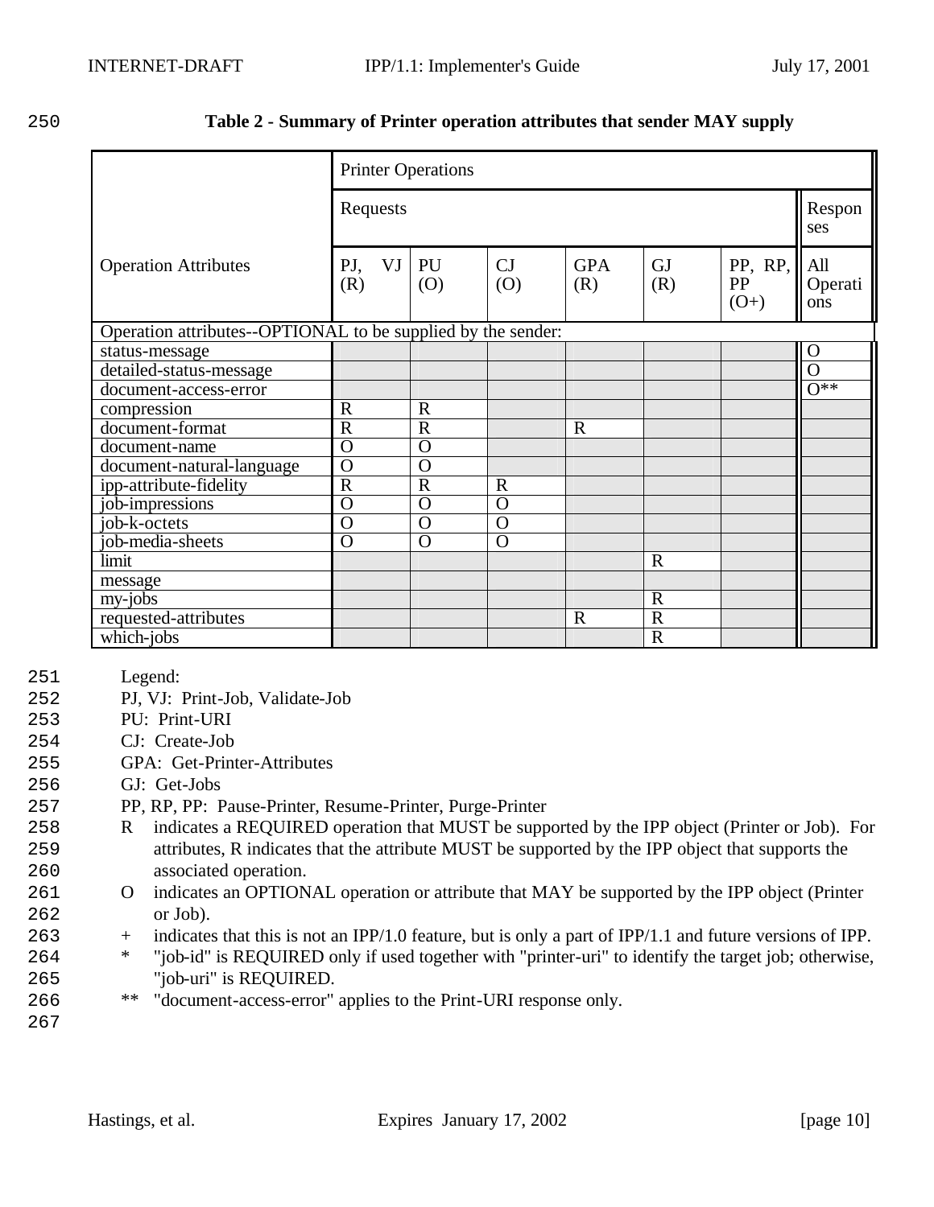**Table 2 - Summary of Printer operation attributes that sender MAY supply**

| Operation Attributes | Printer Operations | | | | | | |
|---|---|---|---|---|---|---|---|
| | Requests | | | | | | Responses |
| | PJ, VJ (R) | PU (O) | CJ (O) | GPA (R) | GJ (R) | PP, RP, PP (O+) | All Operations |
| Operation attributes--OPTIONAL to be supplied by the sender: | | | | | | | |
| status-message | | | | | | | O |
| detailed-status-message | | | | | | | O |
| document-access-error | | | | | | | O** |
| compression | R | R | | | | | |
| document-format | R | R | | R | | | |
| document-name | O | O | | | | | |
| document-natural-language | O | O | | | | | |
| ipp-attribute-fidelity | R | R | R | | | | |
| job-impressions | O | O | O | | | | |
| job-k-octets | O | O | O | | | | |
| job-media-sheets | O | O | O | | | | |
| limit | | | | | R | | |
| message | | | | | | | |
| my-jobs | | | | | R | | |
| requested-attributes | | | | R | R | | |
| which-jobs | | | | | R | | |

Legend:

PJ, VJ: Print-Job, Validate-Job

PU: Print-URI

CJ: Create-Job

GPA: Get-Printer-Attributes

GJ: Get-Jobs

PP, RP, PP: Pause-Printer, Resume-Printer, Purge-Printer

- R indicates a REQUIRED operation that MUST be supported by the IPP object (Printer or Job). For attributes, R indicates that the attribute MUST be supported by the IPP object that supports the associated operation.
- O indicates an OPTIONAL operation or attribute that MAY be supported by the IPP object (Printer or Job).
- \+ indicates that this is not an IPP/1.0 feature, but is only a part of IPP/1.1 and future versions of IPP.
- \* "job-id" is REQUIRED only if used together with "printer-uri" to identify the target job; otherwise, "job-uri" is REQUIRED.
- \** "document-access-error" applies to the Print-URI response only.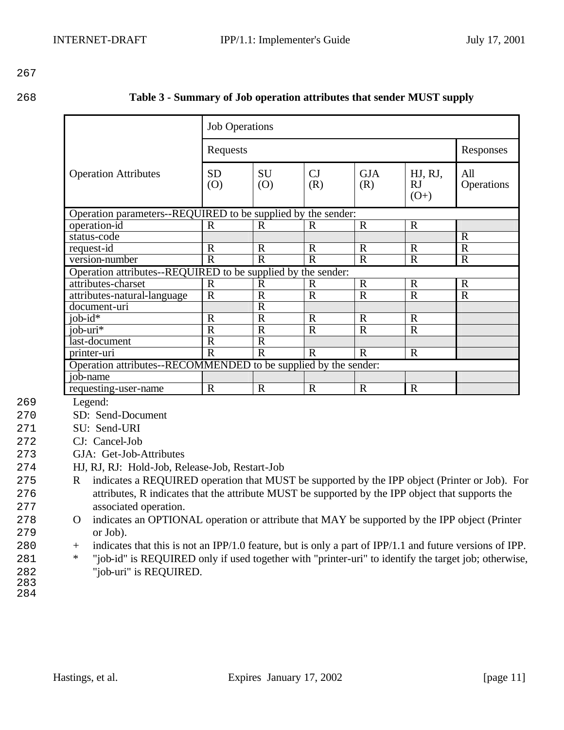**Table 3 - Summary of Job operation attributes that sender MUST supply**

| Operation Attributes | Job Operations | | | | | |
|---|---|---|---|---|---|---|
| | Requests | | | | | Responses |
| | SD (O) | SU (O) | CJ (R) | GJA (R) | HJ, RJ, RJ (O+) | All Operations |
| Operation parameters--REQUIRED to be supplied by the sender: | | | | | | |
| operation-id | R | R | R | R | R | |
| status-code | | | | | | R |
| request-id | R | R | R | R | R | R |
| version-number | R | R | R | R | R | R |
| Operation attributes--REQUIRED to be supplied by the sender: | | | | | | |
| attributes-charset | R | R | R | R | R | R |
| attributes-natural-language | R | R | R | R | R | R |
| document-uri | | R | | | | |
| job-id* | R | R | R | R | R | |
| job-uri* | R | R | R | R | R | |
| last-document | R | R | | | | |
| printer-uri | R | R | R | R | R | |
| Operation attributes--RECOMMENDED to be supplied by the sender: | | | | | | |
| job-name | | | | | | |
| requesting-user-name | R | R | R | R | R | |

Legend:

SD: Send-Document

SU: Send-URI

CJ: Cancel-Job

GJA: Get-Job-Attributes

HJ, RJ, RJ: Hold-Job, Release-Job, Restart-Job

R indicates a REQUIRED operation that MUST be supported by the IPP object (Printer or Job). For attributes, R indicates that the attribute MUST be supported by the IPP object that supports the associated operation.

O indicates an OPTIONAL operation or attribute that MAY be supported by the IPP object (Printer or Job).

+ indicates that this is not an IPP/1.0 feature, but is only a part of IPP/1.1 and future versions of IPP.

* "job-id" is REQUIRED only if used together with "printer-uri" to identify the target job; otherwise, "job-uri" is REQUIRED.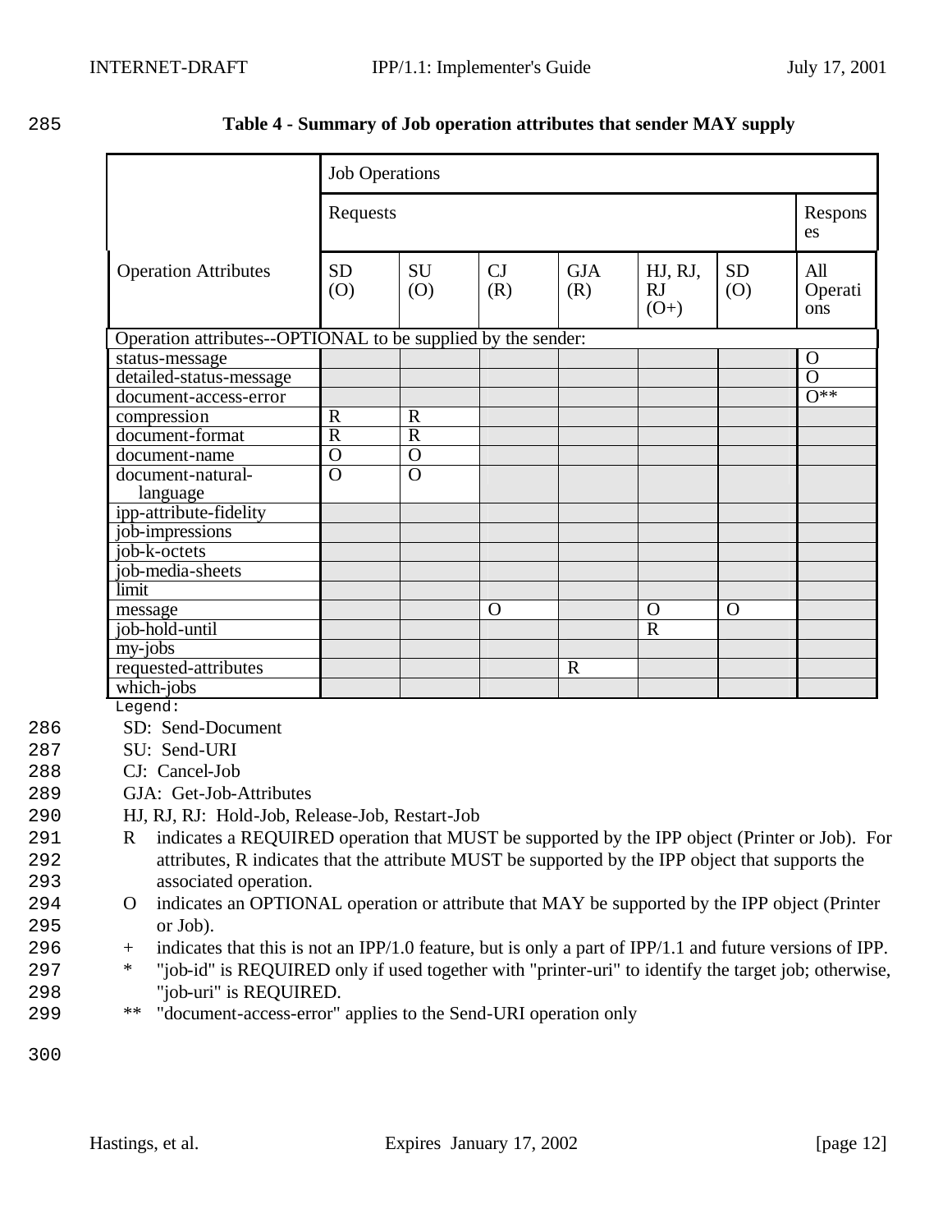**Table 4 - Summary of Job operation attributes that sender MAY supply**

| Operation Attributes | Job Operations | | | | | | |
|---|---|---|---|---|---|---|---|
| | Requests | | | | | | Responses |
| | SD (O) | SU (O) | CJ (R) | GJA (R) | HJ, RJ, RJ (O+) | SD (O) | All Operations |
| Operation attributes--OPTIONAL to be supplied by the sender: | | | | | | | |
| status-message | | | | | | | O |
| detailed-status-message | | | | | | | O |
| document-access-error | | | | | | | O** |
| compression | R | R | | | | | |
| document-format | R | R | | | | | |
| document-name | O | O | | | | | |
| document-natural-language | O | O | | | | | |
| ipp-attribute-fidelity | | | | | | | |
| job-impressions | | | | | | | |
| job-k-octets | | | | | | | |
| job-media-sheets | | | | | | | |
| limit | | | | | | | |
| message | | | O | | O | O | |
| job-hold-until | | | | | R | | |
| my-jobs | | | | | | | |
| requested-attributes | | | | R | | | |
| which-jobs | | | | | | | |

Legend:

SD: Send-Document

SU: Send-URI

CJ: Cancel-Job

GJA: Get-Job-Attributes

HJ, RJ, RJ: Hold-Job, Release-Job, Restart-Job

R indicates a REQUIRED operation that MUST be supported by the IPP object (Printer or Job). For attributes, R indicates that the attribute MUST be supported by the IPP object that supports the associated operation.

O indicates an OPTIONAL operation or attribute that MAY be supported by the IPP object (Printer or Job).

\+ indicates that this is not an IPP/1.0 feature, but is only a part of IPP/1.1 and future versions of IPP.

\* "job-id" is REQUIRED only if used together with "printer-uri" to identify the target job; otherwise, "job-uri" is REQUIRED.

** "document-access-error" applies to the Send-URI operation only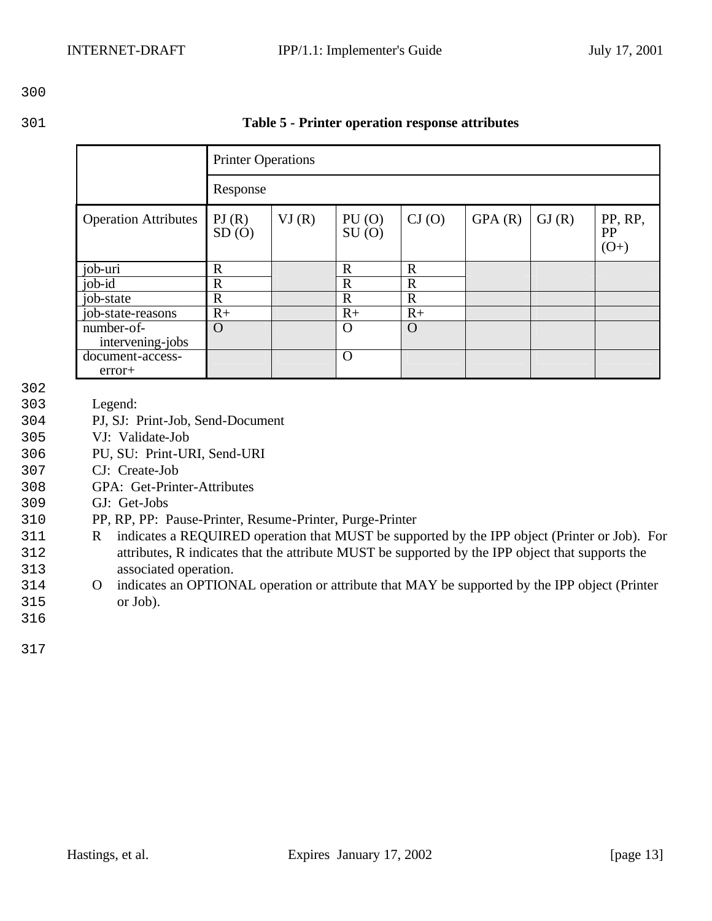**Table 5 - Printer operation response attributes**

| | Printer Operations | | | | | | |
|---|---|---|---|---|---|---|---|
| | Response | | | | | | |
| Operation Attributes | PJ (R) SD (O) | VJ (R) | PU (O) SU (O) | CJ (O) | GPA (R) | GJ (R) | PP, RP, PP (O+) |
| job-uri | R | | R | R | | | |
| job-id | R | | R | R | | | |
| job-state | R | | R | R | | | |
| job-state-reasons | R+ | | R+ | R+ | | | |
| number-of-intervening-jobs | O | | O | O | | | |
| document-access-error+ | | | O | | | | |

Legend:

PJ, SJ: Print-Job, Send-Document

VJ: Validate-Job

PU, SU: Print-URI, Send-URI

CJ: Create-Job

GPA: Get-Printer-Attributes

GJ: Get-Jobs

PP, RP, PP: Pause-Printer, Resume-Printer, Purge-Printer

R indicates a REQUIRED operation that MUST be supported by the IPP object (Printer or Job). For attributes, R indicates that the attribute MUST be supported by the IPP object that supports the associated operation.

O indicates an OPTIONAL operation or attribute that MAY be supported by the IPP object (Printer or Job).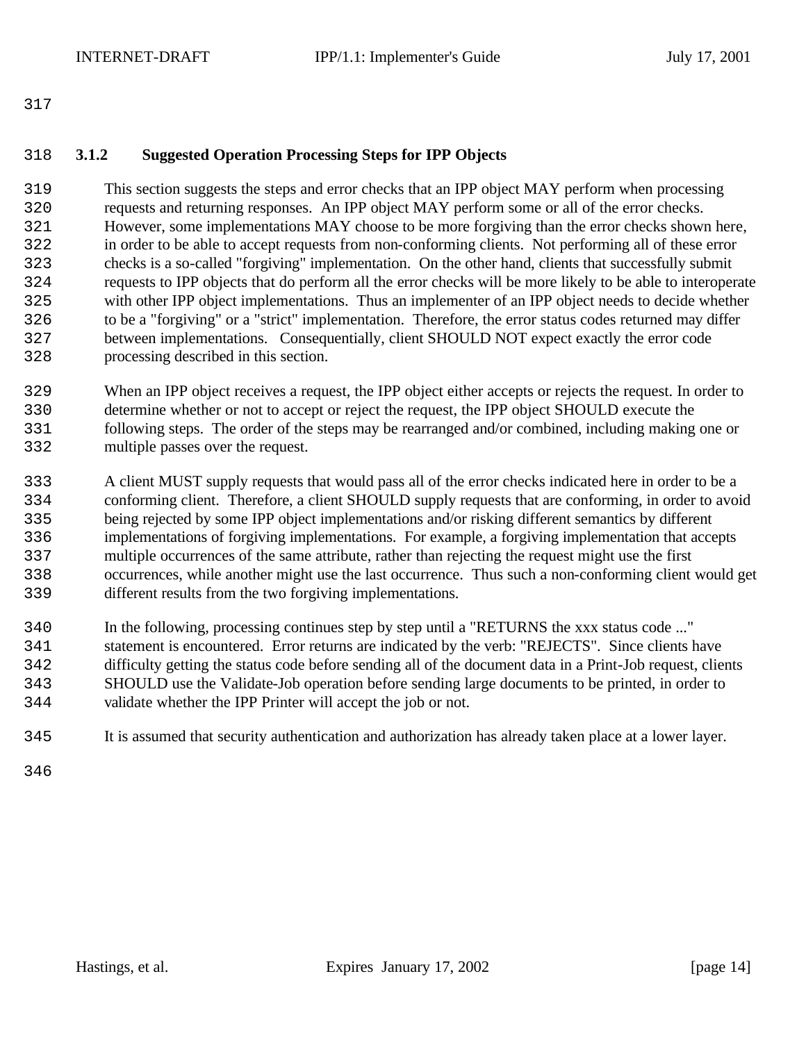### 3.1.2 Suggested Operation Processing Steps for IPP Objects

This section suggests the steps and error checks that an IPP object MAY perform when processing requests and returning responses. An IPP object MAY perform some or all of the error checks. However, some implementations MAY choose to be more forgiving than the error checks shown here, in order to be able to accept requests from non-conforming clients. Not performing all of these error checks is a so-called "forgiving" implementation. On the other hand, clients that successfully submit requests to IPP objects that do perform all the error checks will be more likely to be able to interoperate with other IPP object implementations. Thus an implementer of an IPP object needs to decide whether to be a "forgiving" or a "strict" implementation. Therefore, the error status codes returned may differ between implementations. Consequentially, client SHOULD NOT expect exactly the error code processing described in this section.

When an IPP object receives a request, the IPP object either accepts or rejects the request. In order to determine whether or not to accept or reject the request, the IPP object SHOULD execute the following steps. The order of the steps may be rearranged and/or combined, including making one or multiple passes over the request.

A client MUST supply requests that would pass all of the error checks indicated here in order to be a conforming client. Therefore, a client SHOULD supply requests that are conforming, in order to avoid being rejected by some IPP object implementations and/or risking different semantics by different implementations of forgiving implementations. For example, a forgiving implementation that accepts multiple occurrences of the same attribute, rather than rejecting the request might use the first occurrences, while another might use the last occurrence. Thus such a non-conforming client would get different results from the two forgiving implementations.

In the following, processing continues step by step until a "RETURNS the xxx status code ..." statement is encountered. Error returns are indicated by the verb: "REJECTS". Since clients have difficulty getting the status code before sending all of the document data in a Print-Job request, clients SHOULD use the Validate-Job operation before sending large documents to be printed, in order to validate whether the IPP Printer will accept the job or not.

It is assumed that security authentication and authorization has already taken place at a lower layer.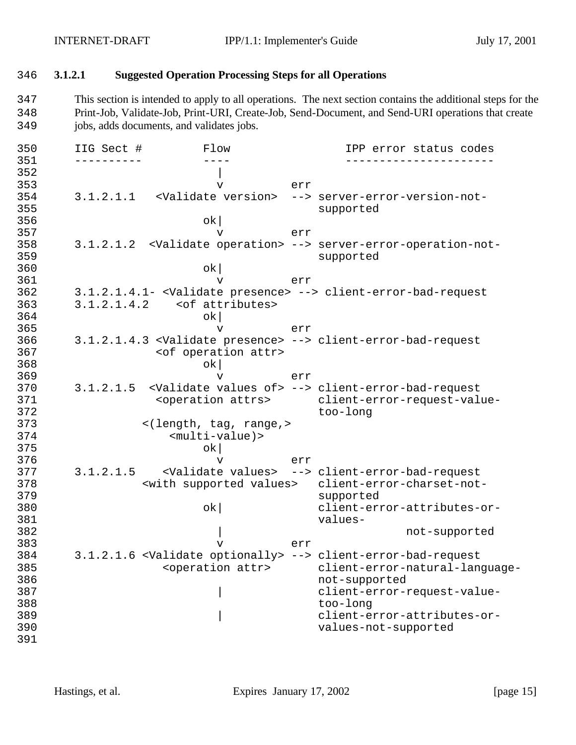#### 3.1.2.1 Suggested Operation Processing Steps for all Operations

This section is intended to apply to all operations. The next section contains the additional steps for the Print-Job, Validate-Job, Print-URI, Create-Job, Send-Document, and Send-URI operations that create jobs, adds documents, and validates jobs.

```
IIG Sect #         Flow                 IPP error status codes
----------         ----                 ----------------------
                     |
                     v          err
3.1.2.1.1   <Validate version>  --> server-error-version-not-
                                    supported
                   ok|
                     v          err
3.1.2.1.2  <Validate operation> --> server-error-operation-not-
                                    supported
                   ok|
                     v          err
3.1.2.1.4.1- <Validate presence> --> client-error-bad-request
3.1.2.1.4.2    <of attributes>
                   ok|
                     v          err
3.1.2.1.4.3 <Validate presence> --> client-error-bad-request
              <of operation attr>
                   ok|
                     v          err
3.1.2.1.5  <Validate values of> --> client-error-bad-request
              <operation attrs>     client-error-request-value-
                                    too-long
            <(length, tag, range,>
                <multi-value)>
                   ok|
                     v          err
3.1.2.1.5    <Validate values>  --> client-error-bad-request
            <with supported values>   client-error-charset-not-
                                    supported
                   ok|              client-error-attributes-or-
                                    values-
                     |                          not-supported
                     v          err
3.1.2.1.6 <Validate optionally> --> client-error-bad-request
               <operation attr>     client-error-natural-language-
                                    not-supported
                     |              client-error-request-value-
                                    too-long
                     |              client-error-attributes-or-
                                    values-not-supported
```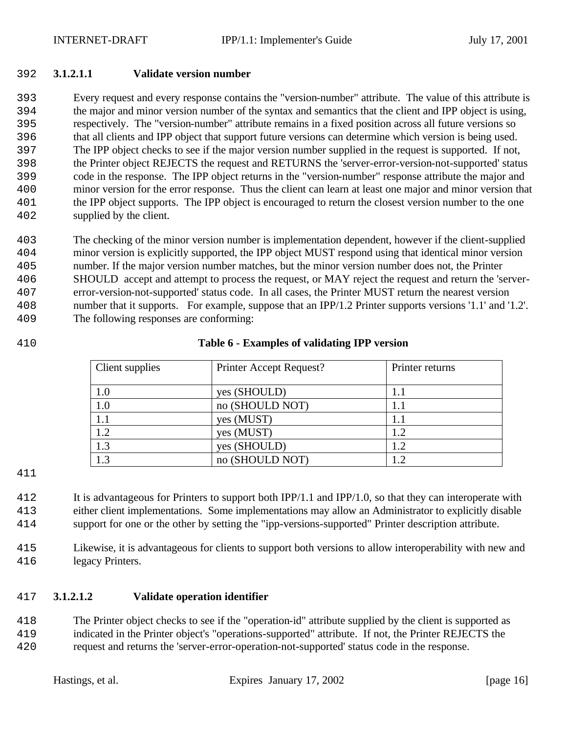#### 3.1.2.1.1 Validate version number

Every request and every response contains the "version-number" attribute. The value of this attribute is the major and minor version number of the syntax and semantics that the client and IPP object is using, respectively. The "version-number" attribute remains in a fixed position across all future versions so that all clients and IPP object that support future versions can determine which version is being used. The IPP object checks to see if the major version number supplied in the request is supported. If not, the Printer object REJECTS the request and RETURNS the 'server-error-version-not-supported' status code in the response. The IPP object returns in the "version-number" response attribute the major and minor version for the error response. Thus the client can learn at least one major and minor version that the IPP object supports. The IPP object is encouraged to return the closest version number to the one supplied by the client.

The checking of the minor version number is implementation dependent, however if the client-supplied minor version is explicitly supported, the IPP object MUST respond using that identical minor version number. If the major version number matches, but the minor version number does not, the Printer SHOULD accept and attempt to process the request, or MAY reject the request and return the 'server-error-version-not-supported' status code. In all cases, the Printer MUST return the nearest version number that it supports. For example, suppose that an IPP/1.2 Printer supports versions '1.1' and '1.2'. The following responses are conforming:

**Table 6 - Examples of validating IPP version**

| Client supplies | Printer Accept Request? | Printer returns |
|---|---|---|
| 1.0 | yes (SHOULD) | 1.1 |
| 1.0 | no (SHOULD NOT) | 1.1 |
| 1.1 | yes (MUST) | 1.1 |
| 1.2 | yes (MUST) | 1.2 |
| 1.3 | yes (SHOULD) | 1.2 |
| 1.3 | no (SHOULD NOT) | 1.2 |

It is advantageous for Printers to support both IPP/1.1 and IPP/1.0, so that they can interoperate with either client implementations. Some implementations may allow an Administrator to explicitly disable support for one or the other by setting the "ipp-versions-supported" Printer description attribute.

Likewise, it is advantageous for clients to support both versions to allow interoperability with new and legacy Printers.

#### 3.1.2.1.2 Validate operation identifier

The Printer object checks to see if the "operation-id" attribute supplied by the client is supported as indicated in the Printer object's "operations-supported" attribute. If not, the Printer REJECTS the request and returns the 'server-error-operation-not-supported' status code in the response.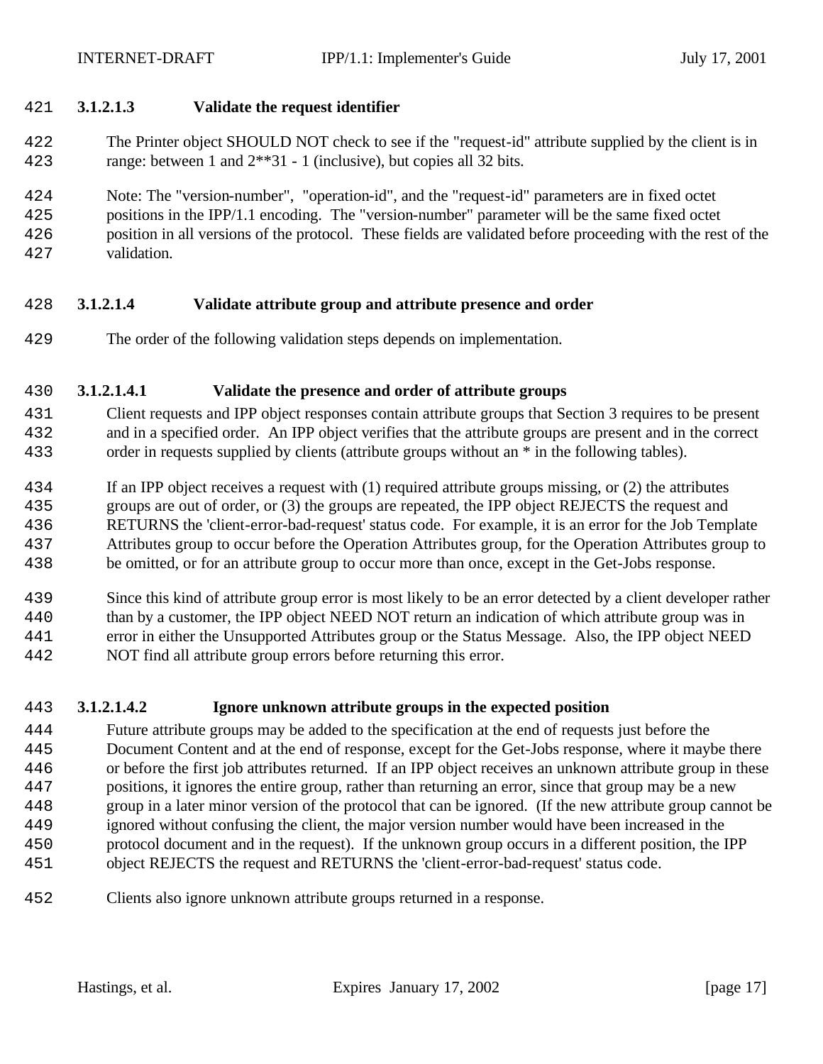#### 3.1.2.1.3 Validate the request identifier

The Printer object SHOULD NOT check to see if the "request-id" attribute supplied by the client is in range: between 1 and 2**31 - 1 (inclusive), but copies all 32 bits.

Note: The "version-number", "operation-id", and the "request-id" parameters are in fixed octet positions in the IPP/1.1 encoding. The "version-number" parameter will be the same fixed octet position in all versions of the protocol. These fields are validated before proceeding with the rest of the validation.

#### 3.1.2.1.4 Validate attribute group and attribute presence and order

The order of the following validation steps depends on implementation.

##### 3.1.2.1.4.1 Validate the presence and order of attribute groups

Client requests and IPP object responses contain attribute groups that Section 3 requires to be present and in a specified order. An IPP object verifies that the attribute groups are present and in the correct order in requests supplied by clients (attribute groups without an * in the following tables).

If an IPP object receives a request with (1) required attribute groups missing, or (2) the attributes groups are out of order, or (3) the groups are repeated, the IPP object REJECTS the request and RETURNS the 'client-error-bad-request' status code. For example, it is an error for the Job Template Attributes group to occur before the Operation Attributes group, for the Operation Attributes group to be omitted, or for an attribute group to occur more than once, except in the Get-Jobs response.

Since this kind of attribute group error is most likely to be an error detected by a client developer rather than by a customer, the IPP object NEED NOT return an indication of which attribute group was in error in either the Unsupported Attributes group or the Status Message. Also, the IPP object NEED NOT find all attribute group errors before returning this error.

##### 3.1.2.1.4.2 Ignore unknown attribute groups in the expected position

Future attribute groups may be added to the specification at the end of requests just before the Document Content and at the end of response, except for the Get-Jobs response, where it maybe there or before the first job attributes returned. If an IPP object receives an unknown attribute group in these positions, it ignores the entire group, rather than returning an error, since that group may be a new group in a later minor version of the protocol that can be ignored. (If the new attribute group cannot be ignored without confusing the client, the major version number would have been increased in the protocol document and in the request). If the unknown group occurs in a different position, the IPP object REJECTS the request and RETURNS the 'client-error-bad-request' status code.

Clients also ignore unknown attribute groups returned in a response.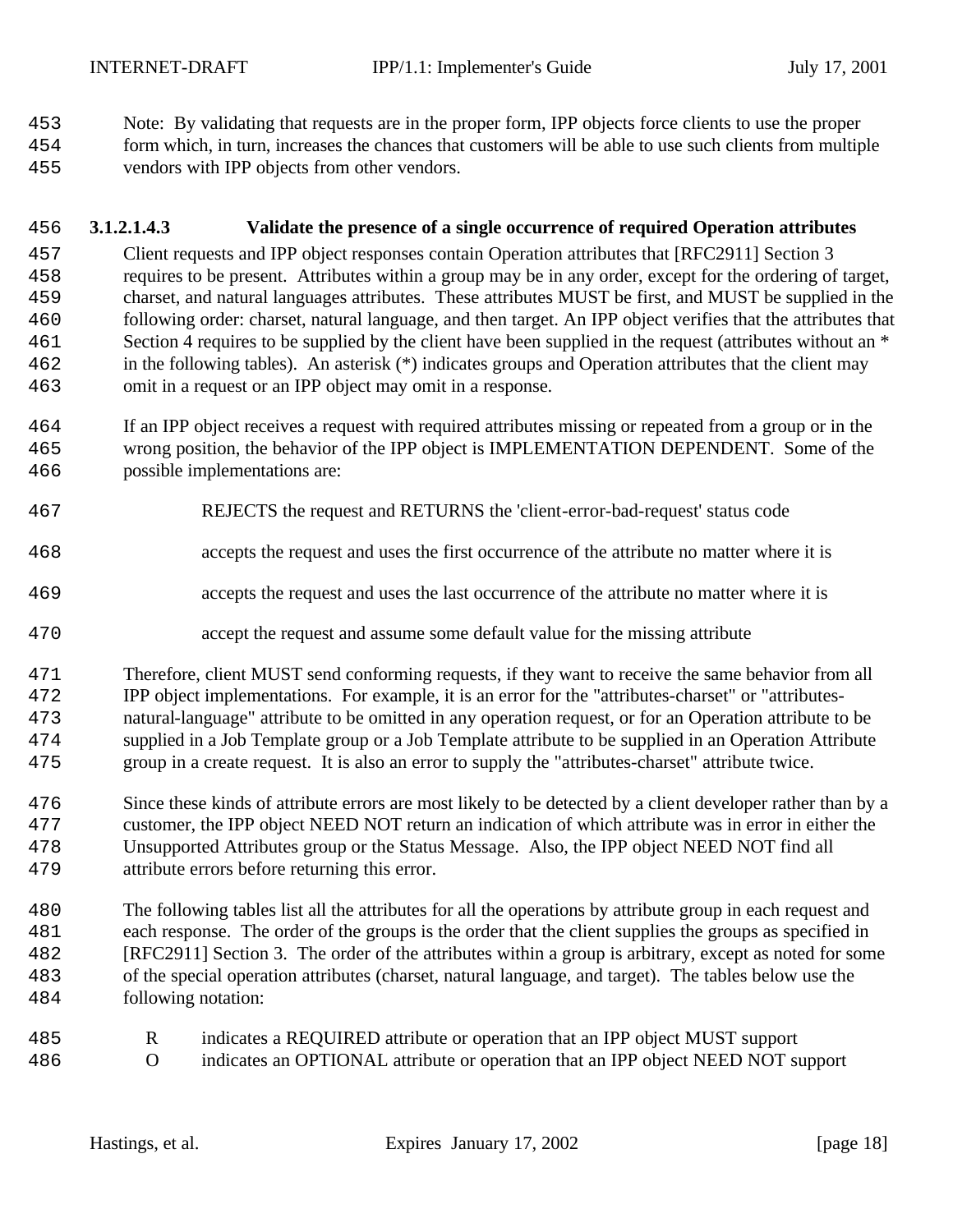Note: By validating that requests are in the proper form, IPP objects force clients to use the proper form which, in turn, increases the chances that customers will be able to use such clients from multiple vendors with IPP objects from other vendors.

#### 3.1.2.1.4.3 Validate the presence of a single occurrence of required Operation attributes

Client requests and IPP object responses contain Operation attributes that [RFC2911] Section 3 requires to be present. Attributes within a group may be in any order, except for the ordering of target, charset, and natural languages attributes. These attributes MUST be first, and MUST be supplied in the following order: charset, natural language, and then target. An IPP object verifies that the attributes that Section 4 requires to be supplied by the client have been supplied in the request (attributes without an * in the following tables). An asterisk (*) indicates groups and Operation attributes that the client may omit in a request or an IPP object may omit in a response.

If an IPP object receives a request with required attributes missing or repeated from a group or in the wrong position, the behavior of the IPP object is IMPLEMENTATION DEPENDENT. Some of the possible implementations are:

REJECTS the request and RETURNS the 'client-error-bad-request' status code

accepts the request and uses the first occurrence of the attribute no matter where it is

accepts the request and uses the last occurrence of the attribute no matter where it is

accept the request and assume some default value for the missing attribute

Therefore, client MUST send conforming requests, if they want to receive the same behavior from all IPP object implementations. For example, it is an error for the "attributes-charset" or "attributes-natural-language" attribute to be omitted in any operation request, or for an Operation attribute to be supplied in a Job Template group or a Job Template attribute to be supplied in an Operation Attribute group in a create request. It is also an error to supply the "attributes-charset" attribute twice.

Since these kinds of attribute errors are most likely to be detected by a client developer rather than by a customer, the IPP object NEED NOT return an indication of which attribute was in error in either the Unsupported Attributes group or the Status Message. Also, the IPP object NEED NOT find all attribute errors before returning this error.

The following tables list all the attributes for all the operations by attribute group in each request and each response. The order of the groups is the order that the client supplies the groups as specified in [RFC2911] Section 3. The order of the attributes within a group is arbitrary, except as noted for some of the special operation attributes (charset, natural language, and target). The tables below use the following notation:

R indicates a REQUIRED attribute or operation that an IPP object MUST support
O indicates an OPTIONAL attribute or operation that an IPP object NEED NOT support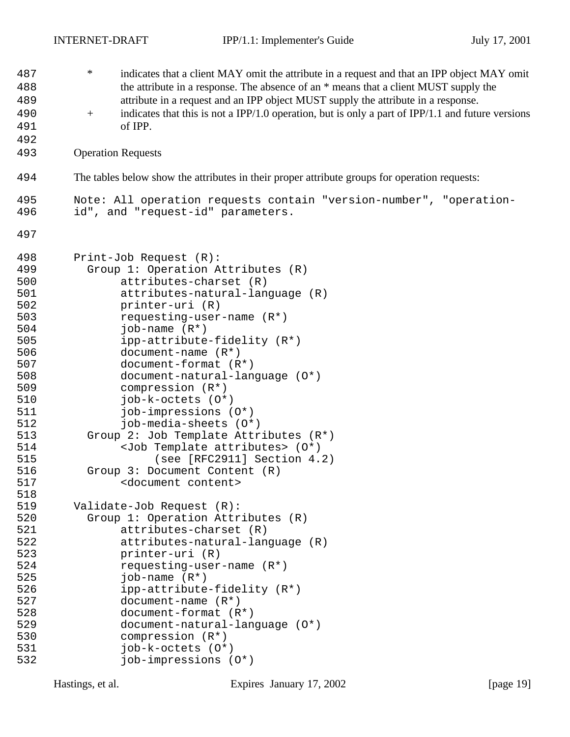- `*` indicates that a client MAY omit the attribute in a request and that an IPP object MAY omit the attribute in a response. The absence of an * means that a client MUST supply the attribute in a request and an IPP object MUST supply the attribute in a response.
- `+` indicates that this is not a IPP/1.0 operation, but is only a part of IPP/1.1 and future versions of IPP.

Operation Requests

The tables below show the attributes in their proper attribute groups for operation requests:

```
Note: All operation requests contain "version-number", "operation-
id", and "request-id" parameters.


Print-Job Request (R):
  Group 1: Operation Attributes (R)
       attributes-charset (R)
       attributes-natural-language (R)
       printer-uri (R)
       requesting-user-name (R*)
       job-name (R*)
       ipp-attribute-fidelity (R*)
       document-name (R*)
       document-format (R*)
       document-natural-language (O*)
       compression (R*)
       job-k-octets (O*)
       job-impressions (O*)
       job-media-sheets (O*)
  Group 2: Job Template Attributes (R*)
       <Job Template attributes> (O*)
            (see [RFC2911] Section 4.2)
  Group 3: Document Content (R)
       <document content>

Validate-Job Request (R):
  Group 1: Operation Attributes (R)
       attributes-charset (R)
       attributes-natural-language (R)
       printer-uri (R)
       requesting-user-name (R*)
       job-name (R*)
       ipp-attribute-fidelity (R*)
       document-name (R*)
       document-format (R*)
       document-natural-language (O*)
       compression (R*)
       job-k-octets (O*)
       job-impressions (O*)
```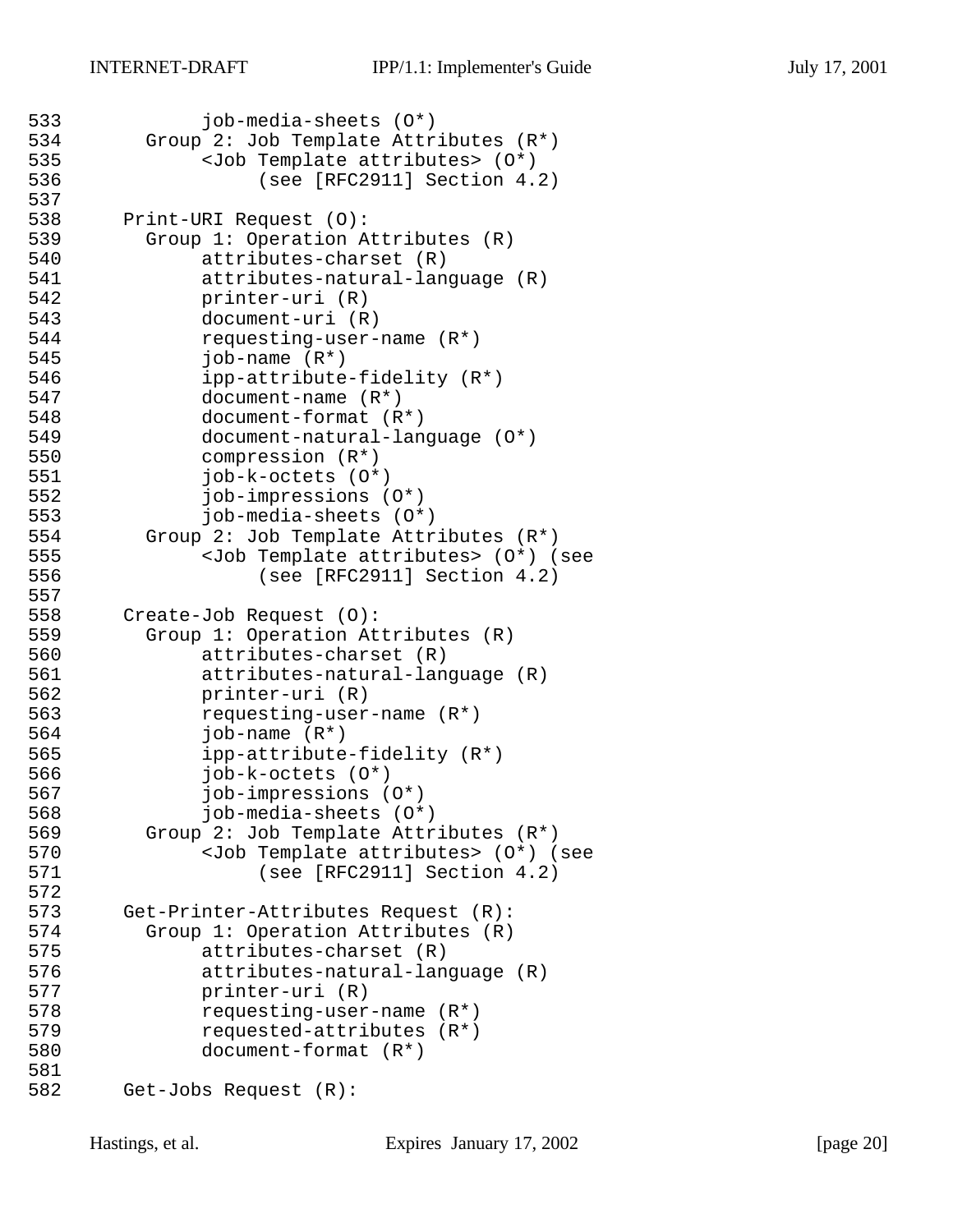```
533            job-media-sheets (O*)
534       Group 2: Job Template Attributes (R*)
535            <Job Template attributes> (O*)
536                 (see [RFC2911] Section 4.2)
537
538     Print-URI Request (O):
539       Group 1: Operation Attributes (R)
540            attributes-charset (R)
541            attributes-natural-language (R)
542            printer-uri (R)
543            document-uri (R)
544            requesting-user-name (R*)
545            job-name (R*)
546            ipp-attribute-fidelity (R*)
547            document-name (R*)
548            document-format (R*)
549            document-natural-language (O*)
550            compression (R*)
551            job-k-octets (O*)
552            job-impressions (O*)
553            job-media-sheets (O*)
554       Group 2: Job Template Attributes (R*)
555            <Job Template attributes> (O*) (see
556                 (see [RFC2911] Section 4.2)
557
558     Create-Job Request (O):
559       Group 1: Operation Attributes (R)
560            attributes-charset (R)
561            attributes-natural-language (R)
562            printer-uri (R)
563            requesting-user-name (R*)
564            job-name (R*)
565            ipp-attribute-fidelity (R*)
566            job-k-octets (O*)
567            job-impressions (O*)
568            job-media-sheets (O*)
569       Group 2: Job Template Attributes (R*)
570            <Job Template attributes> (O*) (see
571                 (see [RFC2911] Section 4.2)
572
573     Get-Printer-Attributes Request (R):
574       Group 1: Operation Attributes (R)
575            attributes-charset (R)
576            attributes-natural-language (R)
577            printer-uri (R)
578            requesting-user-name (R*)
579            requested-attributes (R*)
580            document-format (R*)
581
582     Get-Jobs Request (R):
```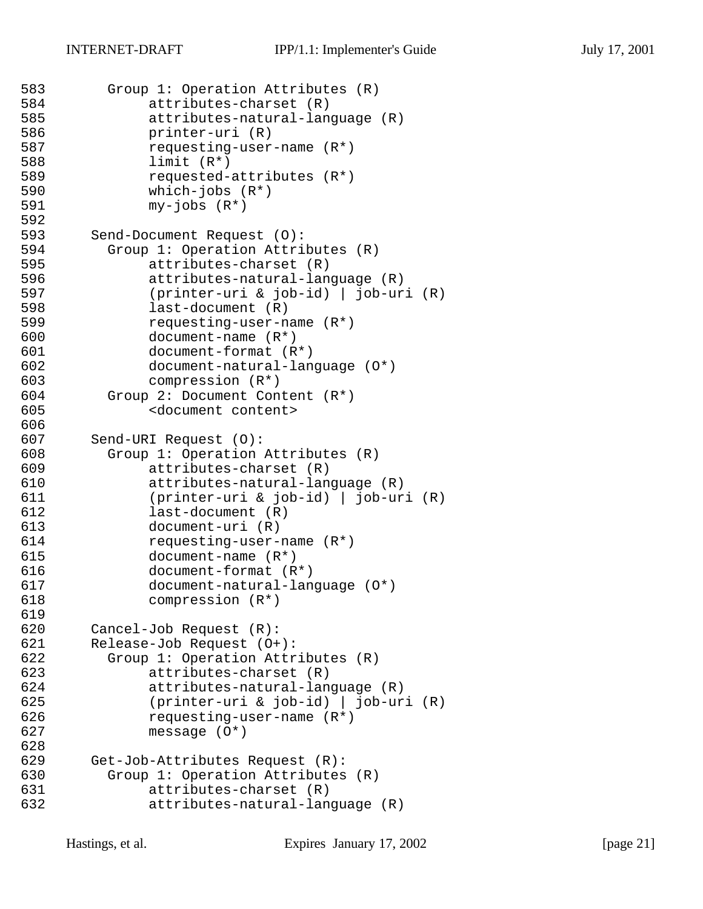```
583       Group 1: Operation Attributes (R)
584            attributes-charset (R)
585            attributes-natural-language (R)
586            printer-uri (R)
587            requesting-user-name (R*)
588            limit (R*)
589            requested-attributes (R*)
590            which-jobs (R*)
591            my-jobs (R*)
592
593     Send-Document Request (O):
594       Group 1: Operation Attributes (R)
595            attributes-charset (R)
596            attributes-natural-language (R)
597            (printer-uri & job-id) | job-uri (R)
598            last-document (R)
599            requesting-user-name (R*)
600            document-name (R*)
601            document-format (R*)
602            document-natural-language (O*)
603            compression (R*)
604       Group 2: Document Content (R*)
605            <document content>
606
607     Send-URI Request (O):
608       Group 1: Operation Attributes (R)
609            attributes-charset (R)
610            attributes-natural-language (R)
611            (printer-uri & job-id) | job-uri (R)
612            last-document (R)
613            document-uri (R)
614            requesting-user-name (R*)
615            document-name (R*)
616            document-format (R*)
617            document-natural-language (O*)
618            compression (R*)
619
620     Cancel-Job Request (R):
621     Release-Job Request (O+):
622       Group 1: Operation Attributes (R)
623            attributes-charset (R)
624            attributes-natural-language (R)
625            (printer-uri & job-id) | job-uri (R)
626            requesting-user-name (R*)
627            message (O*)
628
629     Get-Job-Attributes Request (R):
630       Group 1: Operation Attributes (R)
631            attributes-charset (R)
632            attributes-natural-language (R)
```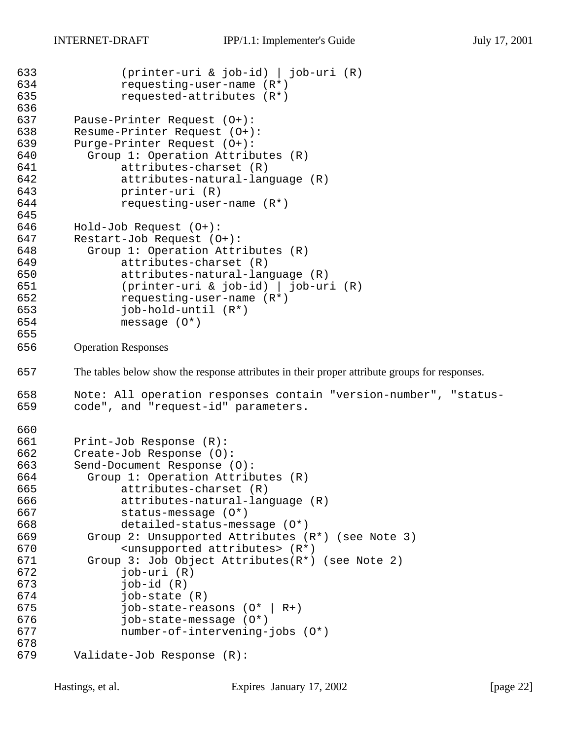```
        (printer-uri & job-id) | job-uri (R)
        requesting-user-name (R*)
        requested-attributes (R*)

Pause-Printer Request (O+):
Resume-Printer Request (O+):
Purge-Printer Request (O+):
  Group 1: Operation Attributes (R)
        attributes-charset (R)
        attributes-natural-language (R)
        printer-uri (R)
        requesting-user-name (R*)

Hold-Job Request (O+):
Restart-Job Request (O+):
  Group 1: Operation Attributes (R)
        attributes-charset (R)
        attributes-natural-language (R)
        (printer-uri & job-id) | job-uri (R)
        requesting-user-name (R*)
        job-hold-until (R*)
        message (O*)
```

Operation Responses

The tables below show the response attributes in their proper attribute groups for responses.

```
Note: All operation responses contain "version-number", "status-
code", and "request-id" parameters.


Print-Job Response (R):
Create-Job Response (O):
Send-Document Response (O):
  Group 1: Operation Attributes (R)
        attributes-charset (R)
        attributes-natural-language (R)
        status-message (O*)
        detailed-status-message (O*)
  Group 2: Unsupported Attributes (R*) (see Note 3)
        <unsupported attributes> (R*)
  Group 3: Job Object Attributes(R*) (see Note 2)
        job-uri (R)
        job-id (R)
        job-state (R)
        job-state-reasons (O* | R+)
        job-state-message (O*)
        number-of-intervening-jobs (O*)

Validate-Job Response (R):
```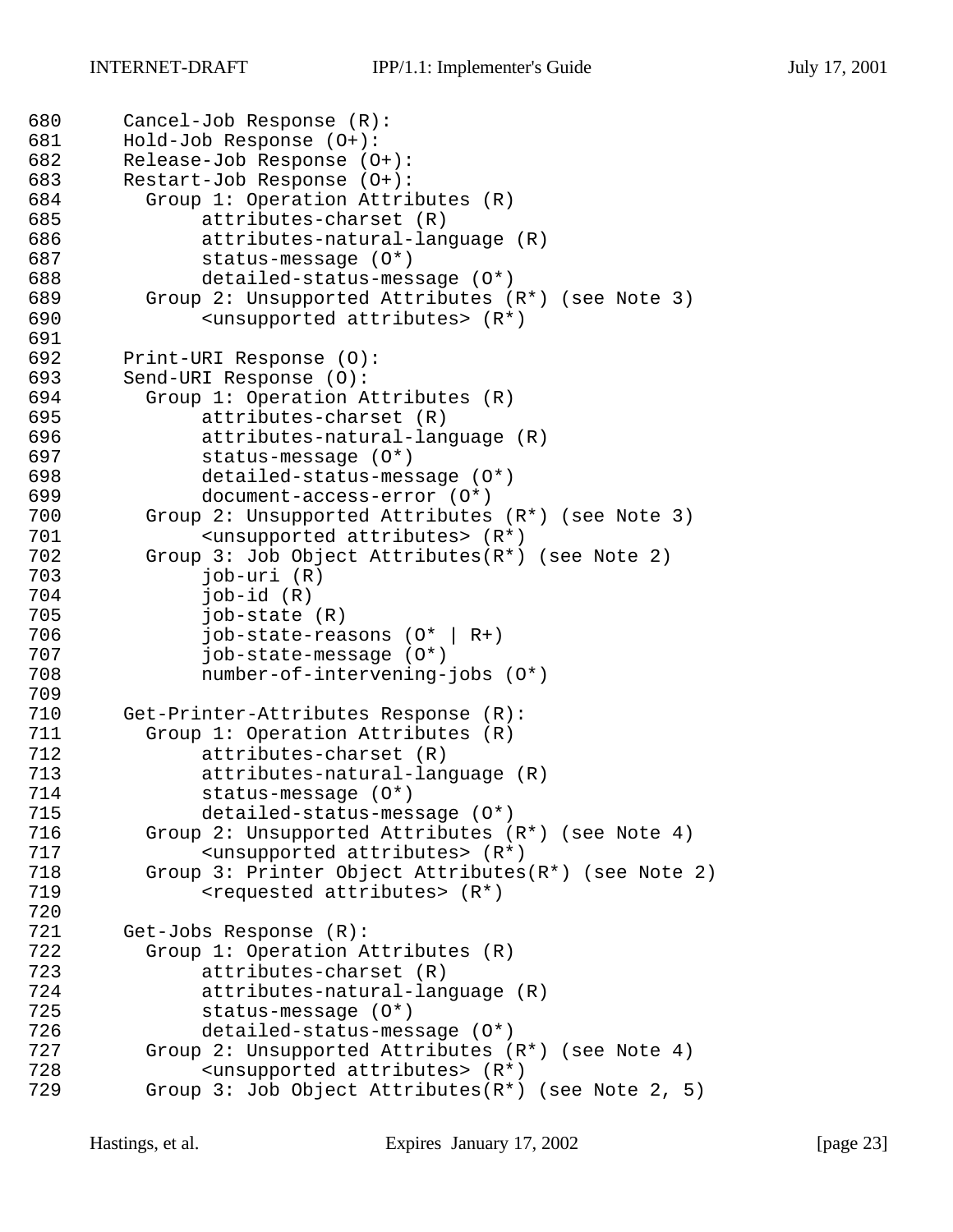```
680      Cancel-Job Response (R):
681      Hold-Job Response (O+):
682      Release-Job Response (O+):
683      Restart-Job Response (O+):
684        Group 1: Operation Attributes (R)
685             attributes-charset (R)
686             attributes-natural-language (R)
687             status-message (O*)
688             detailed-status-message (O*)
689        Group 2: Unsupported Attributes (R*) (see Note 3)
690             <unsupported attributes> (R*)
691
692      Print-URI Response (O):
693      Send-URI Response (O):
694        Group 1: Operation Attributes (R)
695             attributes-charset (R)
696             attributes-natural-language (R)
697             status-message (O*)
698             detailed-status-message (O*)
699             document-access-error (O*)
700        Group 2: Unsupported Attributes (R*) (see Note 3)
701             <unsupported attributes> (R*)
702        Group 3: Job Object Attributes(R*) (see Note 2)
703             job-uri (R)
704             job-id (R)
705             job-state (R)
706             job-state-reasons (O* | R+)
707             job-state-message (O*)
708             number-of-intervening-jobs (O*)
709
710      Get-Printer-Attributes Response (R):
711        Group 1: Operation Attributes (R)
712             attributes-charset (R)
713             attributes-natural-language (R)
714             status-message (O*)
715             detailed-status-message (O*)
716        Group 2: Unsupported Attributes (R*) (see Note 4)
717             <unsupported attributes> (R*)
718        Group 3: Printer Object Attributes(R*) (see Note 2)
719             <requested attributes> (R*)
720
721      Get-Jobs Response (R):
722        Group 1: Operation Attributes (R)
723             attributes-charset (R)
724             attributes-natural-language (R)
725             status-message (O*)
726             detailed-status-message (O*)
727        Group 2: Unsupported Attributes (R*) (see Note 4)
728             <unsupported attributes> (R*)
729        Group 3: Job Object Attributes(R*) (see Note 2, 5)
```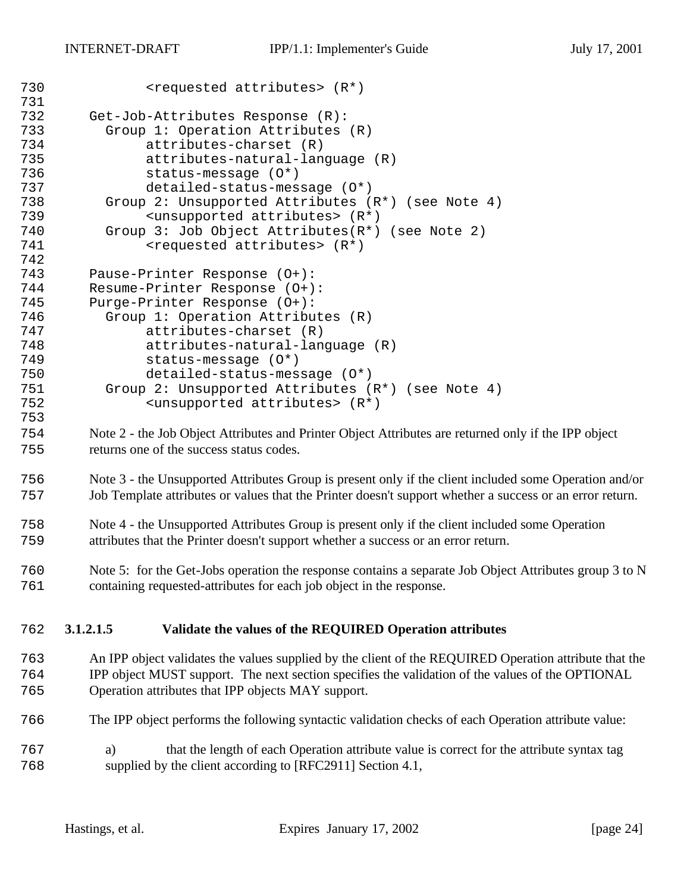```
          <requested attributes> (R*)

    Get-Job-Attributes Response (R):
      Group 1: Operation Attributes (R)
           attributes-charset (R)
           attributes-natural-language (R)
           status-message (O*)
           detailed-status-message (O*)
      Group 2: Unsupported Attributes (R*) (see Note 4)
           <unsupported attributes> (R*)
      Group 3: Job Object Attributes(R*) (see Note 2)
           <requested attributes> (R*)

    Pause-Printer Response (O+):
    Resume-Printer Response (O+):
    Purge-Printer Response (O+):
      Group 1: Operation Attributes (R)
           attributes-charset (R)
           attributes-natural-language (R)
           status-message (O*)
           detailed-status-message (O*)
      Group 2: Unsupported Attributes (R*) (see Note 4)
           <unsupported attributes> (R*)
```

Note 2 - the Job Object Attributes and Printer Object Attributes are returned only if the IPP object returns one of the success status codes.

Note 3 - the Unsupported Attributes Group is present only if the client included some Operation and/or Job Template attributes or values that the Printer doesn't support whether a success or an error return.

Note 4 - the Unsupported Attributes Group is present only if the client included some Operation attributes that the Printer doesn't support whether a success or an error return.

Note 5: for the Get-Jobs operation the response contains a separate Job Object Attributes group 3 to N containing requested-attributes for each job object in the response.

#### 3.1.2.1.5 Validate the values of the REQUIRED Operation attributes

An IPP object validates the values supplied by the client of the REQUIRED Operation attribute that the IPP object MUST support. The next section specifies the validation of the values of the OPTIONAL Operation attributes that IPP objects MAY support.

The IPP object performs the following syntactic validation checks of each Operation attribute value:

a) that the length of each Operation attribute value is correct for the attribute syntax tag supplied by the client according to [RFC2911] Section 4.1,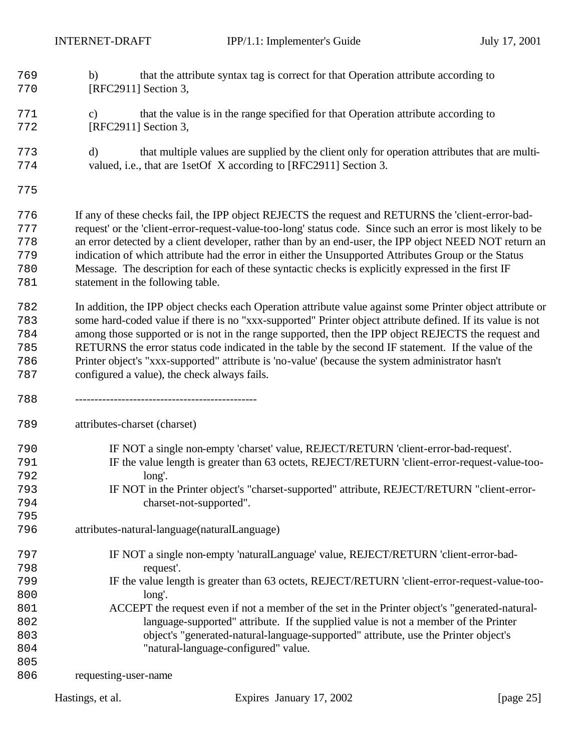b) that the attribute syntax tag is correct for that Operation attribute according to [RFC2911] Section 3,

c) that the value is in the range specified for that Operation attribute according to [RFC2911] Section 3,

d) that multiple values are supplied by the client only for operation attributes that are multi-valued, i.e., that are 1setOf X according to [RFC2911] Section 3.

If any of these checks fail, the IPP object REJECTS the request and RETURNS the 'client-error-bad-request' or the 'client-error-request-value-too-long' status code. Since such an error is most likely to be an error detected by a client developer, rather than by an end-user, the IPP object NEED NOT return an indication of which attribute had the error in either the Unsupported Attributes Group or the Status Message. The description for each of these syntactic checks is explicitly expressed in the first IF statement in the following table.

In addition, the IPP object checks each Operation attribute value against some Printer object attribute or some hard-coded value if there is no "xxx-supported" Printer object attribute defined. If its value is not among those supported or is not in the range supported, then the IPP object REJECTS the request and RETURNS the error status code indicated in the table by the second IF statement. If the value of the Printer object's "xxx-supported" attribute is 'no-value' (because the system administrator hasn't configured a value), the check always fails.

```
-----------------------------------------------

attributes-charset (charset)

    IF NOT a single non-empty 'charset' value, REJECT/RETURN 'client-error-bad-request'.
    IF the value length is greater than 63 octets, REJECT/RETURN 'client-error-request-value-too-
        long'.
    IF NOT in the Printer object's "charset-supported" attribute, REJECT/RETURN "client-error-
        charset-not-supported".

attributes-natural-language(naturalLanguage)

    IF NOT a single non-empty 'naturalLanguage' value, REJECT/RETURN 'client-error-bad-
        request'.
    IF the value length is greater than 63 octets, REJECT/RETURN 'client-error-request-value-too-
        long'.
    ACCEPT the request even if not a member of the set in the Printer object's "generated-natural-
        language-supported" attribute. If the supplied value is not a member of the Printer
        object's "generated-natural-language-supported" attribute, use the Printer object's
        "natural-language-configured" value.

requesting-user-name
```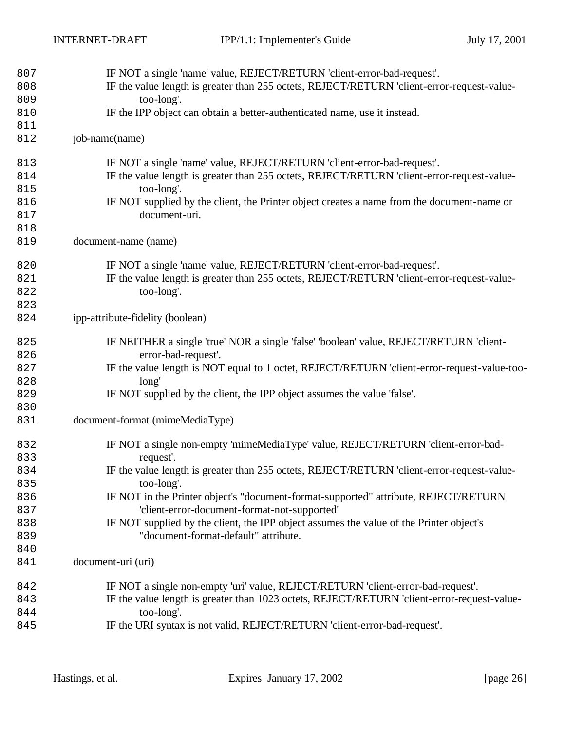IF NOT a single 'name' value, REJECT/RETURN 'client-error-bad-request'.
IF the value length is greater than 255 octets, REJECT/RETURN 'client-error-request-value-too-long'.
IF the IPP object can obtain a better-authenticated name, use it instead.

job-name(name)

IF NOT a single 'name' value, REJECT/RETURN 'client-error-bad-request'.
IF the value length is greater than 255 octets, REJECT/RETURN 'client-error-request-value-too-long'.
IF NOT supplied by the client, the Printer object creates a name from the document-name or document-uri.

document-name (name)

IF NOT a single 'name' value, REJECT/RETURN 'client-error-bad-request'.
IF the value length is greater than 255 octets, REJECT/RETURN 'client-error-request-value-too-long'.

ipp-attribute-fidelity (boolean)

IF NEITHER a single 'true' NOR a single 'false' 'boolean' value, REJECT/RETURN 'client-error-bad-request'.
IF the value length is NOT equal to 1 octet, REJECT/RETURN 'client-error-request-value-too-long'
IF NOT supplied by the client, the IPP object assumes the value 'false'.

document-format (mimeMediaType)

IF NOT a single non-empty 'mimeMediaType' value, REJECT/RETURN 'client-error-bad-request'.
IF the value length is greater than 255 octets, REJECT/RETURN 'client-error-request-value-too-long'.
IF NOT in the Printer object's "document-format-supported" attribute, REJECT/RETURN 'client-error-document-format-not-supported'
IF NOT supplied by the client, the IPP object assumes the value of the Printer object's "document-format-default" attribute.

document-uri (uri)

IF NOT a single non-empty 'uri' value, REJECT/RETURN 'client-error-bad-request'.
IF the value length is greater than 1023 octets, REJECT/RETURN 'client-error-request-value-too-long'.
IF the URI syntax is not valid, REJECT/RETURN 'client-error-bad-request'.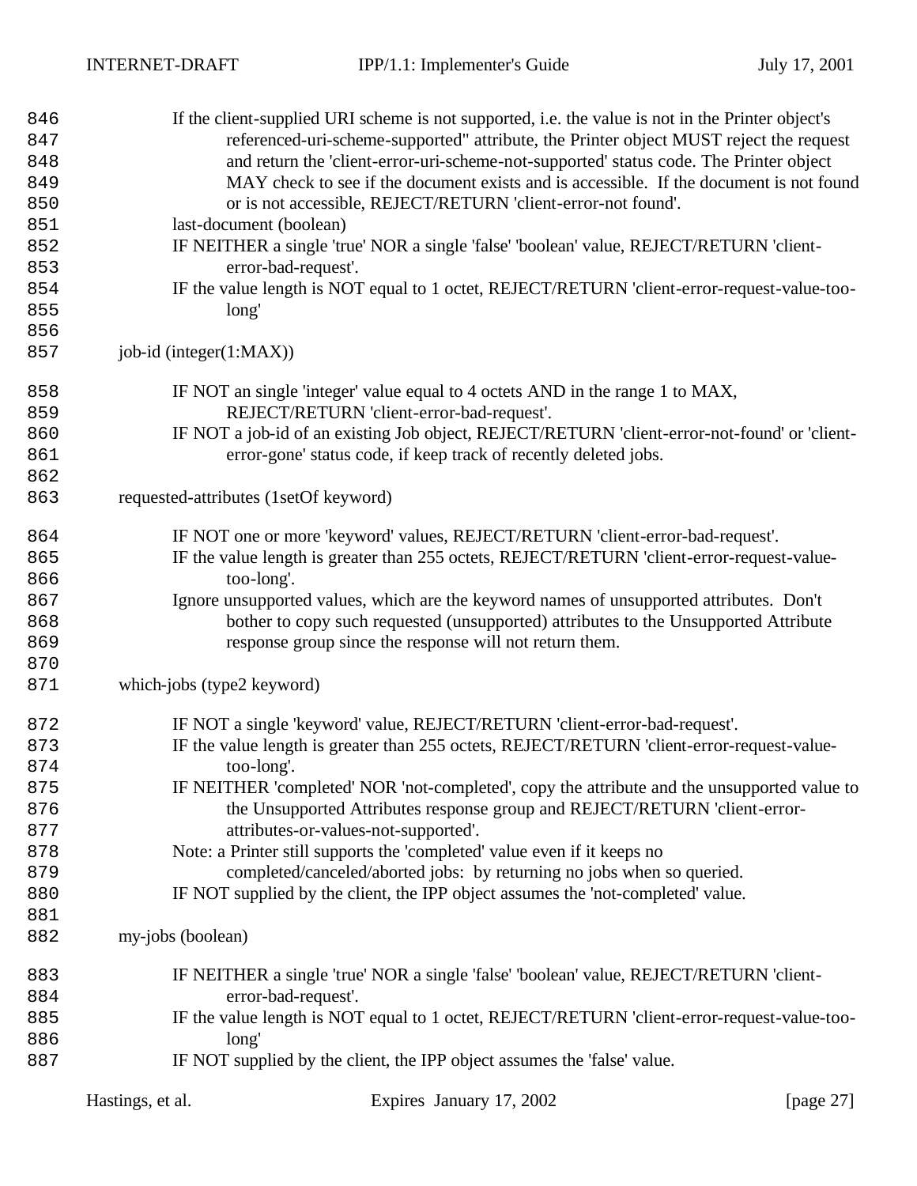If the client-supplied URI scheme is not supported, i.e. the value is not in the Printer object's referenced-uri-scheme-supported" attribute, the Printer object MUST reject the request and return the 'client-error-uri-scheme-not-supported' status code. The Printer object MAY check to see if the document exists and is accessible. If the document is not found or is not accessible, REJECT/RETURN 'client-error-not found'.

last-document (boolean)

IF NEITHER a single 'true' NOR a single 'false' 'boolean' value, REJECT/RETURN 'client-error-bad-request'.

IF the value length is NOT equal to 1 octet, REJECT/RETURN 'client-error-request-value-too-long'

job-id (integer(1:MAX))

IF NOT an single 'integer' value equal to 4 octets AND in the range 1 to MAX, REJECT/RETURN 'client-error-bad-request'.

IF NOT a job-id of an existing Job object, REJECT/RETURN 'client-error-not-found' or 'client-error-gone' status code, if keep track of recently deleted jobs.

requested-attributes (1setOf keyword)

IF NOT one or more 'keyword' values, REJECT/RETURN 'client-error-bad-request'.

IF the value length is greater than 255 octets, REJECT/RETURN 'client-error-request-value-too-long'.

Ignore unsupported values, which are the keyword names of unsupported attributes. Don't bother to copy such requested (unsupported) attributes to the Unsupported Attribute response group since the response will not return them.

which-jobs (type2 keyword)

IF NOT a single 'keyword' value, REJECT/RETURN 'client-error-bad-request'.

IF the value length is greater than 255 octets, REJECT/RETURN 'client-error-request-value-too-long'.

IF NEITHER 'completed' NOR 'not-completed', copy the attribute and the unsupported value to the Unsupported Attributes response group and REJECT/RETURN 'client-error-attributes-or-values-not-supported'.

Note: a Printer still supports the 'completed' value even if it keeps no completed/canceled/aborted jobs: by returning no jobs when so queried.

IF NOT supplied by the client, the IPP object assumes the 'not-completed' value.

my-jobs (boolean)

IF NEITHER a single 'true' NOR a single 'false' 'boolean' value, REJECT/RETURN 'client-error-bad-request'.

IF the value length is NOT equal to 1 octet, REJECT/RETURN 'client-error-request-value-too-long'

IF NOT supplied by the client, the IPP object assumes the 'false' value.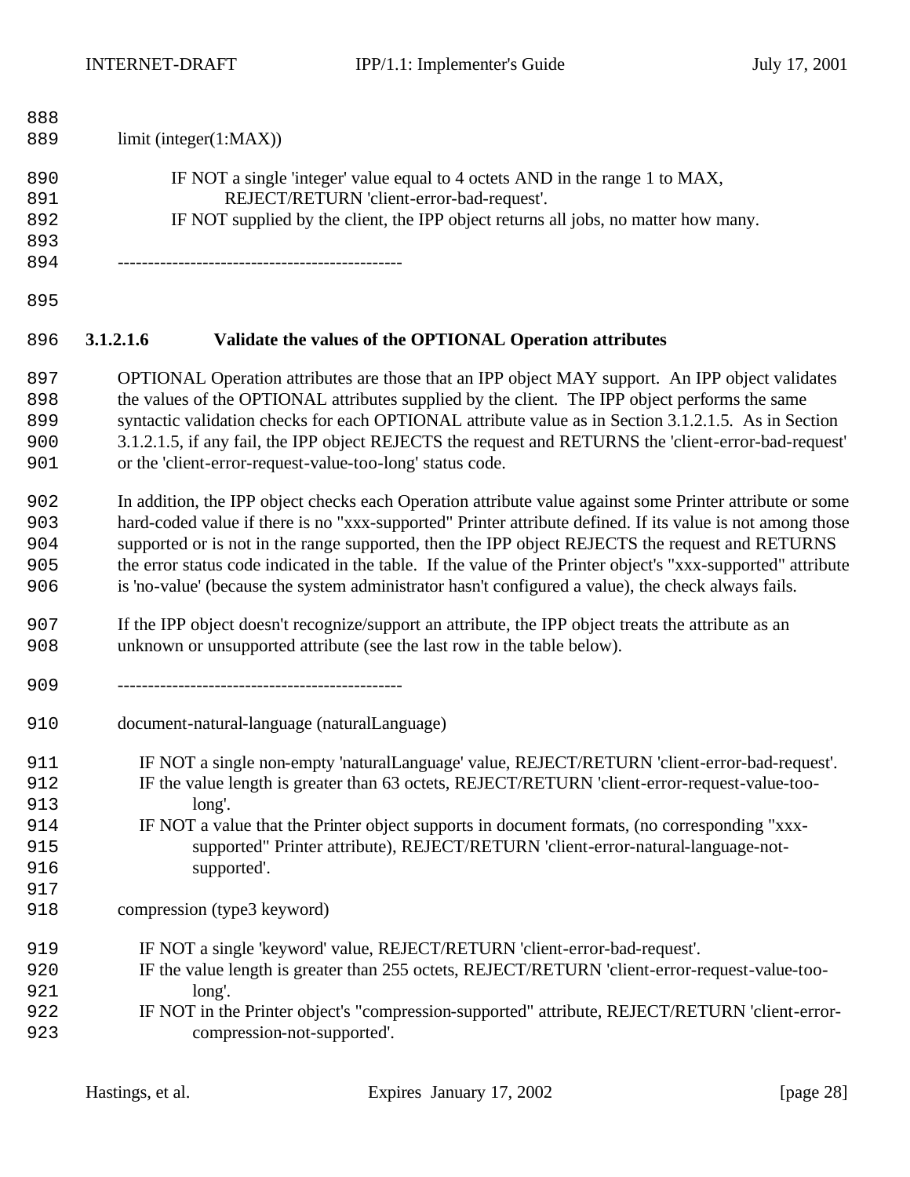limit (integer(1:MAX))

IF NOT a single 'integer' value equal to 4 octets AND in the range 1 to MAX,
REJECT/RETURN 'client-error-bad-request'.
IF NOT supplied by the client, the IPP object returns all jobs, no matter how many.

-----------------------------------------------

#### 3.1.2.1.6 Validate the values of the OPTIONAL Operation attributes

OPTIONAL Operation attributes are those that an IPP object MAY support. An IPP object validates the values of the OPTIONAL attributes supplied by the client. The IPP object performs the same syntactic validation checks for each OPTIONAL attribute value as in Section 3.1.2.1.5. As in Section 3.1.2.1.5, if any fail, the IPP object REJECTS the request and RETURNS the 'client-error-bad-request' or the 'client-error-request-value-too-long' status code.

In addition, the IPP object checks each Operation attribute value against some Printer attribute or some hard-coded value if there is no "xxx-supported" Printer attribute defined. If its value is not among those supported or is not in the range supported, then the IPP object REJECTS the request and RETURNS the error status code indicated in the table. If the value of the Printer object's "xxx-supported" attribute is 'no-value' (because the system administrator hasn't configured a value), the check always fails.

If the IPP object doesn't recognize/support an attribute, the IPP object treats the attribute as an unknown or unsupported attribute (see the last row in the table below).

-----------------------------------------------

document-natural-language (naturalLanguage)

IF NOT a single non-empty 'naturalLanguage' value, REJECT/RETURN 'client-error-bad-request'.
IF the value length is greater than 63 octets, REJECT/RETURN 'client-error-request-value-too-long'.
IF NOT a value that the Printer object supports in document formats, (no corresponding "xxx-supported" Printer attribute), REJECT/RETURN 'client-error-natural-language-not-supported'.

compression (type3 keyword)

IF NOT a single 'keyword' value, REJECT/RETURN 'client-error-bad-request'.
IF the value length is greater than 255 octets, REJECT/RETURN 'client-error-request-value-too-long'.
IF NOT in the Printer object's "compression-supported" attribute, REJECT/RETURN 'client-error-compression-not-supported'.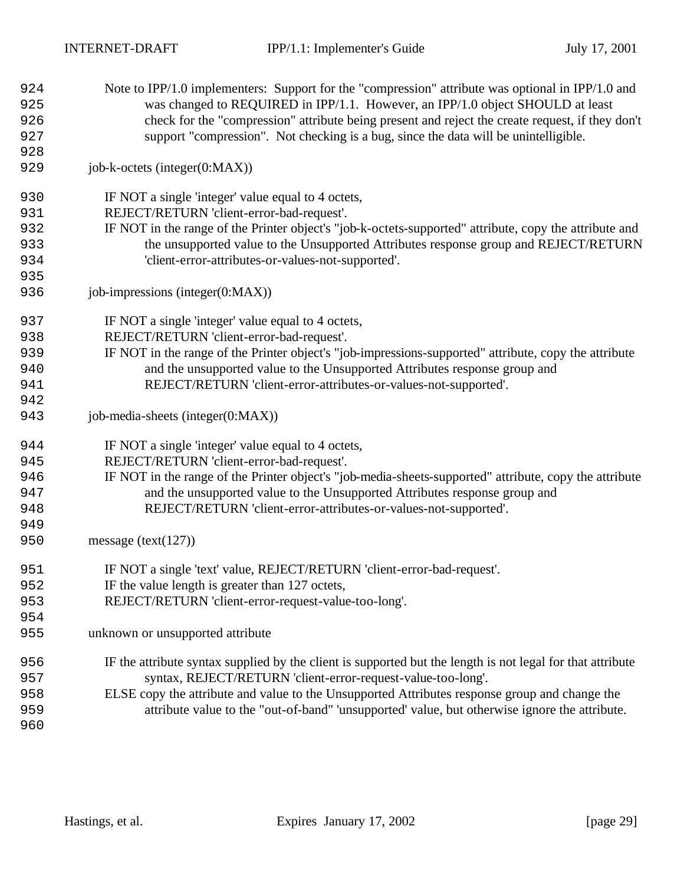Note to IPP/1.0 implementers: Support for the "compression" attribute was optional in IPP/1.0 and was changed to REQUIRED in IPP/1.1. However, an IPP/1.0 object SHOULD at least check for the "compression" attribute being present and reject the create request, if they don't support "compression". Not checking is a bug, since the data will be unintelligible.

job-k-octets (integer(0:MAX))

IF NOT a single 'integer' value equal to 4 octets,
REJECT/RETURN 'client-error-bad-request'.
IF NOT in the range of the Printer object's "job-k-octets-supported" attribute, copy the attribute and the unsupported value to the Unsupported Attributes response group and REJECT/RETURN 'client-error-attributes-or-values-not-supported'.

job-impressions (integer(0:MAX))

IF NOT a single 'integer' value equal to 4 octets,
REJECT/RETURN 'client-error-bad-request'.
IF NOT in the range of the Printer object's "job-impressions-supported" attribute, copy the attribute and the unsupported value to the Unsupported Attributes response group and REJECT/RETURN 'client-error-attributes-or-values-not-supported'.

job-media-sheets (integer(0:MAX))

IF NOT a single 'integer' value equal to 4 octets,
REJECT/RETURN 'client-error-bad-request'.
IF NOT in the range of the Printer object's "job-media-sheets-supported" attribute, copy the attribute and the unsupported value to the Unsupported Attributes response group and REJECT/RETURN 'client-error-attributes-or-values-not-supported'.

message (text(127))

IF NOT a single 'text' value, REJECT/RETURN 'client-error-bad-request'.
IF the value length is greater than 127 octets,
REJECT/RETURN 'client-error-request-value-too-long'.

unknown or unsupported attribute

IF the attribute syntax supplied by the client is supported but the length is not legal for that attribute syntax, REJECT/RETURN 'client-error-request-value-too-long'.
ELSE copy the attribute and value to the Unsupported Attributes response group and change the attribute value to the "out-of-band" 'unsupported' value, but otherwise ignore the attribute.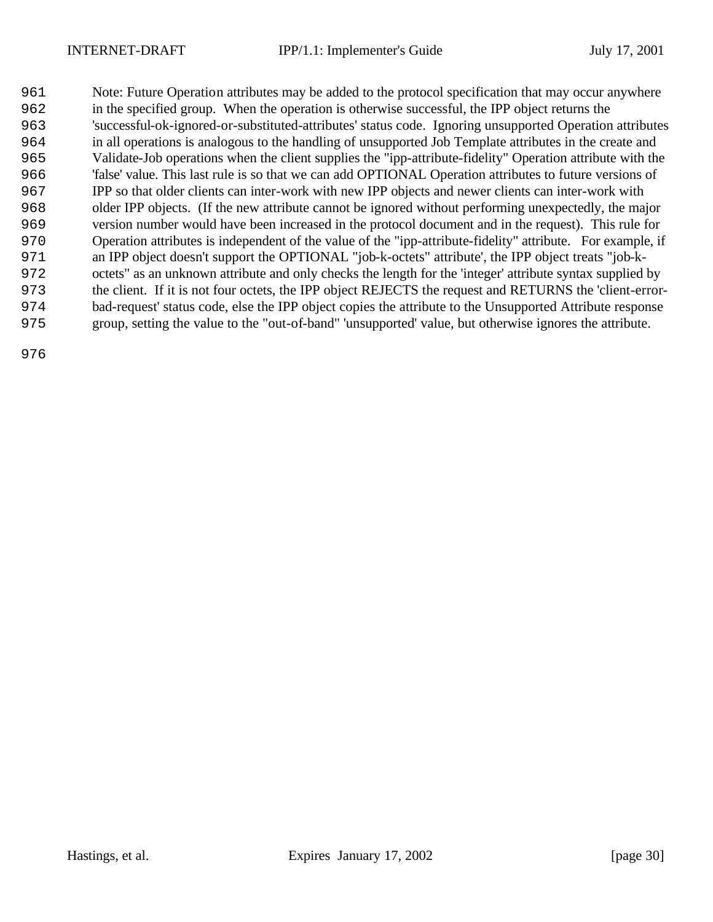Note: Future Operation attributes may be added to the protocol specification that may occur anywhere in the specified group. When the operation is otherwise successful, the IPP object returns the 'successful-ok-ignored-or-substituted-attributes' status code. Ignoring unsupported Operation attributes in all operations is analogous to the handling of unsupported Job Template attributes in the create and Validate-Job operations when the client supplies the "ipp-attribute-fidelity" Operation attribute with the 'false' value. This last rule is so that we can add OPTIONAL Operation attributes to future versions of IPP so that older clients can inter-work with new IPP objects and newer clients can inter-work with older IPP objects. (If the new attribute cannot be ignored without performing unexpectedly, the major version number would have been increased in the protocol document and in the request). This rule for Operation attributes is independent of the value of the "ipp-attribute-fidelity" attribute. For example, if an IPP object doesn't support the OPTIONAL "job-k-octets" attribute', the IPP object treats "job-k-octets" as an unknown attribute and only checks the length for the 'integer' attribute syntax supplied by the client. If it is not four octets, the IPP object REJECTS the request and RETURNS the 'client-error-bad-request' status code, else the IPP object copies the attribute to the Unsupported Attribute response group, setting the value to the "out-of-band" 'unsupported' value, but otherwise ignores the attribute.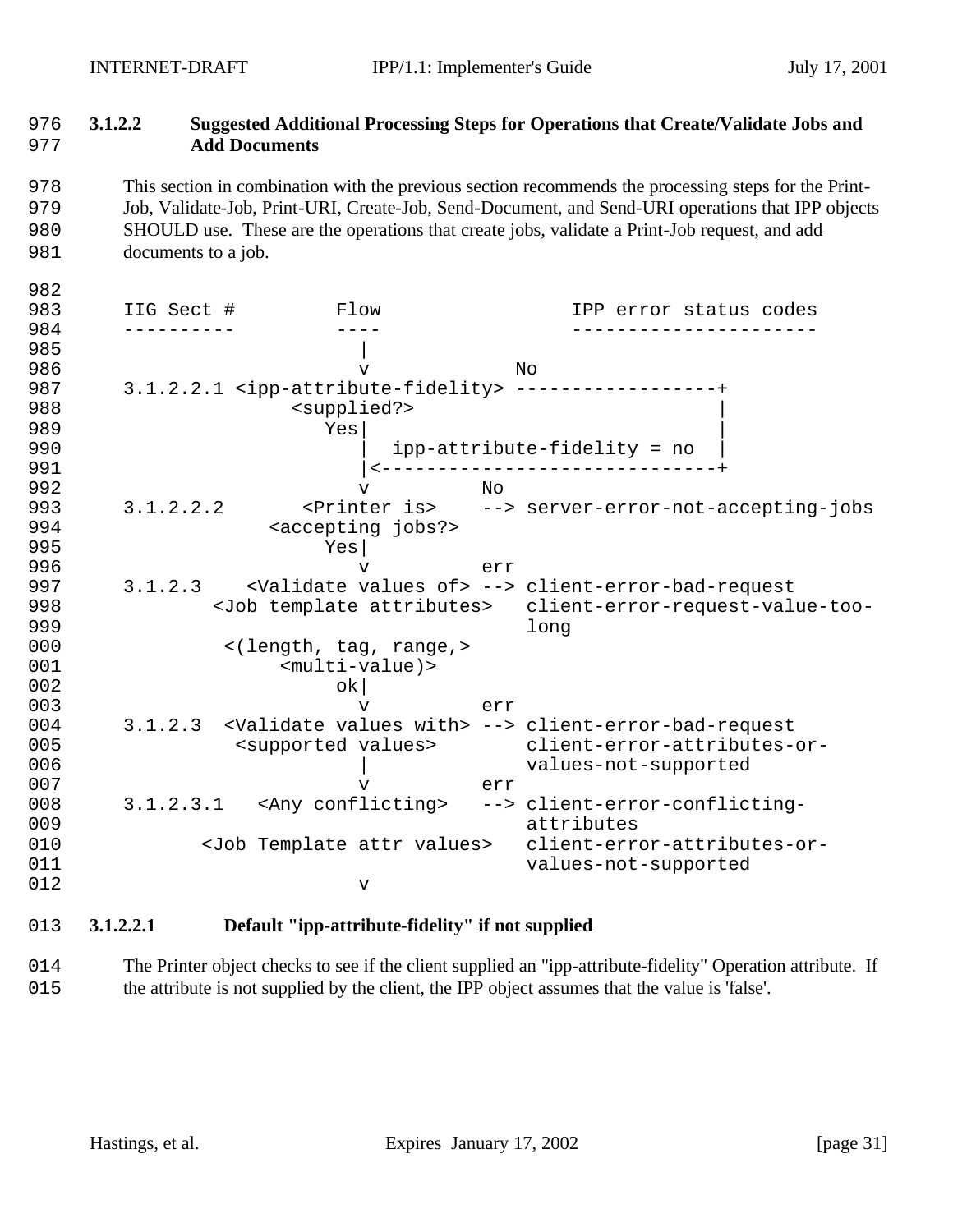### 3.1.2.2 Suggested Additional Processing Steps for Operations that Create/Validate Jobs and Add Documents

This section in combination with the previous section recommends the processing steps for the Print-Job, Validate-Job, Print-URI, Create-Job, Send-Document, and Send-URI operations that IPP objects SHOULD use. These are the operations that create jobs, validate a Print-Job request, and add documents to a job.

```
IIG Sect #          Flow                 IPP error status codes
----------          ----                 ----------------------
                      |
                      v             No
3.1.2.2.1 <ipp-attribute-fidelity> ------------------+
                <supplied?>                          |
                   Yes|                              |
                      |  ipp-attribute-fidelity = no |
                      |<-----------------------------+
                      v          No
3.1.2.2.2       <Printer is>    --> server-error-not-accepting-jobs
               <accepting jobs?>
                   Yes|
                      v          err
3.1.2.3    <Validate values of> --> client-error-bad-request
         <Job template attributes>   client-error-request-value-too-
                                     long
          <(length, tag, range,>
               <multi-value)>
                    ok|
                      v          err
3.1.2.3  <Validate values with> --> client-error-bad-request
           <supported values>        client-error-attributes-or-
                      |              values-not-supported
                      v          err
3.1.2.3.1   <Any conflicting>   --> client-error-conflicting-
                                     attributes
        <Job Template attr values>   client-error-attributes-or-
                                     values-not-supported
                      v
```

#### 3.1.2.2.1 Default "ipp-attribute-fidelity" if not supplied

The Printer object checks to see if the client supplied an "ipp-attribute-fidelity" Operation attribute. If the attribute is not supplied by the client, the IPP object assumes that the value is 'false'.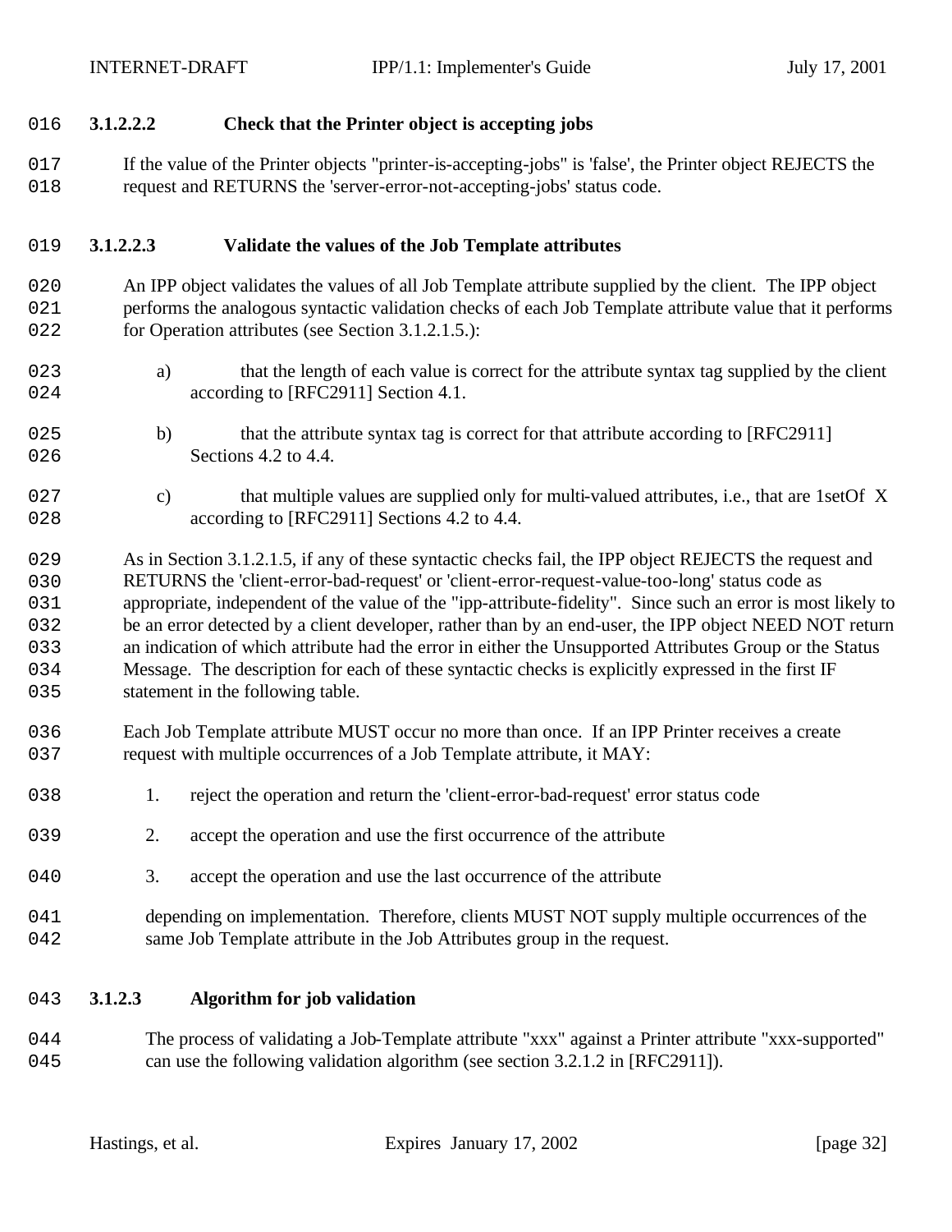#### 3.1.2.2.2 Check that the Printer object is accepting jobs

If the value of the Printer objects "printer-is-accepting-jobs" is 'false', the Printer object REJECTS the request and RETURNS the 'server-error-not-accepting-jobs' status code.

#### 3.1.2.2.3 Validate the values of the Job Template attributes

An IPP object validates the values of all Job Template attribute supplied by the client. The IPP object performs the analogous syntactic validation checks of each Job Template attribute value that it performs for Operation attributes (see Section 3.1.2.1.5.):

a) that the length of each value is correct for the attribute syntax tag supplied by the client according to [RFC2911] Section 4.1.

b) that the attribute syntax tag is correct for that attribute according to [RFC2911] Sections 4.2 to 4.4.

c) that multiple values are supplied only for multi-valued attributes, i.e., that are 1setOf X according to [RFC2911] Sections 4.2 to 4.4.

As in Section 3.1.2.1.5, if any of these syntactic checks fail, the IPP object REJECTS the request and RETURNS the 'client-error-bad-request' or 'client-error-request-value-too-long' status code as appropriate, independent of the value of the "ipp-attribute-fidelity". Since such an error is most likely to be an error detected by a client developer, rather than by an end-user, the IPP object NEED NOT return an indication of which attribute had the error in either the Unsupported Attributes Group or the Status Message. The description for each of these syntactic checks is explicitly expressed in the first IF statement in the following table.

Each Job Template attribute MUST occur no more than once. If an IPP Printer receives a create request with multiple occurrences of a Job Template attribute, it MAY:

1. reject the operation and return the 'client-error-bad-request' error status code

2. accept the operation and use the first occurrence of the attribute

3. accept the operation and use the last occurrence of the attribute

depending on implementation. Therefore, clients MUST NOT supply multiple occurrences of the same Job Template attribute in the Job Attributes group in the request.

### 3.1.2.3 Algorithm for job validation

The process of validating a Job-Template attribute "xxx" against a Printer attribute "xxx-supported" can use the following validation algorithm (see section 3.2.1.2 in [RFC2911]).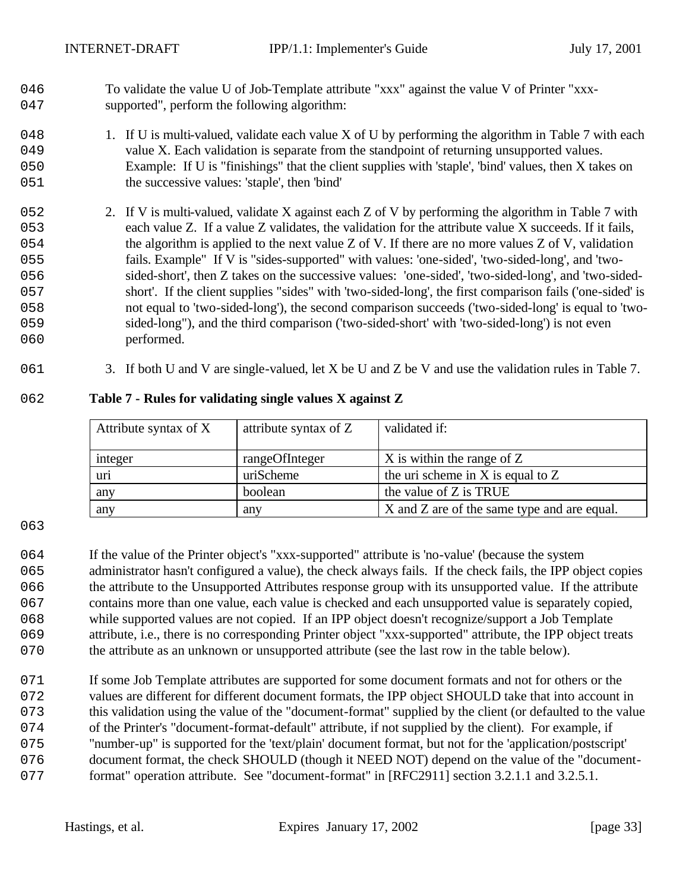To validate the value U of Job-Template attribute "xxx" against the value V of Printer "xxx-supported", perform the following algorithm:

1. If U is multi-valued, validate each value X of U by performing the algorithm in Table 7 with each value X. Each validation is separate from the standpoint of returning unsupported values. Example: If U is "finishings" that the client supplies with 'staple', 'bind' values, then X takes on the successive values: 'staple', then 'bind'

2. If V is multi-valued, validate X against each Z of V by performing the algorithm in Table 7 with each value Z. If a value Z validates, the validation for the attribute value X succeeds. If it fails, the algorithm is applied to the next value Z of V. If there are no more values Z of V, validation fails. Example" If V is "sides-supported" with values: 'one-sided', 'two-sided-long', and 'two-sided-short', then Z takes on the successive values: 'one-sided', 'two-sided-long', and 'two-sided-short'. If the client supplies "sides" with 'two-sided-long', the first comparison fails ('one-sided' is not equal to 'two-sided-long'), the second comparison succeeds ('two-sided-long' is equal to 'two-sided-long"), and the third comparison ('two-sided-short' with 'two-sided-long') is not even performed.

3. If both U and V are single-valued, let X be U and Z be V and use the validation rules in Table 7.

**Table 7 - Rules for validating single values X against Z**

| Attribute syntax of X | attribute syntax of Z | validated if: |
| --- | --- | --- |
| integer | rangeOfInteger | X is within the range of Z |
| uri | uriScheme | the uri scheme in X is equal to Z |
| any | boolean | the value of Z is TRUE |
| any | any | X and Z are of the same type and are equal. |

If the value of the Printer object's "xxx-supported" attribute is 'no-value' (because the system administrator hasn't configured a value), the check always fails. If the check fails, the IPP object copies the attribute to the Unsupported Attributes response group with its unsupported value. If the attribute contains more than one value, each value is checked and each unsupported value is separately copied, while supported values are not copied. If an IPP object doesn't recognize/support a Job Template attribute, i.e., there is no corresponding Printer object "xxx-supported" attribute, the IPP object treats the attribute as an unknown or unsupported attribute (see the last row in the table below).

If some Job Template attributes are supported for some document formats and not for others or the values are different for different document formats, the IPP object SHOULD take that into account in this validation using the value of the "document-format" supplied by the client (or defaulted to the value of the Printer's "document-format-default" attribute, if not supplied by the client). For example, if "number-up" is supported for the 'text/plain' document format, but not for the 'application/postscript' document format, the check SHOULD (though it NEED NOT) depend on the value of the "document-format" operation attribute. See "document-format" in [RFC2911] section 3.2.1.1 and 3.2.5.1.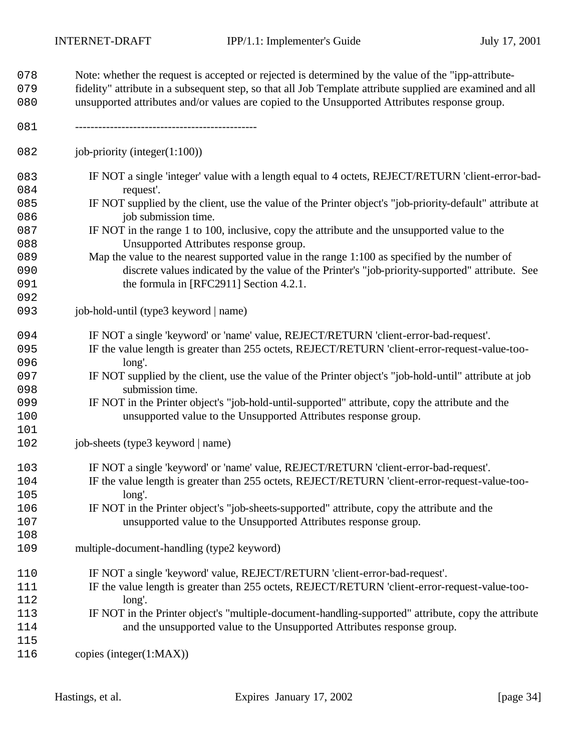Note: whether the request is accepted or rejected is determined by the value of the "ipp-attribute-fidelity" attribute in a subsequent step, so that all Job Template attribute supplied are examined and all unsupported attributes and/or values are copied to the Unsupported Attributes response group.

-----------------------------------------------

job-priority (integer(1:100))

IF NOT a single 'integer' value with a length equal to 4 octets, REJECT/RETURN 'client-error-bad-request'.
IF NOT supplied by the client, use the value of the Printer object's "job-priority-default" attribute at job submission time.
IF NOT in the range 1 to 100, inclusive, copy the attribute and the unsupported value to the Unsupported Attributes response group.
Map the value to the nearest supported value in the range 1:100 as specified by the number of discrete values indicated by the value of the Printer's "job-priority-supported" attribute. See the formula in [RFC2911] Section 4.2.1.

job-hold-until (type3 keyword | name)

IF NOT a single 'keyword' or 'name' value, REJECT/RETURN 'client-error-bad-request'.
IF the value length is greater than 255 octets, REJECT/RETURN 'client-error-request-value-too-long'.
IF NOT supplied by the client, use the value of the Printer object's "job-hold-until" attribute at job submission time.
IF NOT in the Printer object's "job-hold-until-supported" attribute, copy the attribute and the unsupported value to the Unsupported Attributes response group.

job-sheets (type3 keyword | name)

IF NOT a single 'keyword' or 'name' value, REJECT/RETURN 'client-error-bad-request'.
IF the value length is greater than 255 octets, REJECT/RETURN 'client-error-request-value-too-long'.
IF NOT in the Printer object's "job-sheets-supported" attribute, copy the attribute and the unsupported value to the Unsupported Attributes response group.

multiple-document-handling (type2 keyword)

IF NOT a single 'keyword' value, REJECT/RETURN 'client-error-bad-request'.
IF the value length is greater than 255 octets, REJECT/RETURN 'client-error-request-value-too-long'.
IF NOT in the Printer object's "multiple-document-handling-supported" attribute, copy the attribute and the unsupported value to the Unsupported Attributes response group.

copies (integer(1:MAX))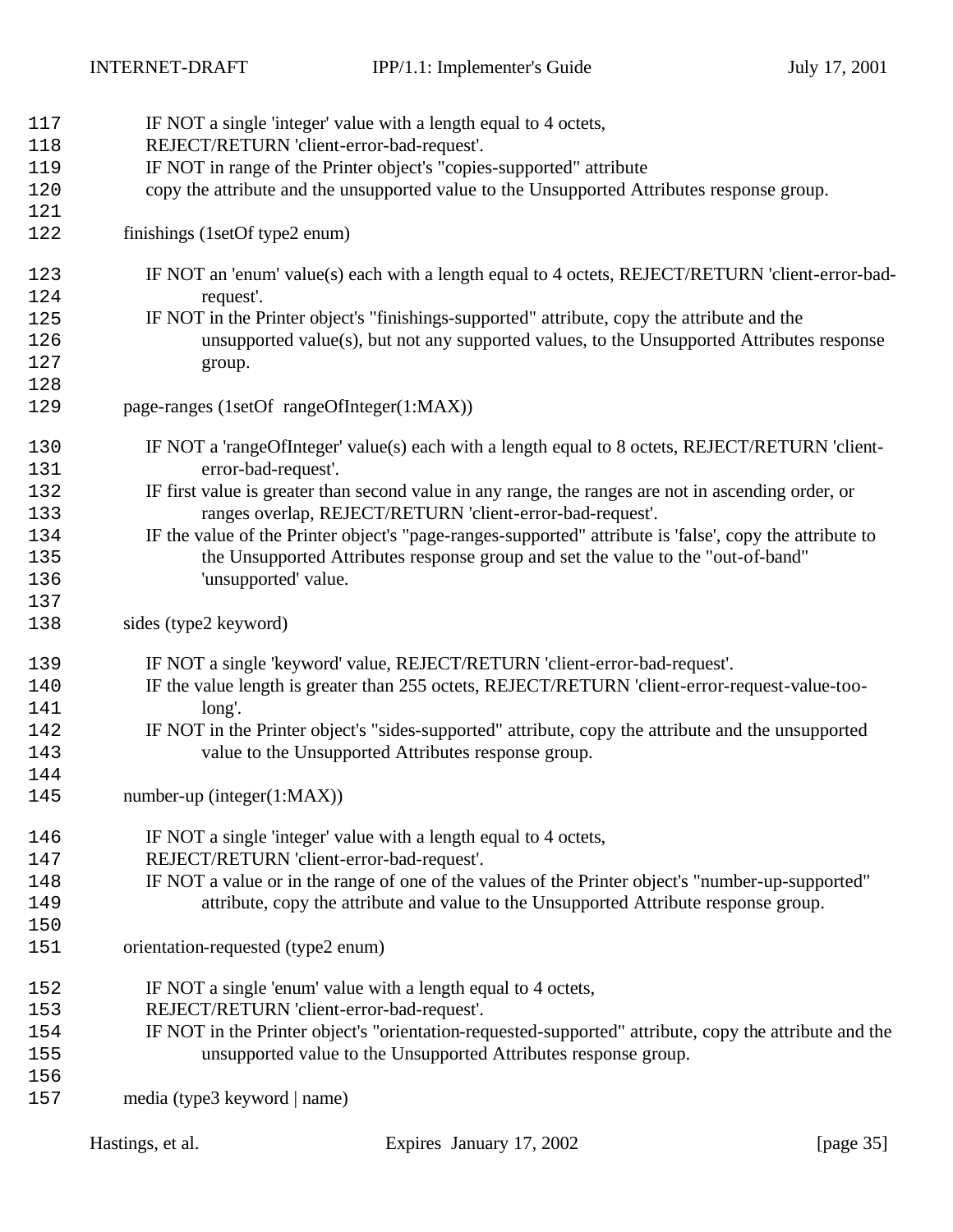IF NOT a single 'integer' value with a length equal to 4 octets,
REJECT/RETURN 'client-error-bad-request'.
IF NOT in range of the Printer object's "copies-supported" attribute
copy the attribute and the unsupported value to the Unsupported Attributes response group.

finishings (1setOf type2 enum)

IF NOT an 'enum' value(s) each with a length equal to 4 octets, REJECT/RETURN 'client-error-bad-request'.
IF NOT in the Printer object's "finishings-supported" attribute, copy the attribute and the unsupported value(s), but not any supported values, to the Unsupported Attributes response group.

page-ranges (1setOf rangeOfInteger(1:MAX))

IF NOT a 'rangeOfInteger' value(s) each with a length equal to 8 octets, REJECT/RETURN 'client-error-bad-request'.
IF first value is greater than second value in any range, the ranges are not in ascending order, or ranges overlap, REJECT/RETURN 'client-error-bad-request'.
IF the value of the Printer object's "page-ranges-supported" attribute is 'false', copy the attribute to the Unsupported Attributes response group and set the value to the "out-of-band" 'unsupported' value.

sides (type2 keyword)

IF NOT a single 'keyword' value, REJECT/RETURN 'client-error-bad-request'.
IF the value length is greater than 255 octets, REJECT/RETURN 'client-error-request-value-too-long'.
IF NOT in the Printer object's "sides-supported" attribute, copy the attribute and the unsupported value to the Unsupported Attributes response group.

number-up (integer(1:MAX))

IF NOT a single 'integer' value with a length equal to 4 octets,
REJECT/RETURN 'client-error-bad-request'.
IF NOT a value or in the range of one of the values of the Printer object's "number-up-supported" attribute, copy the attribute and value to the Unsupported Attribute response group.

orientation-requested (type2 enum)

IF NOT a single 'enum' value with a length equal to 4 octets,
REJECT/RETURN 'client-error-bad-request'.
IF NOT in the Printer object's "orientation-requested-supported" attribute, copy the attribute and the unsupported value to the Unsupported Attributes response group.

media (type3 keyword | name)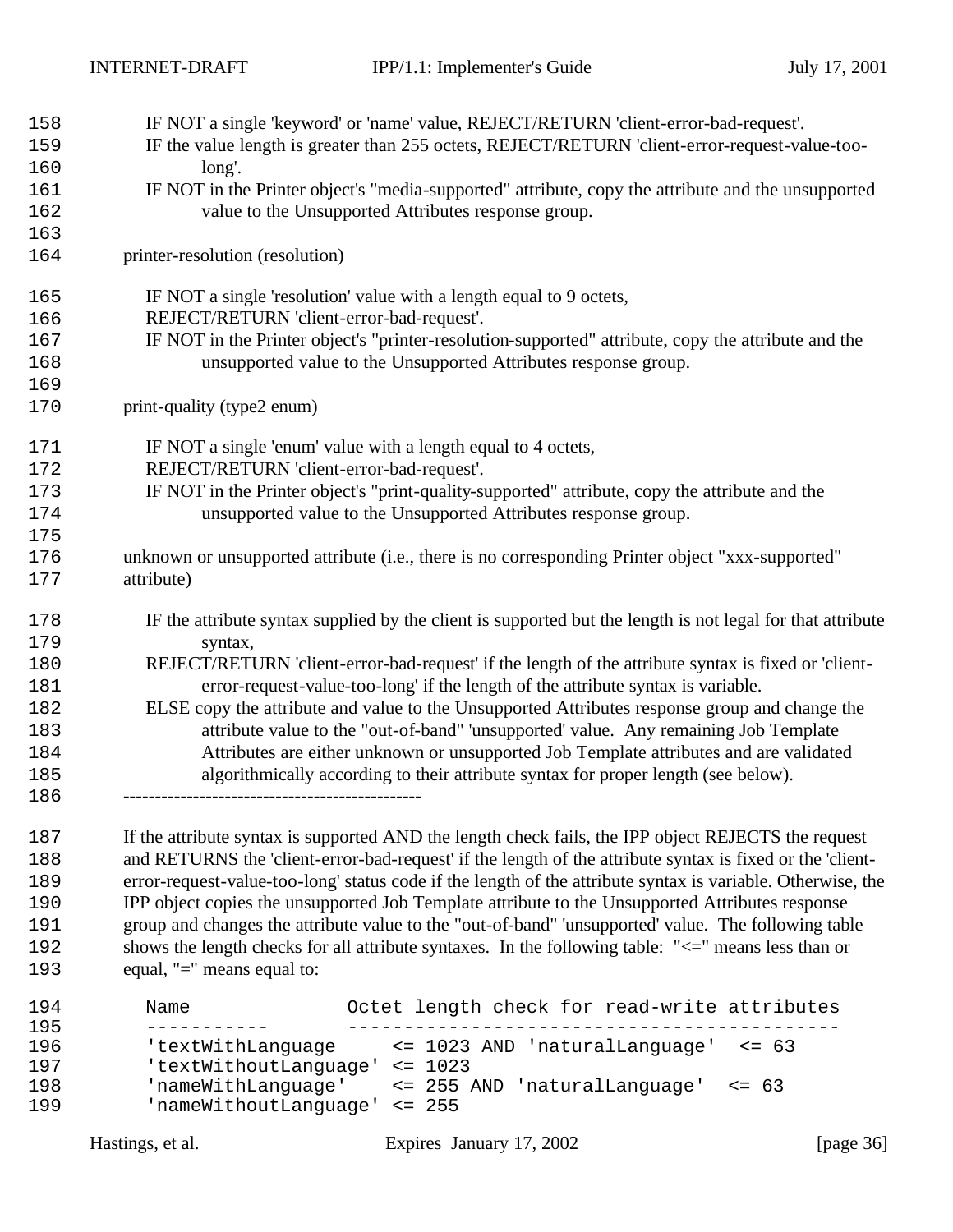IF NOT a single 'keyword' or 'name' value, REJECT/RETURN 'client-error-bad-request'.
IF the value length is greater than 255 octets, REJECT/RETURN 'client-error-request-value-too-long'.
IF NOT in the Printer object's "media-supported" attribute, copy the attribute and the unsupported value to the Unsupported Attributes response group.

printer-resolution (resolution)

IF NOT a single 'resolution' value with a length equal to 9 octets,
REJECT/RETURN 'client-error-bad-request'.
IF NOT in the Printer object's "printer-resolution-supported" attribute, copy the attribute and the unsupported value to the Unsupported Attributes response group.

print-quality (type2 enum)

IF NOT a single 'enum' value with a length equal to 4 octets,
REJECT/RETURN 'client-error-bad-request'.
IF NOT in the Printer object's "print-quality-supported" attribute, copy the attribute and the unsupported value to the Unsupported Attributes response group.

unknown or unsupported attribute (i.e., there is no corresponding Printer object "xxx-supported" attribute)

IF the attribute syntax supplied by the client is supported but the length is not legal for that attribute syntax,
REJECT/RETURN 'client-error-bad-request' if the length of the attribute syntax is fixed or 'client-error-request-value-too-long' if the length of the attribute syntax is variable.
ELSE copy the attribute and value to the Unsupported Attributes response group and change the attribute value to the "out-of-band" 'unsupported' value. Any remaining Job Template Attributes are either unknown or unsupported Job Template attributes and are validated algorithmically according to their attribute syntax for proper length (see below).

-----------------------------------------------

If the attribute syntax is supported AND the length check fails, the IPP object REJECTS the request and RETURNS the 'client-error-bad-request' if the length of the attribute syntax is fixed or the 'client-error-request-value-too-long' status code if the length of the attribute syntax is variable. Otherwise, the IPP object copies the unsupported Job Template attribute to the Unsupported Attributes response group and changes the attribute value to the "out-of-band" 'unsupported' value. The following table shows the length checks for all attribute syntaxes. In the following table: "<=" means less than or equal, "=" means equal to:

```
Name              Octet length check for read-write attributes
-----------       --------------------------------------------
'textWithLanguage     <= 1023 AND 'naturalLanguage'  <= 63
'textWithoutLanguage' <= 1023
'nameWithLanguage'    <= 255 AND 'naturalLanguage'  <= 63
'nameWithoutLanguage' <= 255
```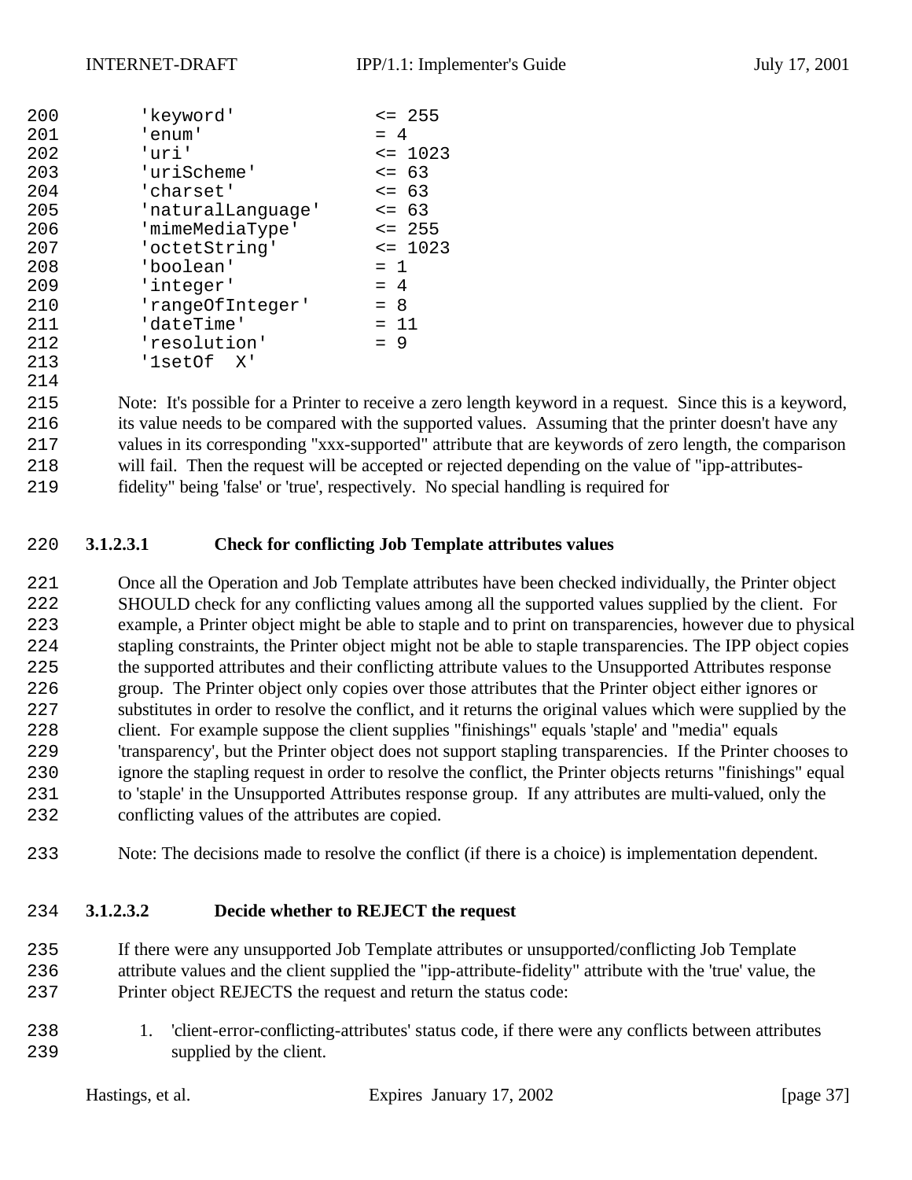```
'keyword'           <= 255
'enum'              = 4
'uri'               <= 1023
'uriScheme'         <= 63
'charset'           <= 63
'naturalLanguage'   <= 63
'mimeMediaType'     <= 255
'octetString'       <= 1023
'boolean'           = 1
'integer'           = 4
'rangeOfInteger'    = 8
'dateTime'          = 11
'resolution'        = 9
'1setOf  X'
```

Note: It's possible for a Printer to receive a zero length keyword in a request. Since this is a keyword, its value needs to be compared with the supported values. Assuming that the printer doesn't have any values in its corresponding "xxx-supported" attribute that are keywords of zero length, the comparison will fail. Then the request will be accepted or rejected depending on the value of "ipp-attributes-fidelity" being 'false' or 'true', respectively. No special handling is required for

#### 3.1.2.3.1 Check for conflicting Job Template attributes values

Once all the Operation and Job Template attributes have been checked individually, the Printer object SHOULD check for any conflicting values among all the supported values supplied by the client. For example, a Printer object might be able to staple and to print on transparencies, however due to physical stapling constraints, the Printer object might not be able to staple transparencies. The IPP object copies the supported attributes and their conflicting attribute values to the Unsupported Attributes response group. The Printer object only copies over those attributes that the Printer object either ignores or substitutes in order to resolve the conflict, and it returns the original values which were supplied by the client. For example suppose the client supplies "finishings" equals 'staple' and "media" equals 'transparency', but the Printer object does not support stapling transparencies. If the Printer chooses to ignore the stapling request in order to resolve the conflict, the Printer objects returns "finishings" equal to 'staple' in the Unsupported Attributes response group. If any attributes are multi-valued, only the conflicting values of the attributes are copied.

Note: The decisions made to resolve the conflict (if there is a choice) is implementation dependent.

#### 3.1.2.3.2 Decide whether to REJECT the request

If there were any unsupported Job Template attributes or unsupported/conflicting Job Template attribute values and the client supplied the "ipp-attribute-fidelity" attribute with the 'true' value, the Printer object REJECTS the request and return the status code:

1. 'client-error-conflicting-attributes' status code, if there were any conflicts between attributes supplied by the client.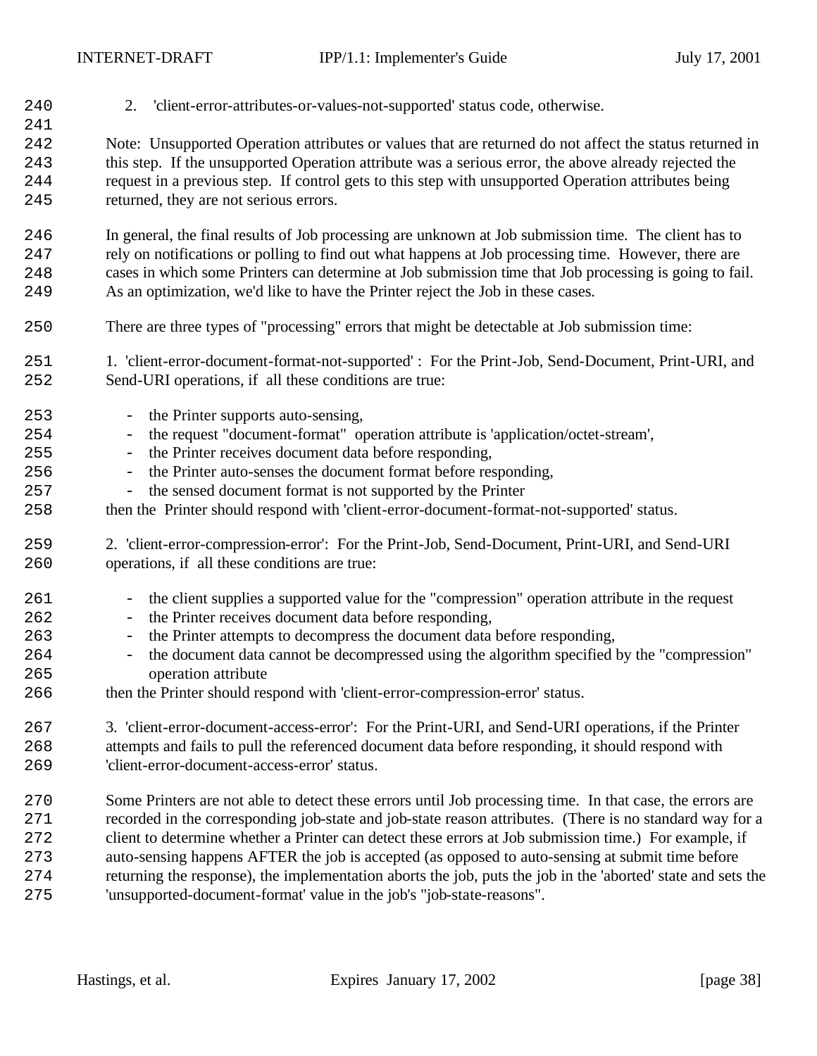2. 'client-error-attributes-or-values-not-supported' status code, otherwise.

Note: Unsupported Operation attributes or values that are returned do not affect the status returned in this step. If the unsupported Operation attribute was a serious error, the above already rejected the request in a previous step. If control gets to this step with unsupported Operation attributes being returned, they are not serious errors.

In general, the final results of Job processing are unknown at Job submission time. The client has to rely on notifications or polling to find out what happens at Job processing time. However, there are cases in which some Printers can determine at Job submission time that Job processing is going to fail. As an optimization, we'd like to have the Printer reject the Job in these cases.

There are three types of "processing" errors that might be detectable at Job submission time:

1. 'client-error-document-format-not-supported' : For the Print-Job, Send-Document, Print-URI, and Send-URI operations, if all these conditions are true:

- the Printer supports auto-sensing,
- the request "document-format" operation attribute is 'application/octet-stream',
- the Printer receives document data before responding,
- the Printer auto-senses the document format before responding,
- the sensed document format is not supported by the Printer

then the Printer should respond with 'client-error-document-format-not-supported' status.

2. 'client-error-compression-error': For the Print-Job, Send-Document, Print-URI, and Send-URI operations, if all these conditions are true:

- the client supplies a supported value for the "compression" operation attribute in the request
- the Printer receives document data before responding,
- the Printer attempts to decompress the document data before responding,
- the document data cannot be decompressed using the algorithm specified by the "compression" operation attribute

then the Printer should respond with 'client-error-compression-error' status.

3. 'client-error-document-access-error': For the Print-URI, and Send-URI operations, if the Printer attempts and fails to pull the referenced document data before responding, it should respond with 'client-error-document-access-error' status.

Some Printers are not able to detect these errors until Job processing time. In that case, the errors are recorded in the corresponding job-state and job-state reason attributes. (There is no standard way for a client to determine whether a Printer can detect these errors at Job submission time.) For example, if auto-sensing happens AFTER the job is accepted (as opposed to auto-sensing at submit time before returning the response), the implementation aborts the job, puts the job in the 'aborted' state and sets the 'unsupported-document-format' value in the job's "job-state-reasons".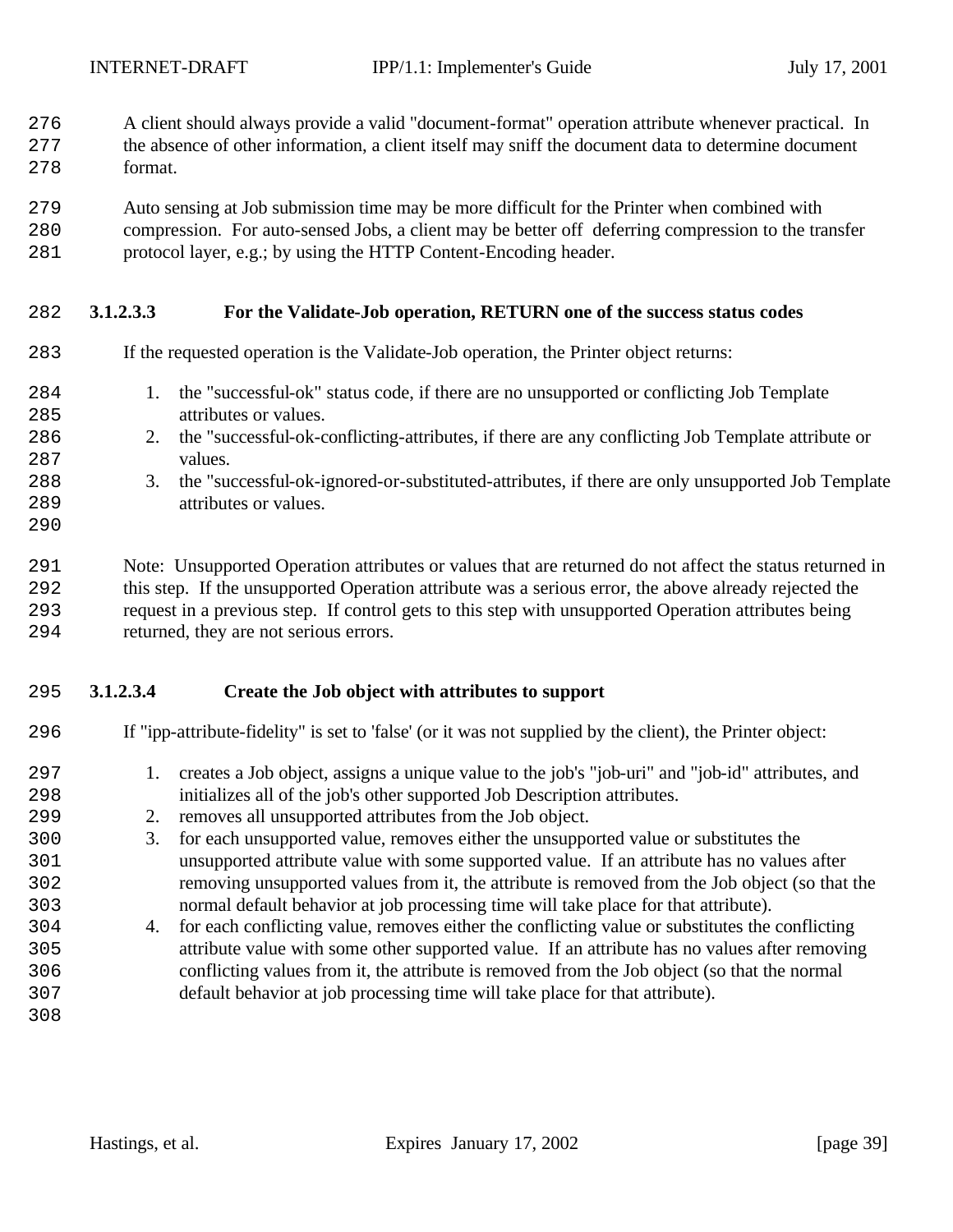A client should always provide a valid "document-format" operation attribute whenever practical. In the absence of other information, a client itself may sniff the document data to determine document format.

Auto sensing at Job submission time may be more difficult for the Printer when combined with compression. For auto-sensed Jobs, a client may be better off deferring compression to the transfer protocol layer, e.g.; by using the HTTP Content-Encoding header.

#### 3.1.2.3.3 For the Validate-Job operation, RETURN one of the success status codes

If the requested operation is the Validate-Job operation, the Printer object returns:

1. the "successful-ok" status code, if there are no unsupported or conflicting Job Template attributes or values.
2. the "successful-ok-conflicting-attributes, if there are any conflicting Job Template attribute or values.
3. the "successful-ok-ignored-or-substituted-attributes, if there are only unsupported Job Template attributes or values.

Note: Unsupported Operation attributes or values that are returned do not affect the status returned in this step. If the unsupported Operation attribute was a serious error, the above already rejected the request in a previous step. If control gets to this step with unsupported Operation attributes being returned, they are not serious errors.

#### 3.1.2.3.4 Create the Job object with attributes to support

If "ipp-attribute-fidelity" is set to 'false' (or it was not supplied by the client), the Printer object:

1. creates a Job object, assigns a unique value to the job's "job-uri" and "job-id" attributes, and initializes all of the job's other supported Job Description attributes.
2. removes all unsupported attributes from the Job object.
3. for each unsupported value, removes either the unsupported value or substitutes the unsupported attribute value with some supported value. If an attribute has no values after removing unsupported values from it, the attribute is removed from the Job object (so that the normal default behavior at job processing time will take place for that attribute).
4. for each conflicting value, removes either the conflicting value or substitutes the conflicting attribute value with some other supported value. If an attribute has no values after removing conflicting values from it, the attribute is removed from the Job object (so that the normal default behavior at job processing time will take place for that attribute).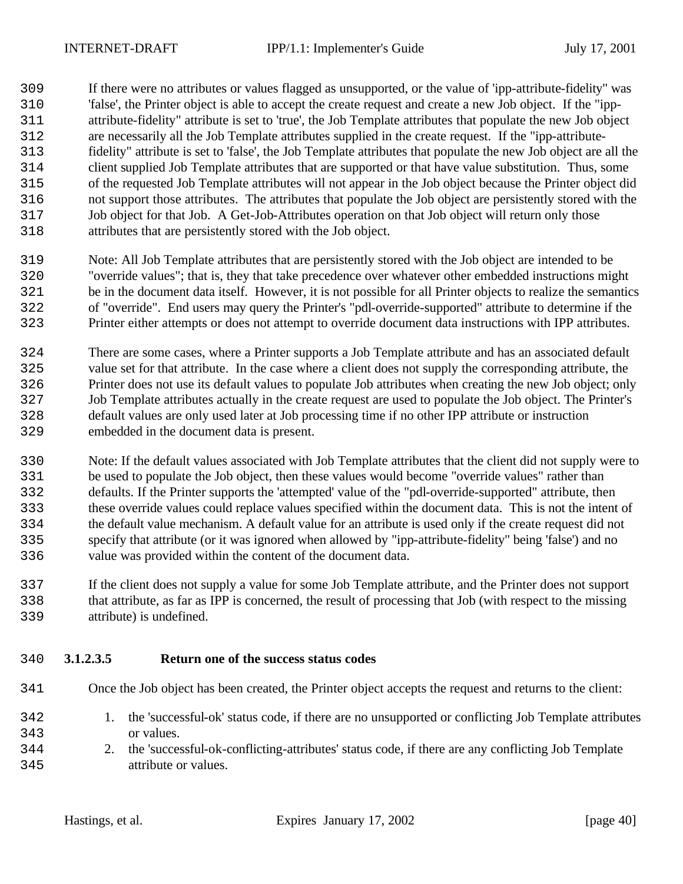If there were no attributes or values flagged as unsupported, or the value of 'ipp-attribute-fidelity" was 'false', the Printer object is able to accept the create request and create a new Job object. If the "ipp-attribute-fidelity" attribute is set to 'true', the Job Template attributes that populate the new Job object are necessarily all the Job Template attributes supplied in the create request. If the "ipp-attribute-fidelity" attribute is set to 'false', the Job Template attributes that populate the new Job object are all the client supplied Job Template attributes that are supported or that have value substitution. Thus, some of the requested Job Template attributes will not appear in the Job object because the Printer object did not support those attributes. The attributes that populate the Job object are persistently stored with the Job object for that Job. A Get-Job-Attributes operation on that Job object will return only those attributes that are persistently stored with the Job object.

Note: All Job Template attributes that are persistently stored with the Job object are intended to be "override values"; that is, they that take precedence over whatever other embedded instructions might be in the document data itself. However, it is not possible for all Printer objects to realize the semantics of "override". End users may query the Printer's "pdl-override-supported" attribute to determine if the Printer either attempts or does not attempt to override document data instructions with IPP attributes.

There are some cases, where a Printer supports a Job Template attribute and has an associated default value set for that attribute. In the case where a client does not supply the corresponding attribute, the Printer does not use its default values to populate Job attributes when creating the new Job object; only Job Template attributes actually in the create request are used to populate the Job object. The Printer's default values are only used later at Job processing time if no other IPP attribute or instruction embedded in the document data is present.

Note: If the default values associated with Job Template attributes that the client did not supply were to be used to populate the Job object, then these values would become "override values" rather than defaults. If the Printer supports the 'attempted' value of the "pdl-override-supported" attribute, then these override values could replace values specified within the document data. This is not the intent of the default value mechanism. A default value for an attribute is used only if the create request did not specify that attribute (or it was ignored when allowed by "ipp-attribute-fidelity" being 'false') and no value was provided within the content of the document data.

If the client does not supply a value for some Job Template attribute, and the Printer does not support that attribute, as far as IPP is concerned, the result of processing that Job (with respect to the missing attribute) is undefined.

#### 3.1.2.3.5 Return one of the success status codes

Once the Job object has been created, the Printer object accepts the request and returns to the client:

1. the 'successful-ok' status code, if there are no unsupported or conflicting Job Template attributes or values.
2. the 'successful-ok-conflicting-attributes' status code, if there are any conflicting Job Template attribute or values.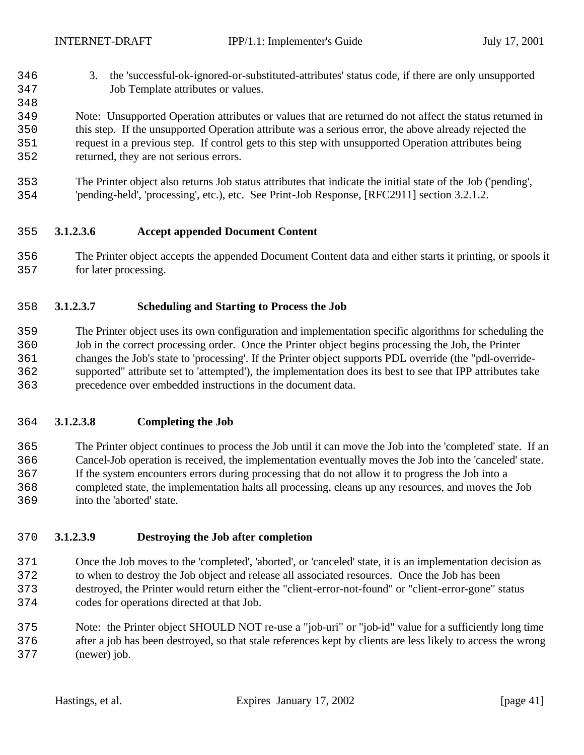3. the 'successful-ok-ignored-or-substituted-attributes' status code, if there are only unsupported Job Template attributes or values.

Note: Unsupported Operation attributes or values that are returned do not affect the status returned in this step. If the unsupported Operation attribute was a serious error, the above already rejected the request in a previous step. If control gets to this step with unsupported Operation attributes being returned, they are not serious errors.

The Printer object also returns Job status attributes that indicate the initial state of the Job ('pending', 'pending-held', 'processing', etc.), etc. See Print-Job Response, [RFC2911] section 3.2.1.2.

#### 3.1.2.3.6 Accept appended Document Content

The Printer object accepts the appended Document Content data and either starts it printing, or spools it for later processing.

#### 3.1.2.3.7 Scheduling and Starting to Process the Job

The Printer object uses its own configuration and implementation specific algorithms for scheduling the Job in the correct processing order. Once the Printer object begins processing the Job, the Printer changes the Job's state to 'processing'. If the Printer object supports PDL override (the "pdl-override-supported" attribute set to 'attempted'), the implementation does its best to see that IPP attributes take precedence over embedded instructions in the document data.

#### 3.1.2.3.8 Completing the Job

The Printer object continues to process the Job until it can move the Job into the 'completed' state. If an Cancel-Job operation is received, the implementation eventually moves the Job into the 'canceled' state. If the system encounters errors during processing that do not allow it to progress the Job into a completed state, the implementation halts all processing, cleans up any resources, and moves the Job into the 'aborted' state.

#### 3.1.2.3.9 Destroying the Job after completion

Once the Job moves to the 'completed', 'aborted', or 'canceled' state, it is an implementation decision as to when to destroy the Job object and release all associated resources. Once the Job has been destroyed, the Printer would return either the "client-error-not-found" or "client-error-gone" status codes for operations directed at that Job.

Note: the Printer object SHOULD NOT re-use a "job-uri" or "job-id" value for a sufficiently long time after a job has been destroyed, so that stale references kept by clients are less likely to access the wrong (newer) job.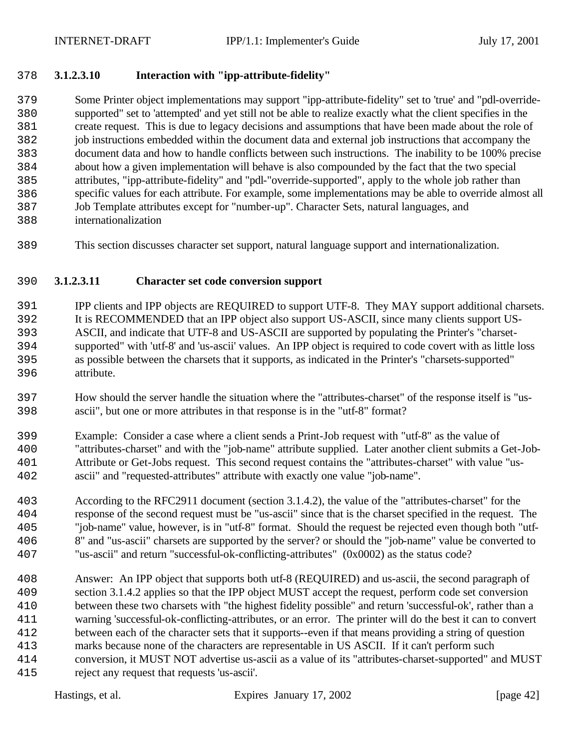#### 3.1.2.3.10 Interaction with "ipp-attribute-fidelity"

Some Printer object implementations may support "ipp-attribute-fidelity" set to 'true' and "pdl-override-supported" set to 'attempted' and yet still not be able to realize exactly what the client specifies in the create request. This is due to legacy decisions and assumptions that have been made about the role of job instructions embedded within the document data and external job instructions that accompany the document data and how to handle conflicts between such instructions. The inability to be 100% precise about how a given implementation will behave is also compounded by the fact that the two special attributes, "ipp-attribute-fidelity" and "pdl-"override-supported", apply to the whole job rather than specific values for each attribute. For example, some implementations may be able to override almost all Job Template attributes except for "number-up". Character Sets, natural languages, and internationalization

This section discusses character set support, natural language support and internationalization.

#### 3.1.2.3.11 Character set code conversion support

IPP clients and IPP objects are REQUIRED to support UTF-8. They MAY support additional charsets. It is RECOMMENDED that an IPP object also support US-ASCII, since many clients support US-ASCII, and indicate that UTF-8 and US-ASCII are supported by populating the Printer's "charset-supported" with 'utf-8' and 'us-ascii' values. An IPP object is required to code covert with as little loss as possible between the charsets that it supports, as indicated in the Printer's "charsets-supported" attribute.

How should the server handle the situation where the "attributes-charset" of the response itself is "us-ascii", but one or more attributes in that response is in the "utf-8" format?

Example: Consider a case where a client sends a Print-Job request with "utf-8" as the value of "attributes-charset" and with the "job-name" attribute supplied. Later another client submits a Get-Job-Attribute or Get-Jobs request. This second request contains the "attributes-charset" with value "us-ascii" and "requested-attributes" attribute with exactly one value "job-name".

According to the RFC2911 document (section 3.1.4.2), the value of the "attributes-charset" for the response of the second request must be "us-ascii" since that is the charset specified in the request. The "job-name" value, however, is in "utf-8" format. Should the request be rejected even though both "utf-8" and "us-ascii" charsets are supported by the server? or should the "job-name" value be converted to "us-ascii" and return "successful-ok-conflicting-attributes" (0x0002) as the status code?

Answer: An IPP object that supports both utf-8 (REQUIRED) and us-ascii, the second paragraph of section 3.1.4.2 applies so that the IPP object MUST accept the request, perform code set conversion between these two charsets with "the highest fidelity possible" and return 'successful-ok', rather than a warning 'successful-ok-conflicting-attributes, or an error. The printer will do the best it can to convert between each of the character sets that it supports--even if that means providing a string of question marks because none of the characters are representable in US ASCII. If it can't perform such conversion, it MUST NOT advertise us-ascii as a value of its "attributes-charset-supported" and MUST reject any request that requests 'us-ascii'.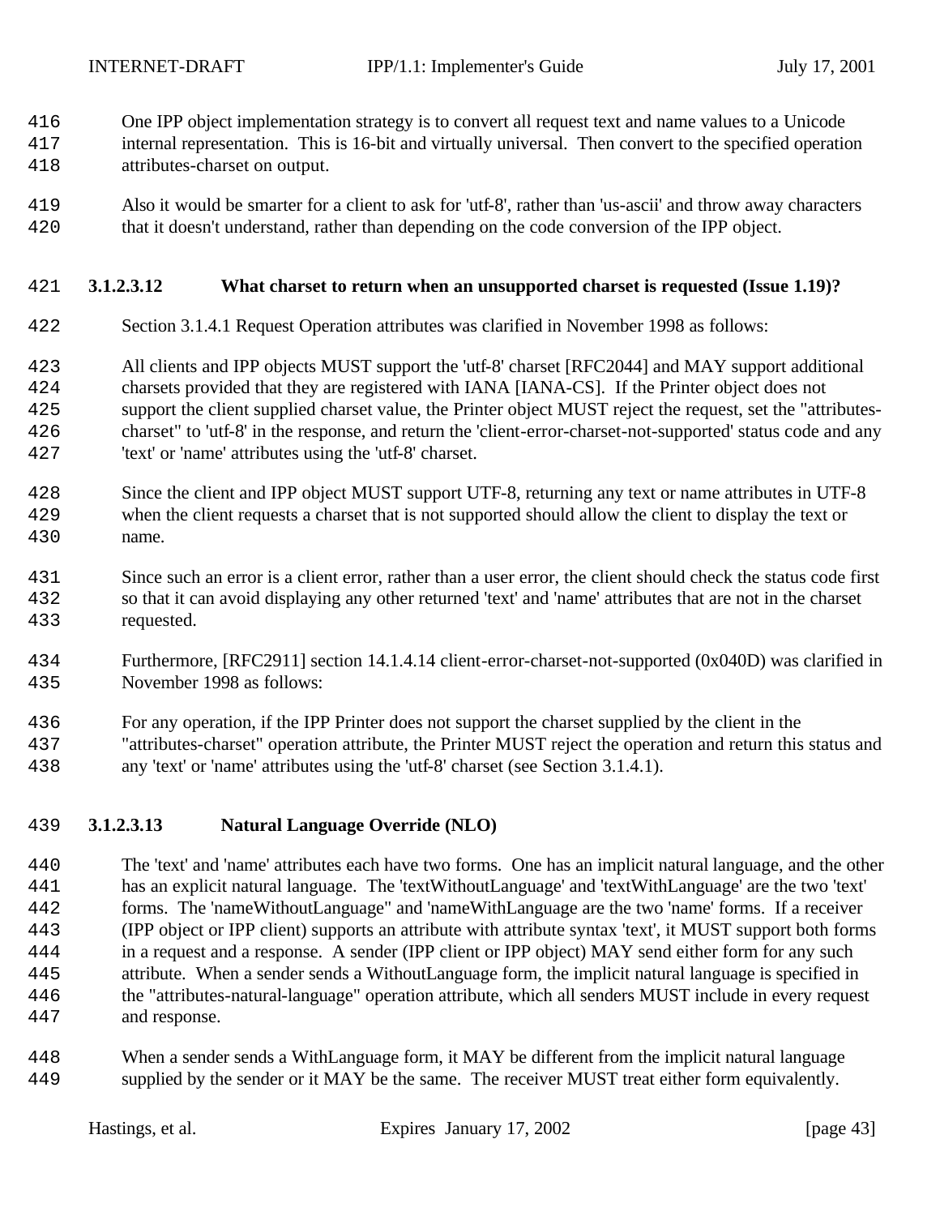One IPP object implementation strategy is to convert all request text and name values to a Unicode internal representation. This is 16-bit and virtually universal. Then convert to the specified operation attributes-charset on output.

Also it would be smarter for a client to ask for 'utf-8', rather than 'us-ascii' and throw away characters that it doesn't understand, rather than depending on the code conversion of the IPP object.

#### 3.1.2.3.12 What charset to return when an unsupported charset is requested (Issue 1.19)?

Section 3.1.4.1 Request Operation attributes was clarified in November 1998 as follows:

All clients and IPP objects MUST support the 'utf-8' charset [RFC2044] and MAY support additional charsets provided that they are registered with IANA [IANA-CS]. If the Printer object does not support the client supplied charset value, the Printer object MUST reject the request, set the "attributes-charset" to 'utf-8' in the response, and return the 'client-error-charset-not-supported' status code and any 'text' or 'name' attributes using the 'utf-8' charset.

Since the client and IPP object MUST support UTF-8, returning any text or name attributes in UTF-8 when the client requests a charset that is not supported should allow the client to display the text or name.

Since such an error is a client error, rather than a user error, the client should check the status code first so that it can avoid displaying any other returned 'text' and 'name' attributes that are not in the charset requested.

Furthermore, [RFC2911] section 14.1.4.14 client-error-charset-not-supported (0x040D) was clarified in November 1998 as follows:

For any operation, if the IPP Printer does not support the charset supplied by the client in the "attributes-charset" operation attribute, the Printer MUST reject the operation and return this status and any 'text' or 'name' attributes using the 'utf-8' charset (see Section 3.1.4.1).

#### 3.1.2.3.13 Natural Language Override (NLO)

The 'text' and 'name' attributes each have two forms. One has an implicit natural language, and the other has an explicit natural language. The 'textWithoutLanguage' and 'textWithLanguage' are the two 'text' forms. The 'nameWithoutLanguage" and 'nameWithLanguage are the two 'name' forms. If a receiver (IPP object or IPP client) supports an attribute with attribute syntax 'text', it MUST support both forms in a request and a response. A sender (IPP client or IPP object) MAY send either form for any such attribute. When a sender sends a WithoutLanguage form, the implicit natural language is specified in the "attributes-natural-language" operation attribute, which all senders MUST include in every request and response.

When a sender sends a WithLanguage form, it MAY be different from the implicit natural language supplied by the sender or it MAY be the same. The receiver MUST treat either form equivalently.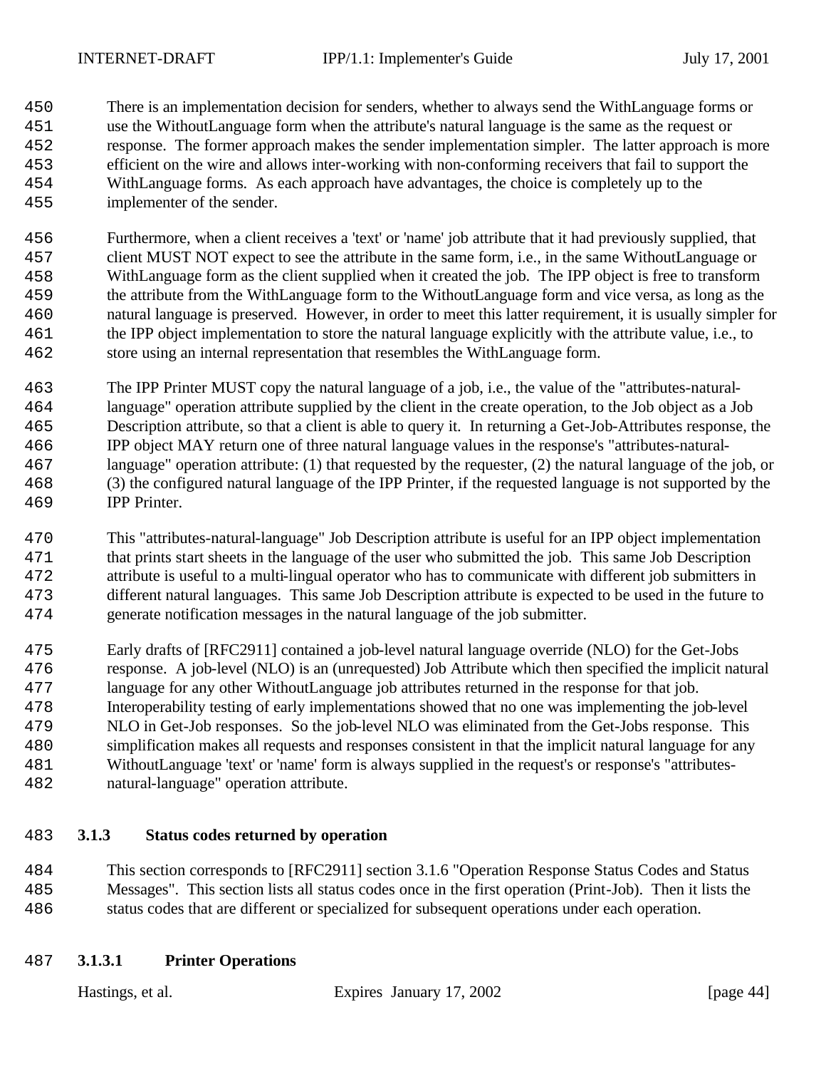There is an implementation decision for senders, whether to always send the WithLanguage forms or use the WithoutLanguage form when the attribute's natural language is the same as the request or response. The former approach makes the sender implementation simpler. The latter approach is more efficient on the wire and allows inter-working with non-conforming receivers that fail to support the WithLanguage forms. As each approach have advantages, the choice is completely up to the implementer of the sender.

Furthermore, when a client receives a 'text' or 'name' job attribute that it had previously supplied, that client MUST NOT expect to see the attribute in the same form, i.e., in the same WithoutLanguage or WithLanguage form as the client supplied when it created the job. The IPP object is free to transform the attribute from the WithLanguage form to the WithoutLanguage form and vice versa, as long as the natural language is preserved. However, in order to meet this latter requirement, it is usually simpler for the IPP object implementation to store the natural language explicitly with the attribute value, i.e., to store using an internal representation that resembles the WithLanguage form.

The IPP Printer MUST copy the natural language of a job, i.e., the value of the "attributes-natural-language" operation attribute supplied by the client in the create operation, to the Job object as a Job Description attribute, so that a client is able to query it. In returning a Get-Job-Attributes response, the IPP object MAY return one of three natural language values in the response's "attributes-natural-language" operation attribute: (1) that requested by the requester, (2) the natural language of the job, or (3) the configured natural language of the IPP Printer, if the requested language is not supported by the IPP Printer.

This "attributes-natural-language" Job Description attribute is useful for an IPP object implementation that prints start sheets in the language of the user who submitted the job. This same Job Description attribute is useful to a multi-lingual operator who has to communicate with different job submitters in different natural languages. This same Job Description attribute is expected to be used in the future to generate notification messages in the natural language of the job submitter.

Early drafts of [RFC2911] contained a job-level natural language override (NLO) for the Get-Jobs response. A job-level (NLO) is an (unrequested) Job Attribute which then specified the implicit natural language for any other WithoutLanguage job attributes returned in the response for that job. Interoperability testing of early implementations showed that no one was implementing the job-level NLO in Get-Job responses. So the job-level NLO was eliminated from the Get-Jobs response. This simplification makes all requests and responses consistent in that the implicit natural language for any WithoutLanguage 'text' or 'name' form is always supplied in the request's or response's "attributes-natural-language" operation attribute.

### 3.1.3 Status codes returned by operation

This section corresponds to [RFC2911] section 3.1.6 "Operation Response Status Codes and Status Messages". This section lists all status codes once in the first operation (Print-Job). Then it lists the status codes that are different or specialized for subsequent operations under each operation.

#### 3.1.3.1 Printer Operations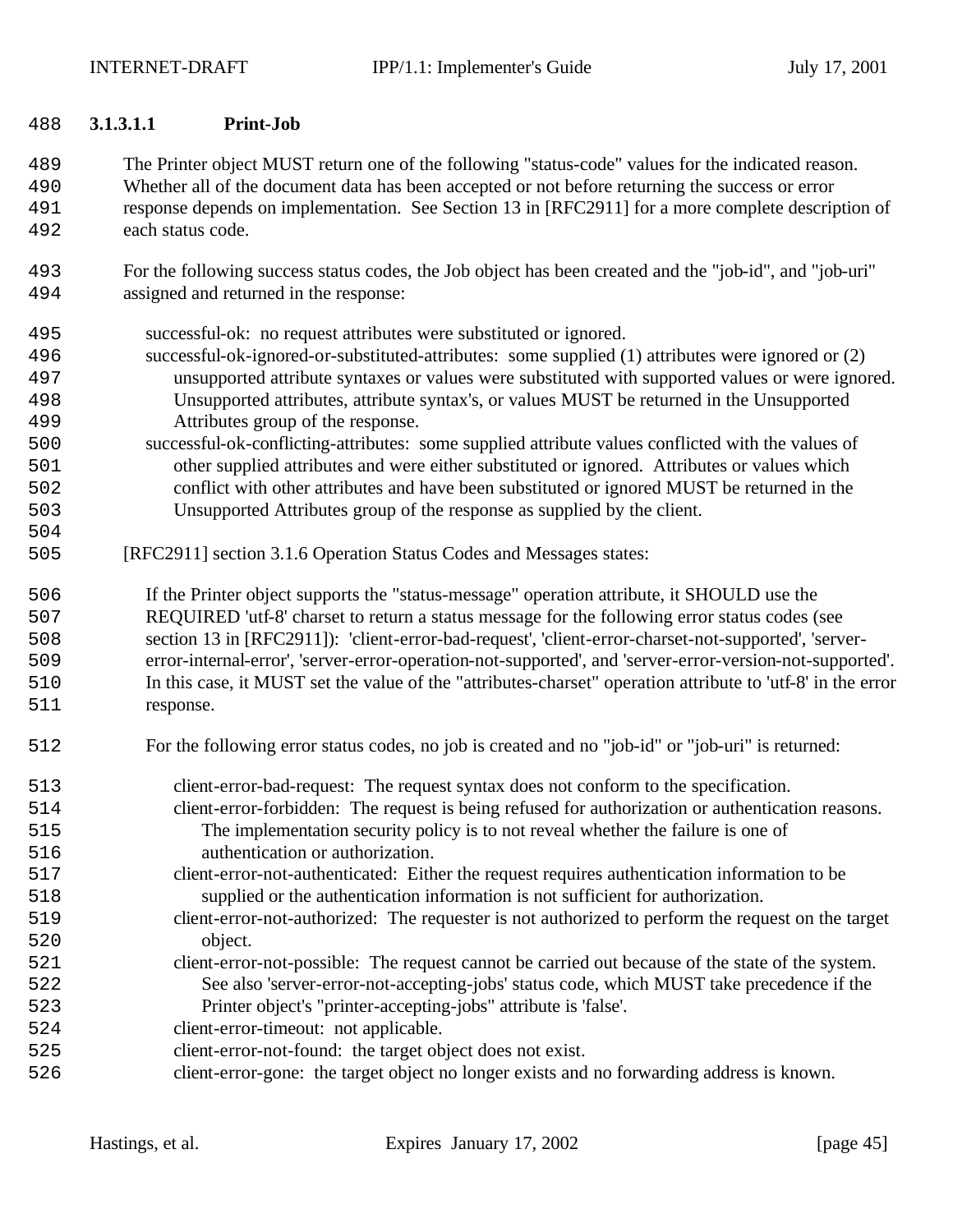#### 3.1.3.1.1 Print-Job

The Printer object MUST return one of the following "status-code" values for the indicated reason. Whether all of the document data has been accepted or not before returning the success or error response depends on implementation. See Section 13 in [RFC2911] for a more complete description of each status code.

For the following success status codes, the Job object has been created and the "job-id", and "job-uri" assigned and returned in the response:

- successful-ok: no request attributes were substituted or ignored.
- successful-ok-ignored-or-substituted-attributes: some supplied (1) attributes were ignored or (2) unsupported attribute syntaxes or values were substituted with supported values or were ignored. Unsupported attributes, attribute syntax's, or values MUST be returned in the Unsupported Attributes group of the response.
- successful-ok-conflicting-attributes: some supplied attribute values conflicted with the values of other supplied attributes and were either substituted or ignored. Attributes or values which conflict with other attributes and have been substituted or ignored MUST be returned in the Unsupported Attributes group of the response as supplied by the client.

[RFC2911] section 3.1.6 Operation Status Codes and Messages states:

> If the Printer object supports the "status-message" operation attribute, it SHOULD use the REQUIRED 'utf-8' charset to return a status message for the following error status codes (see section 13 in [RFC2911]): 'client-error-bad-request', 'client-error-charset-not-supported', 'server-error-internal-error', 'server-error-operation-not-supported', and 'server-error-version-not-supported'. In this case, it MUST set the value of the "attributes-charset" operation attribute to 'utf-8' in the error response.

For the following error status codes, no job is created and no "job-id" or "job-uri" is returned:

- client-error-bad-request: The request syntax does not conform to the specification.
- client-error-forbidden: The request is being refused for authorization or authentication reasons. The implementation security policy is to not reveal whether the failure is one of authentication or authorization.
- client-error-not-authenticated: Either the request requires authentication information to be supplied or the authentication information is not sufficient for authorization.
- client-error-not-authorized: The requester is not authorized to perform the request on the target object.
- client-error-not-possible: The request cannot be carried out because of the state of the system. See also 'server-error-not-accepting-jobs' status code, which MUST take precedence if the Printer object's "printer-accepting-jobs" attribute is 'false'.
- client-error-timeout: not applicable.
- client-error-not-found: the target object does not exist.
- client-error-gone: the target object no longer exists and no forwarding address is known.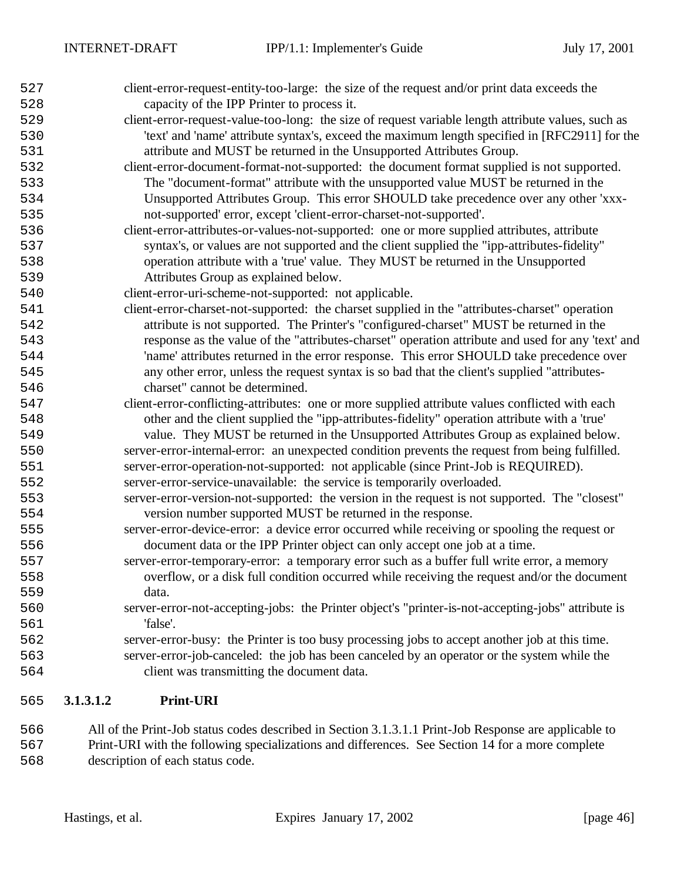client-error-request-entity-too-large: the size of the request and/or print data exceeds the capacity of the IPP Printer to process it.

client-error-request-value-too-long: the size of request variable length attribute values, such as 'text' and 'name' attribute syntax's, exceed the maximum length specified in [RFC2911] for the attribute and MUST be returned in the Unsupported Attributes Group.

client-error-document-format-not-supported: the document format supplied is not supported. The "document-format" attribute with the unsupported value MUST be returned in the Unsupported Attributes Group. This error SHOULD take precedence over any other 'xxx-not-supported' error, except 'client-error-charset-not-supported'.

client-error-attributes-or-values-not-supported: one or more supplied attributes, attribute syntax's, or values are not supported and the client supplied the "ipp-attributes-fidelity" operation attribute with a 'true' value. They MUST be returned in the Unsupported Attributes Group as explained below.

client-error-uri-scheme-not-supported: not applicable.

client-error-charset-not-supported: the charset supplied in the "attributes-charset" operation attribute is not supported. The Printer's "configured-charset" MUST be returned in the response as the value of the "attributes-charset" operation attribute and used for any 'text' and 'name' attributes returned in the error response. This error SHOULD take precedence over any other error, unless the request syntax is so bad that the client's supplied "attributes-charset" cannot be determined.

client-error-conflicting-attributes: one or more supplied attribute values conflicted with each other and the client supplied the "ipp-attributes-fidelity" operation attribute with a 'true' value. They MUST be returned in the Unsupported Attributes Group as explained below.

server-error-internal-error: an unexpected condition prevents the request from being fulfilled.

server-error-operation-not-supported: not applicable (since Print-Job is REQUIRED).

server-error-service-unavailable: the service is temporarily overloaded.

server-error-version-not-supported: the version in the request is not supported. The "closest" version number supported MUST be returned in the response.

server-error-device-error: a device error occurred while receiving or spooling the request or document data or the IPP Printer object can only accept one job at a time.

server-error-temporary-error: a temporary error such as a buffer full write error, a memory overflow, or a disk full condition occurred while receiving the request and/or the document data.

server-error-not-accepting-jobs: the Printer object's "printer-is-not-accepting-jobs" attribute is 'false'.

server-error-busy: the Printer is too busy processing jobs to accept another job at this time.

server-error-job-canceled: the job has been canceled by an operator or the system while the client was transmitting the document data.

#### 3.1.3.1.2 Print-URI

All of the Print-Job status codes described in Section 3.1.3.1.1 Print-Job Response are applicable to Print-URI with the following specializations and differences. See Section 14 for a more complete description of each status code.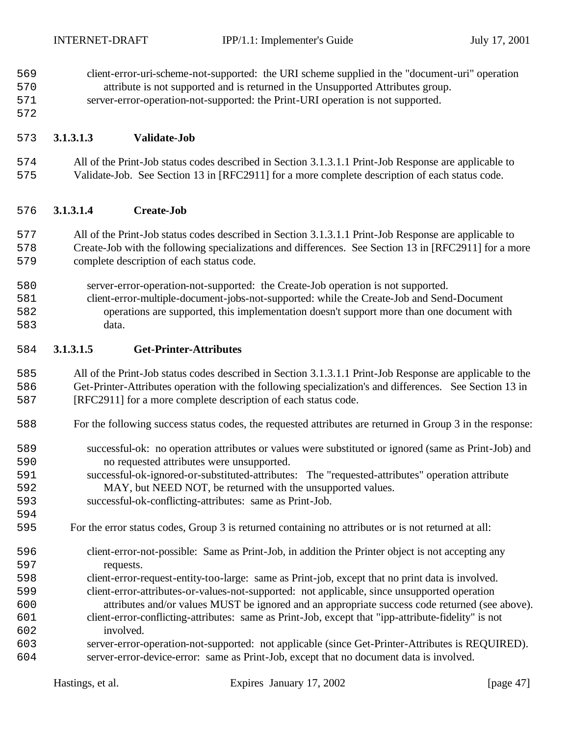client-error-uri-scheme-not-supported: the URI scheme supplied in the "document-uri" operation attribute is not supported and is returned in the Unsupported Attributes group.

server-error-operation-not-supported: the Print-URI operation is not supported.

#### 3.1.3.1.3 Validate-Job

All of the Print-Job status codes described in Section 3.1.3.1.1 Print-Job Response are applicable to Validate-Job. See Section 13 in [RFC2911] for a more complete description of each status code.

#### 3.1.3.1.4 Create-Job

All of the Print-Job status codes described in Section 3.1.3.1.1 Print-Job Response are applicable to Create-Job with the following specializations and differences. See Section 13 in [RFC2911] for a more complete description of each status code.

server-error-operation-not-supported: the Create-Job operation is not supported.

client-error-multiple-document-jobs-not-supported: while the Create-Job and Send-Document operations are supported, this implementation doesn't support more than one document with data.

#### 3.1.3.1.5 Get-Printer-Attributes

All of the Print-Job status codes described in Section 3.1.3.1.1 Print-Job Response are applicable to the Get-Printer-Attributes operation with the following specialization's and differences. See Section 13 in [RFC2911] for a more complete description of each status code.

For the following success status codes, the requested attributes are returned in Group 3 in the response:

successful-ok: no operation attributes or values were substituted or ignored (same as Print-Job) and no requested attributes were unsupported.

successful-ok-ignored-or-substituted-attributes: The "requested-attributes" operation attribute MAY, but NEED NOT, be returned with the unsupported values.

successful-ok-conflicting-attributes: same as Print-Job.

For the error status codes, Group 3 is returned containing no attributes or is not returned at all:

client-error-not-possible: Same as Print-Job, in addition the Printer object is not accepting any requests.

client-error-request-entity-too-large: same as Print-job, except that no print data is involved.

client-error-attributes-or-values-not-supported: not applicable, since unsupported operation attributes and/or values MUST be ignored and an appropriate success code returned (see above).

client-error-conflicting-attributes: same as Print-Job, except that "ipp-attribute-fidelity" is not involved.

server-error-operation-not-supported: not applicable (since Get-Printer-Attributes is REQUIRED).

server-error-device-error: same as Print-Job, except that no document data is involved.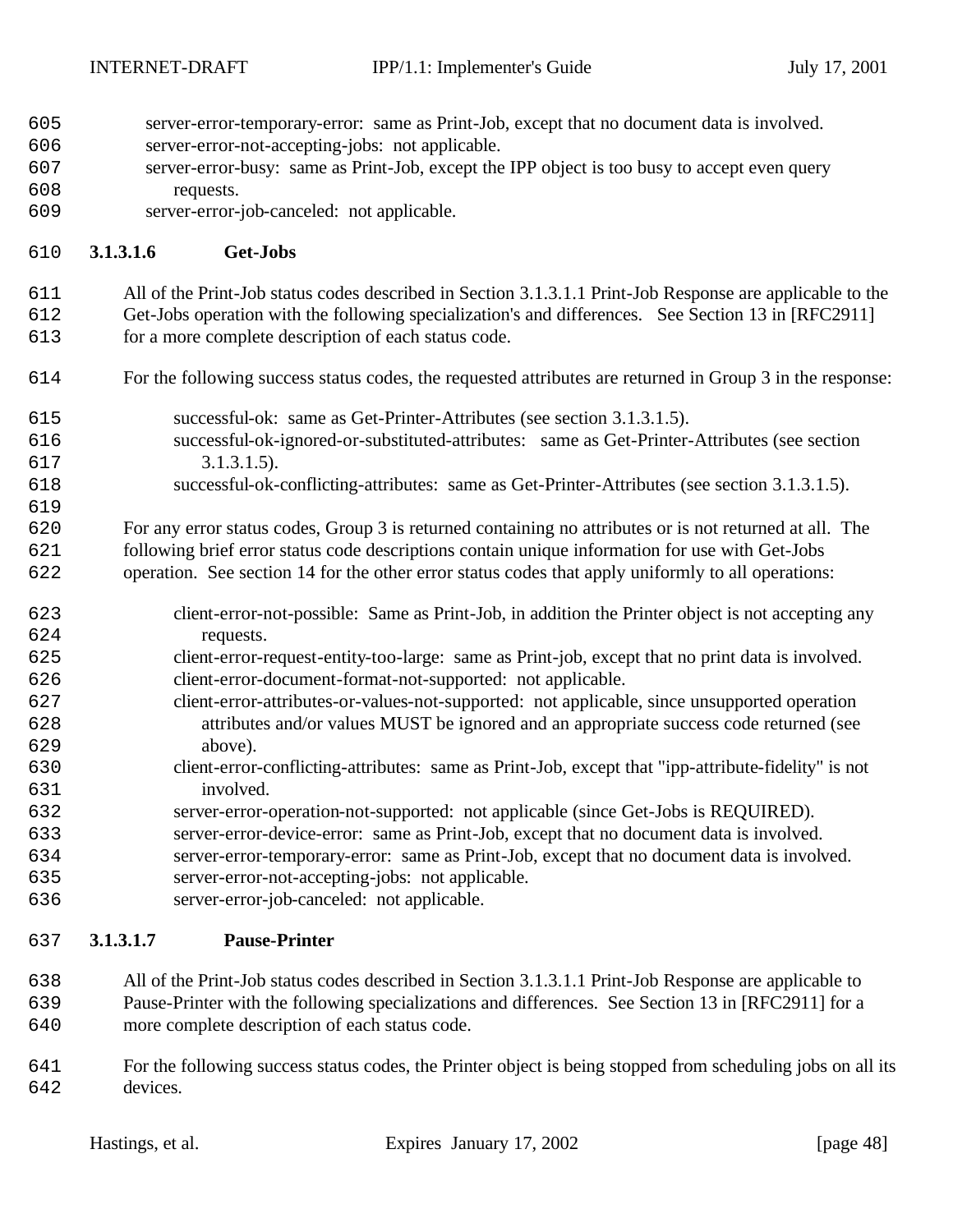server-error-temporary-error: same as Print-Job, except that no document data is involved.
server-error-not-accepting-jobs: not applicable.
server-error-busy: same as Print-Job, except the IPP object is too busy to accept even query requests.
server-error-job-canceled: not applicable.

#### 3.1.3.1.6 Get-Jobs

All of the Print-Job status codes described in Section 3.1.3.1.1 Print-Job Response are applicable to the Get-Jobs operation with the following specialization's and differences. See Section 13 in [RFC2911] for a more complete description of each status code.

For the following success status codes, the requested attributes are returned in Group 3 in the response:

successful-ok: same as Get-Printer-Attributes (see section 3.1.3.1.5).
successful-ok-ignored-or-substituted-attributes: same as Get-Printer-Attributes (see section 3.1.3.1.5).
successful-ok-conflicting-attributes: same as Get-Printer-Attributes (see section 3.1.3.1.5).

For any error status codes, Group 3 is returned containing no attributes or is not returned at all. The following brief error status code descriptions contain unique information for use with Get-Jobs operation. See section 14 for the other error status codes that apply uniformly to all operations:

client-error-not-possible: Same as Print-Job, in addition the Printer object is not accepting any requests.
client-error-request-entity-too-large: same as Print-job, except that no print data is involved.
client-error-document-format-not-supported: not applicable.
client-error-attributes-or-values-not-supported: not applicable, since unsupported operation attributes and/or values MUST be ignored and an appropriate success code returned (see above).
client-error-conflicting-attributes: same as Print-Job, except that "ipp-attribute-fidelity" is not involved.
server-error-operation-not-supported: not applicable (since Get-Jobs is REQUIRED).
server-error-device-error: same as Print-Job, except that no document data is involved.
server-error-temporary-error: same as Print-Job, except that no document data is involved.
server-error-not-accepting-jobs: not applicable.
server-error-job-canceled: not applicable.

#### 3.1.3.1.7 Pause-Printer

All of the Print-Job status codes described in Section 3.1.3.1.1 Print-Job Response are applicable to Pause-Printer with the following specializations and differences. See Section 13 in [RFC2911] for a more complete description of each status code.

For the following success status codes, the Printer object is being stopped from scheduling jobs on all its devices.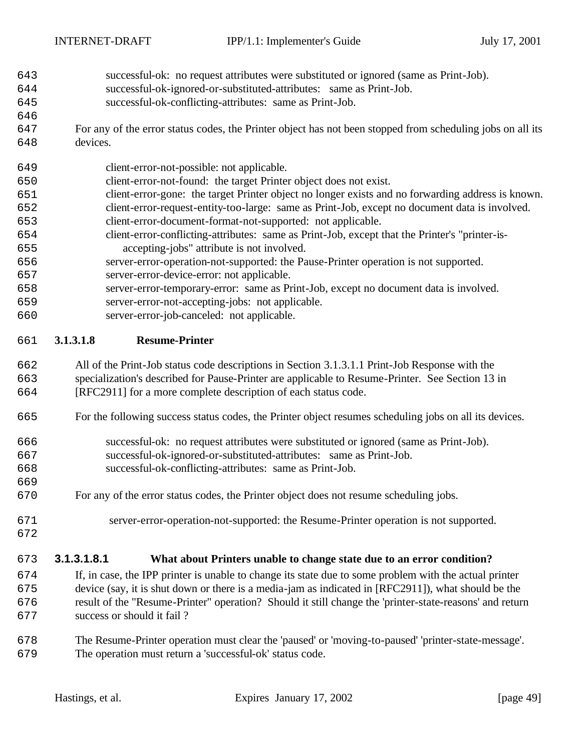successful-ok: no request attributes were substituted or ignored (same as Print-Job).
successful-ok-ignored-or-substituted-attributes: same as Print-Job.
successful-ok-conflicting-attributes: same as Print-Job.

For any of the error status codes, the Printer object has not been stopped from scheduling jobs on all its devices.

client-error-not-possible: not applicable.
client-error-not-found: the target Printer object does not exist.
client-error-gone: the target Printer object no longer exists and no forwarding address is known.
client-error-request-entity-too-large: same as Print-Job, except no document data is involved.
client-error-document-format-not-supported: not applicable.
client-error-conflicting-attributes: same as Print-Job, except that the Printer's "printer-is-accepting-jobs" attribute is not involved.
server-error-operation-not-supported: the Pause-Printer operation is not supported.
server-error-device-error: not applicable.
server-error-temporary-error: same as Print-Job, except no document data is involved.
server-error-not-accepting-jobs: not applicable.
server-error-job-canceled: not applicable.

#### 3.1.3.1.8 Resume-Printer

All of the Print-Job status code descriptions in Section 3.1.3.1.1 Print-Job Response with the specialization's described for Pause-Printer are applicable to Resume-Printer. See Section 13 in [RFC2911] for a more complete description of each status code.

For the following success status codes, the Printer object resumes scheduling jobs on all its devices.

successful-ok: no request attributes were substituted or ignored (same as Print-Job).
successful-ok-ignored-or-substituted-attributes: same as Print-Job.
successful-ok-conflicting-attributes: same as Print-Job.

For any of the error status codes, the Printer object does not resume scheduling jobs.

server-error-operation-not-supported: the Resume-Printer operation is not supported.

##### 3.1.3.1.8.1 What about Printers unable to change state due to an error condition?

If, in case, the IPP printer is unable to change its state due to some problem with the actual printer device (say, it is shut down or there is a media-jam as indicated in [RFC2911]), what should be the result of the "Resume-Printer" operation? Should it still change the 'printer-state-reasons' and return success or should it fail ?

The Resume-Printer operation must clear the 'paused' or 'moving-to-paused' 'printer-state-message'. The operation must return a 'successful-ok' status code.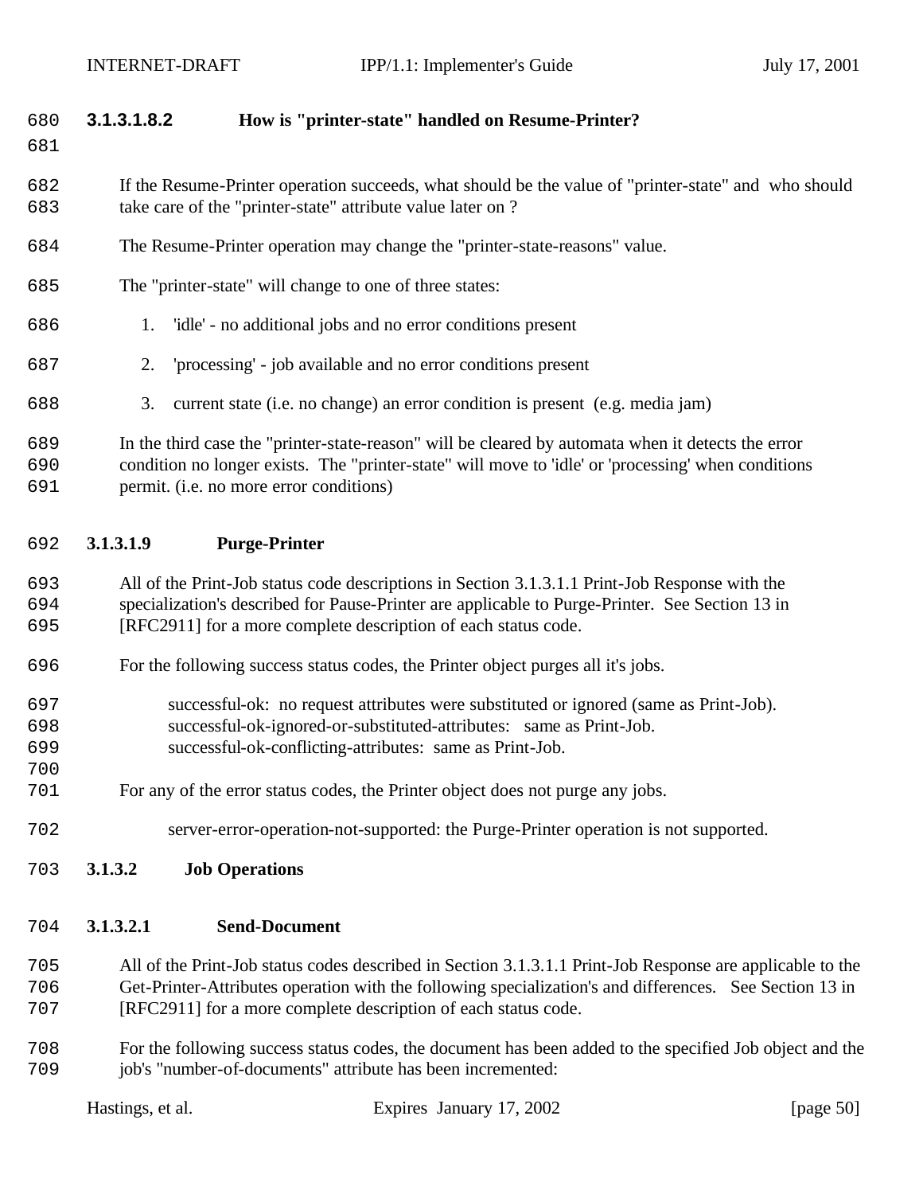#### 3.1.3.1.8.2 How is "printer-state" handled on Resume-Printer?

If the Resume-Printer operation succeeds, what should be the value of "printer-state" and who should take care of the "printer-state" attribute value later on ?

The Resume-Printer operation may change the "printer-state-reasons" value.

The "printer-state" will change to one of three states:

1. 'idle' - no additional jobs and no error conditions present
2. 'processing' - job available and no error conditions present
3. current state (i.e. no change) an error condition is present (e.g. media jam)

In the third case the "printer-state-reason" will be cleared by automata when it detects the error condition no longer exists. The "printer-state" will move to 'idle' or 'processing' when conditions permit. (i.e. no more error conditions)

#### 3.1.3.1.9 Purge-Printer

All of the Print-Job status code descriptions in Section 3.1.3.1.1 Print-Job Response with the specialization's described for Pause-Printer are applicable to Purge-Printer. See Section 13 in [RFC2911] for a more complete description of each status code.

For the following success status codes, the Printer object purges all it's jobs.

> successful-ok: no request attributes were substituted or ignored (same as Print-Job).
> successful-ok-ignored-or-substituted-attributes: same as Print-Job.
> successful-ok-conflicting-attributes: same as Print-Job.

For any of the error status codes, the Printer object does not purge any jobs.

> server-error-operation-not-supported: the Purge-Printer operation is not supported.

### 3.1.3.2 Job Operations

#### 3.1.3.2.1 Send-Document

All of the Print-Job status codes described in Section 3.1.3.1.1 Print-Job Response are applicable to the Get-Printer-Attributes operation with the following specialization's and differences. See Section 13 in [RFC2911] for a more complete description of each status code.

For the following success status codes, the document has been added to the specified Job object and the job's "number-of-documents" attribute has been incremented: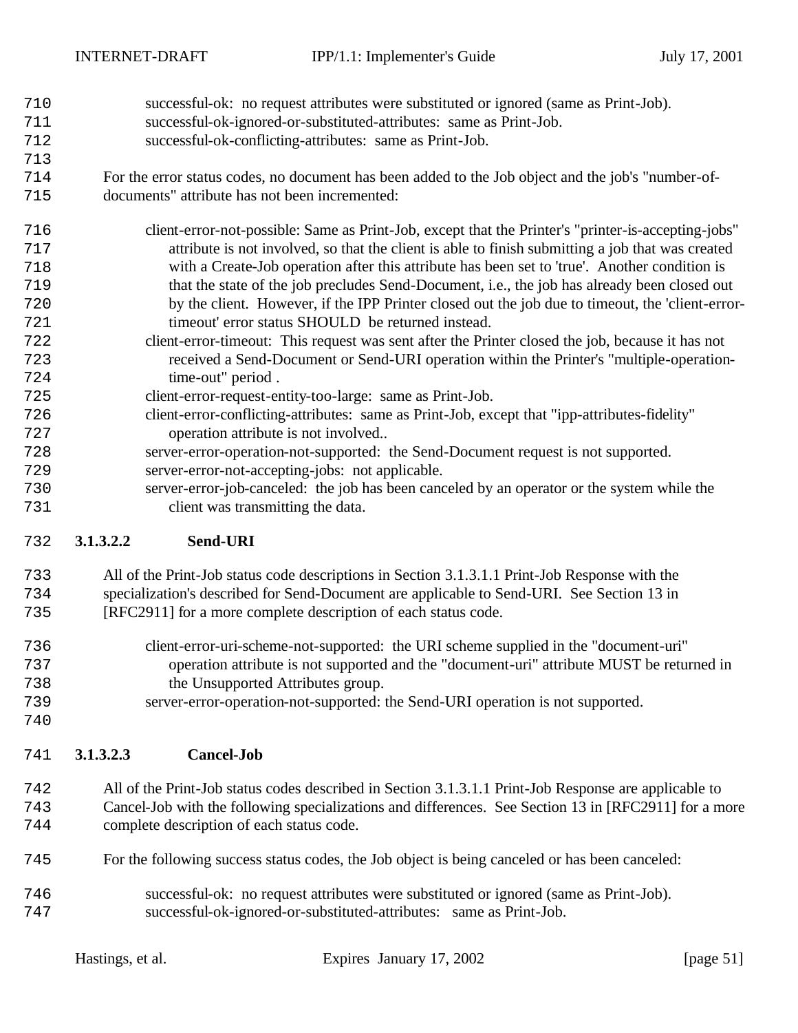successful-ok: no request attributes were substituted or ignored (same as Print-Job).
successful-ok-ignored-or-substituted-attributes: same as Print-Job.
successful-ok-conflicting-attributes: same as Print-Job.

For the error status codes, no document has been added to the Job object and the job's "number-of-documents" attribute has not been incremented:

client-error-not-possible: Same as Print-Job, except that the Printer's "printer-is-accepting-jobs" attribute is not involved, so that the client is able to finish submitting a job that was created with a Create-Job operation after this attribute has been set to 'true'. Another condition is that the state of the job precludes Send-Document, i.e., the job has already been closed out by the client. However, if the IPP Printer closed out the job due to timeout, the 'client-error-timeout' error status SHOULD be returned instead.
client-error-timeout: This request was sent after the Printer closed the job, because it has not received a Send-Document or Send-URI operation within the Printer's "multiple-operation-time-out" period .
client-error-request-entity-too-large: same as Print-Job.
client-error-conflicting-attributes: same as Print-Job, except that "ipp-attributes-fidelity" operation attribute is not involved..
server-error-operation-not-supported: the Send-Document request is not supported.
server-error-not-accepting-jobs: not applicable.
server-error-job-canceled: the job has been canceled by an operator or the system while the client was transmitting the data.

#### 3.1.3.2.2 Send-URI

All of the Print-Job status code descriptions in Section 3.1.3.1.1 Print-Job Response with the specialization's described for Send-Document are applicable to Send-URI. See Section 13 in [RFC2911] for a more complete description of each status code.

client-error-uri-scheme-not-supported: the URI scheme supplied in the "document-uri" operation attribute is not supported and the "document-uri" attribute MUST be returned in the Unsupported Attributes group.
server-error-operation-not-supported: the Send-URI operation is not supported.

#### 3.1.3.2.3 Cancel-Job

All of the Print-Job status codes described in Section 3.1.3.1.1 Print-Job Response are applicable to Cancel-Job with the following specializations and differences. See Section 13 in [RFC2911] for a more complete description of each status code.

For the following success status codes, the Job object is being canceled or has been canceled:

successful-ok: no request attributes were substituted or ignored (same as Print-Job).
successful-ok-ignored-or-substituted-attributes: same as Print-Job.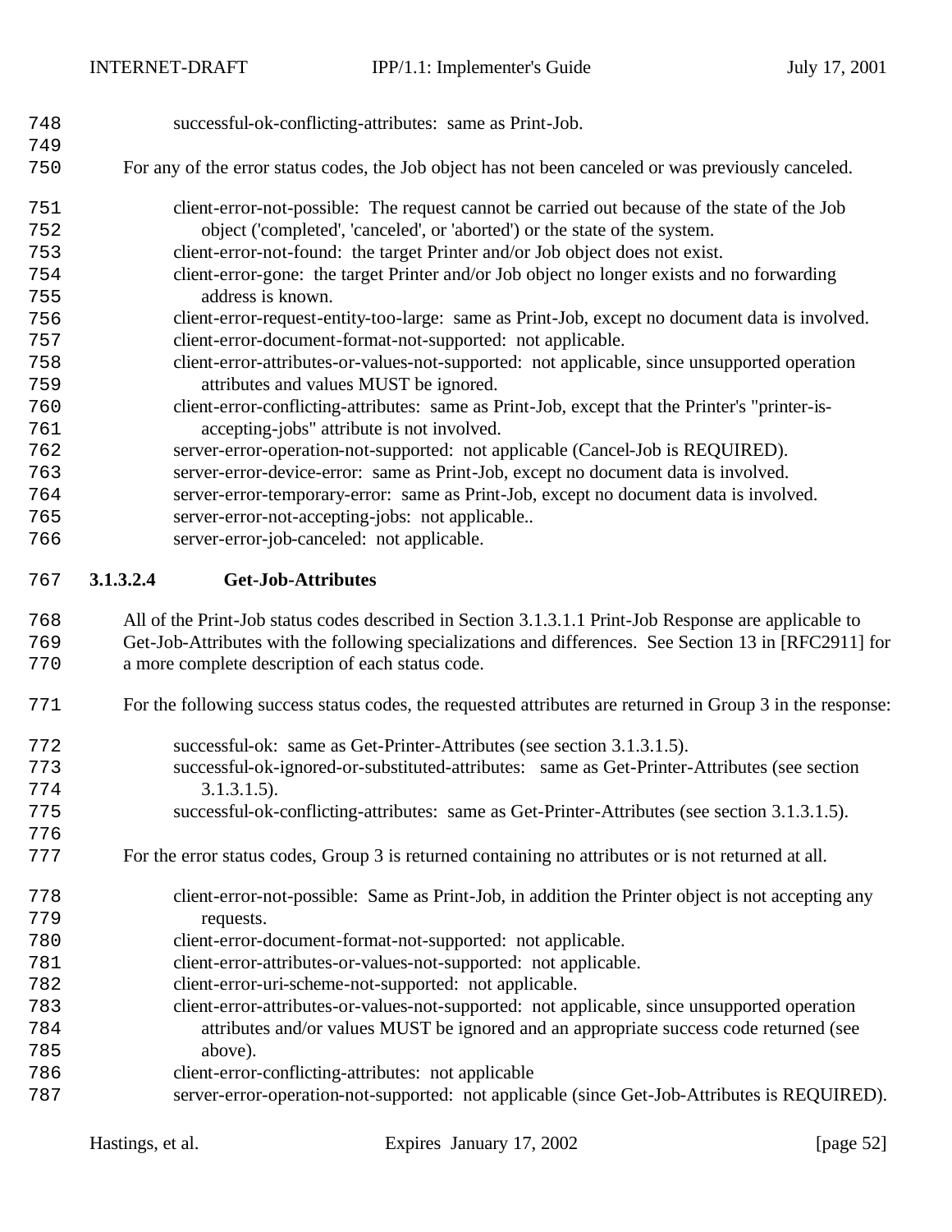successful-ok-conflicting-attributes: same as Print-Job.

For any of the error status codes, the Job object has not been canceled or was previously canceled.

- client-error-not-possible: The request cannot be carried out because of the state of the Job object ('completed', 'canceled', or 'aborted') or the state of the system.
- client-error-not-found: the target Printer and/or Job object does not exist.
- client-error-gone: the target Printer and/or Job object no longer exists and no forwarding address is known.
- client-error-request-entity-too-large: same as Print-Job, except no document data is involved.
- client-error-document-format-not-supported: not applicable.
- client-error-attributes-or-values-not-supported: not applicable, since unsupported operation attributes and values MUST be ignored.
- client-error-conflicting-attributes: same as Print-Job, except that the Printer's "printer-is-accepting-jobs" attribute is not involved.
- server-error-operation-not-supported: not applicable (Cancel-Job is REQUIRED).
- server-error-device-error: same as Print-Job, except no document data is involved.
- server-error-temporary-error: same as Print-Job, except no document data is involved.
- server-error-not-accepting-jobs: not applicable..
- server-error-job-canceled: not applicable.

#### 3.1.3.2.4 Get-Job-Attributes

All of the Print-Job status codes described in Section 3.1.3.1.1 Print-Job Response are applicable to Get-Job-Attributes with the following specializations and differences. See Section 13 in [RFC2911] for a more complete description of each status code.

For the following success status codes, the requested attributes are returned in Group 3 in the response:

- successful-ok: same as Get-Printer-Attributes (see section 3.1.3.1.5).
- successful-ok-ignored-or-substituted-attributes: same as Get-Printer-Attributes (see section 3.1.3.1.5).
- successful-ok-conflicting-attributes: same as Get-Printer-Attributes (see section 3.1.3.1.5).

For the error status codes, Group 3 is returned containing no attributes or is not returned at all.

- client-error-not-possible: Same as Print-Job, in addition the Printer object is not accepting any requests.
- client-error-document-format-not-supported: not applicable.
- client-error-attributes-or-values-not-supported: not applicable.
- client-error-uri-scheme-not-supported: not applicable.
- client-error-attributes-or-values-not-supported: not applicable, since unsupported operation attributes and/or values MUST be ignored and an appropriate success code returned (see above).
- client-error-conflicting-attributes: not applicable
- server-error-operation-not-supported: not applicable (since Get-Job-Attributes is REQUIRED).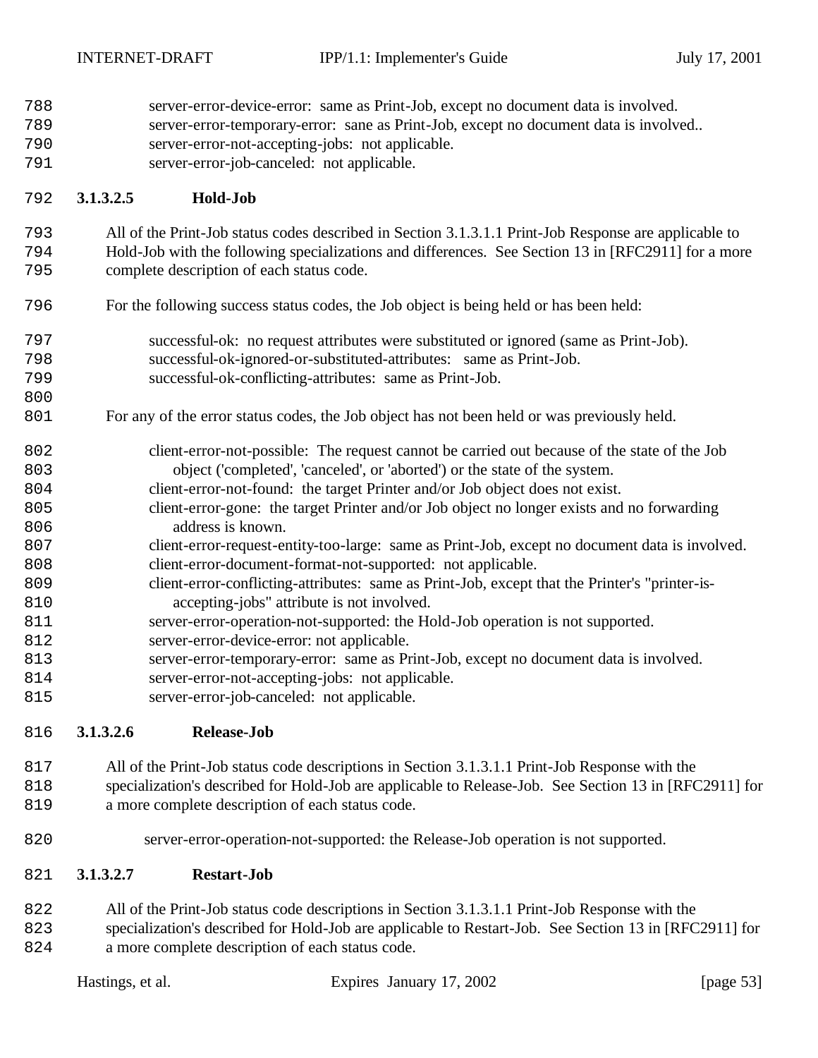server-error-device-error:  same as Print-Job, except no document data is involved.
server-error-temporary-error:  sane as Print-Job, except no document data is involved..
server-error-not-accepting-jobs:  not applicable.
server-error-job-canceled:  not applicable.

##### 3.1.3.2.5 Hold-Job

All of the Print-Job status codes described in Section 3.1.3.1.1 Print-Job Response are applicable to Hold-Job with the following specializations and differences.  See Section 13 in [RFC2911] for a more complete description of each status code.

For the following success status codes, the Job object is being held or has been held:

successful-ok:  no request attributes were substituted or ignored (same as Print-Job).
successful-ok-ignored-or-substituted-attributes:   same as Print-Job.
successful-ok-conflicting-attributes:  same as Print-Job.

For any of the error status codes, the Job object has not been held or was previously held.

client-error-not-possible:  The request cannot be carried out because of the state of the Job object ('completed', 'canceled', or 'aborted') or the state of the system.
client-error-not-found:  the target Printer and/or Job object does not exist.
client-error-gone:  the target Printer and/or Job object no longer exists and no forwarding address is known.
client-error-request-entity-too-large:  same as Print-Job, except no document data is involved.
client-error-document-format-not-supported:  not applicable.
client-error-conflicting-attributes:  same as Print-Job, except that the Printer's "printer-is-accepting-jobs" attribute is not involved.
server-error-operation-not-supported: the Hold-Job operation is not supported.
server-error-device-error: not applicable.
server-error-temporary-error:  same as Print-Job, except no document data is involved.
server-error-not-accepting-jobs:  not applicable.
server-error-job-canceled:  not applicable.

##### 3.1.3.2.6 Release-Job

All of the Print-Job status code descriptions in Section 3.1.3.1.1 Print-Job Response with the specialization's described for Hold-Job are applicable to Release-Job.  See Section 13 in [RFC2911] for a more complete description of each status code.

server-error-operation-not-supported: the Release-Job operation is not supported.

##### 3.1.3.2.7 Restart-Job

All of the Print-Job status code descriptions in Section 3.1.3.1.1 Print-Job Response with the specialization's described for Hold-Job are applicable to Restart-Job.  See Section 13 in [RFC2911] for a more complete description of each status code.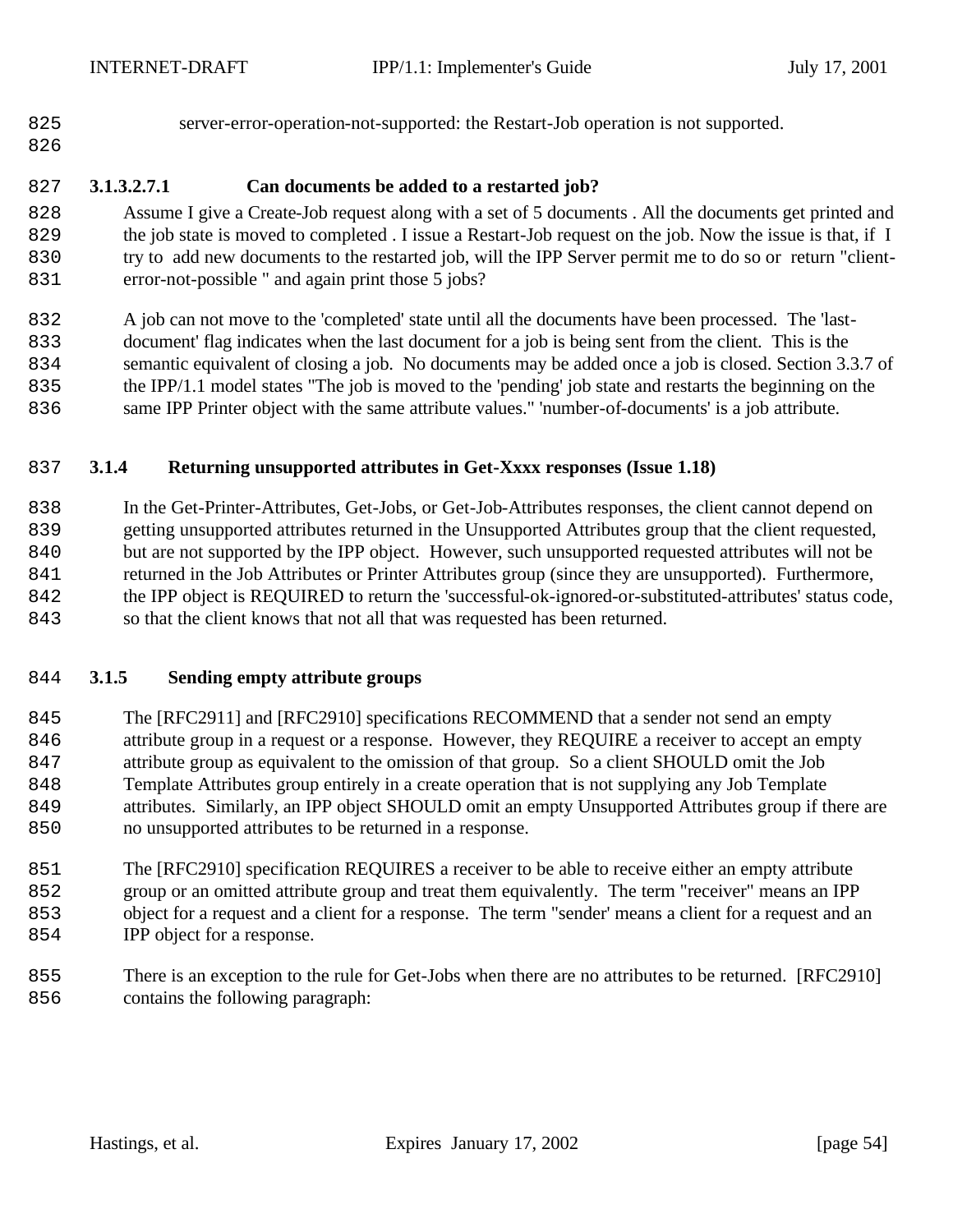server-error-operation-not-supported: the Restart-Job operation is not supported.

##### 3.1.3.2.7.1 Can documents be added to a restarted job?

Assume I give a Create-Job request along with a set of 5 documents . All the documents get printed and the job state is moved to completed . I issue a Restart-Job request on the job. Now the issue is that, if I try to add new documents to the restarted job, will the IPP Server permit me to do so or return "client-error-not-possible " and again print those 5 jobs?

A job can not move to the 'completed' state until all the documents have been processed. The 'last-document' flag indicates when the last document for a job is being sent from the client. This is the semantic equivalent of closing a job. No documents may be added once a job is closed. Section 3.3.7 of the IPP/1.1 model states "The job is moved to the 'pending' job state and restarts the beginning on the same IPP Printer object with the same attribute values." 'number-of-documents' is a job attribute.

### 3.1.4 Returning unsupported attributes in Get-Xxxx responses (Issue 1.18)

In the Get-Printer-Attributes, Get-Jobs, or Get-Job-Attributes responses, the client cannot depend on getting unsupported attributes returned in the Unsupported Attributes group that the client requested, but are not supported by the IPP object. However, such unsupported requested attributes will not be returned in the Job Attributes or Printer Attributes group (since they are unsupported). Furthermore, the IPP object is REQUIRED to return the 'successful-ok-ignored-or-substituted-attributes' status code, so that the client knows that not all that was requested has been returned.

### 3.1.5 Sending empty attribute groups

The [RFC2911] and [RFC2910] specifications RECOMMEND that a sender not send an empty attribute group in a request or a response. However, they REQUIRE a receiver to accept an empty attribute group as equivalent to the omission of that group. So a client SHOULD omit the Job Template Attributes group entirely in a create operation that is not supplying any Job Template attributes. Similarly, an IPP object SHOULD omit an empty Unsupported Attributes group if there are no unsupported attributes to be returned in a response.

The [RFC2910] specification REQUIRES a receiver to be able to receive either an empty attribute group or an omitted attribute group and treat them equivalently. The term "receiver" means an IPP object for a request and a client for a response. The term "sender' means a client for a request and an IPP object for a response.

There is an exception to the rule for Get-Jobs when there are no attributes to be returned. [RFC2910] contains the following paragraph: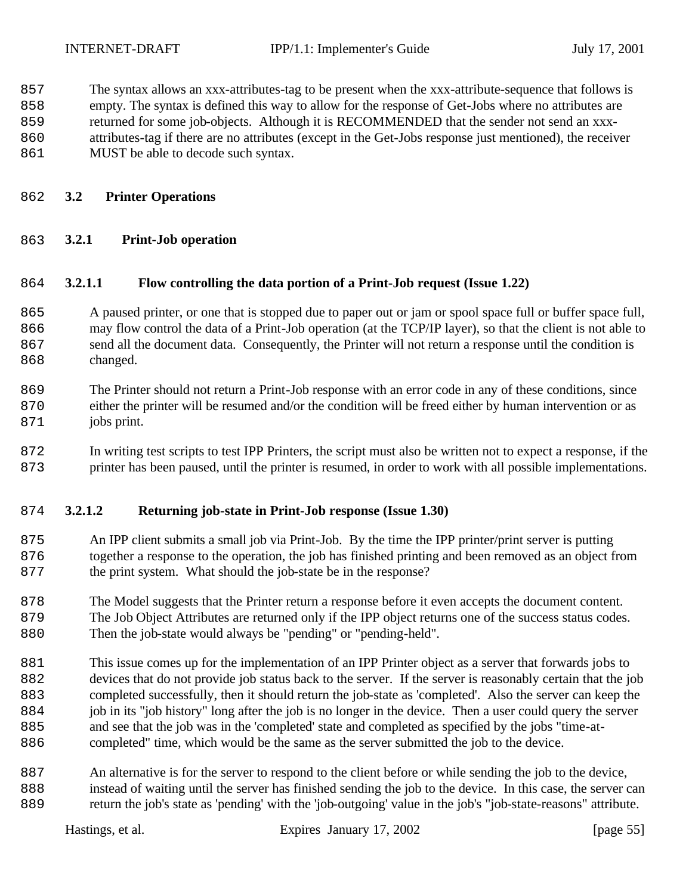The syntax allows an xxx-attributes-tag to be present when the xxx-attribute-sequence that follows is empty. The syntax is defined this way to allow for the response of Get-Jobs where no attributes are returned for some job-objects. Although it is RECOMMENDED that the sender not send an xxx-attributes-tag if there are no attributes (except in the Get-Jobs response just mentioned), the receiver MUST be able to decode such syntax.

## 3.2 Printer Operations

### 3.2.1 Print-Job operation

#### 3.2.1.1 Flow controlling the data portion of a Print-Job request (Issue 1.22)

A paused printer, or one that is stopped due to paper out or jam or spool space full or buffer space full, may flow control the data of a Print-Job operation (at the TCP/IP layer), so that the client is not able to send all the document data. Consequently, the Printer will not return a response until the condition is changed.

The Printer should not return a Print-Job response with an error code in any of these conditions, since either the printer will be resumed and/or the condition will be freed either by human intervention or as jobs print.

In writing test scripts to test IPP Printers, the script must also be written not to expect a response, if the printer has been paused, until the printer is resumed, in order to work with all possible implementations.

#### 3.2.1.2 Returning job-state in Print-Job response (Issue 1.30)

An IPP client submits a small job via Print-Job. By the time the IPP printer/print server is putting together a response to the operation, the job has finished printing and been removed as an object from the print system. What should the job-state be in the response?

The Model suggests that the Printer return a response before it even accepts the document content. The Job Object Attributes are returned only if the IPP object returns one of the success status codes. Then the job-state would always be "pending" or "pending-held".

This issue comes up for the implementation of an IPP Printer object as a server that forwards jobs to devices that do not provide job status back to the server. If the server is reasonably certain that the job completed successfully, then it should return the job-state as 'completed'. Also the server can keep the job in its "job history" long after the job is no longer in the device. Then a user could query the server and see that the job was in the 'completed' state and completed as specified by the jobs "time-at-completed" time, which would be the same as the server submitted the job to the device.

An alternative is for the server to respond to the client before or while sending the job to the device, instead of waiting until the server has finished sending the job to the device. In this case, the server can return the job's state as 'pending' with the 'job-outgoing' value in the job's "job-state-reasons" attribute.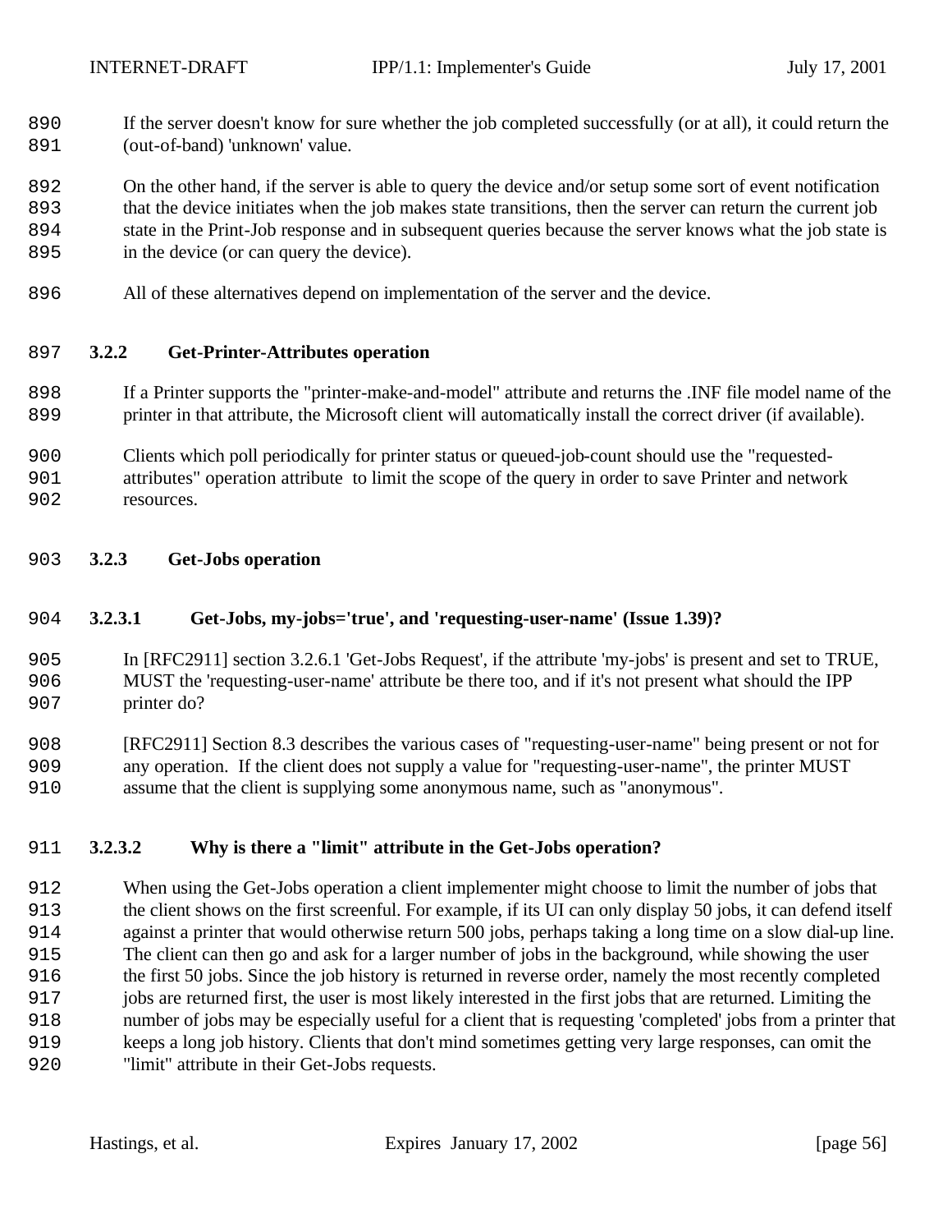If the server doesn't know for sure whether the job completed successfully (or at all), it could return the (out-of-band) 'unknown' value.

On the other hand, if the server is able to query the device and/or setup some sort of event notification that the device initiates when the job makes state transitions, then the server can return the current job state in the Print-Job response and in subsequent queries because the server knows what the job state is in the device (or can query the device).

All of these alternatives depend on implementation of the server and the device.

### 3.2.2 Get-Printer-Attributes operation

If a Printer supports the "printer-make-and-model" attribute and returns the .INF file model name of the printer in that attribute, the Microsoft client will automatically install the correct driver (if available).

Clients which poll periodically for printer status or queued-job-count should use the "requested-attributes" operation attribute to limit the scope of the query in order to save Printer and network resources.

### 3.2.3 Get-Jobs operation

#### 3.2.3.1 Get-Jobs, my-jobs='true', and 'requesting-user-name' (Issue 1.39)?

In [RFC2911] section 3.2.6.1 'Get-Jobs Request', if the attribute 'my-jobs' is present and set to TRUE, MUST the 'requesting-user-name' attribute be there too, and if it's not present what should the IPP printer do?

[RFC2911] Section 8.3 describes the various cases of "requesting-user-name" being present or not for any operation. If the client does not supply a value for "requesting-user-name", the printer MUST assume that the client is supplying some anonymous name, such as "anonymous".

#### 3.2.3.2 Why is there a "limit" attribute in the Get-Jobs operation?

When using the Get-Jobs operation a client implementer might choose to limit the number of jobs that the client shows on the first screenful. For example, if its UI can only display 50 jobs, it can defend itself against a printer that would otherwise return 500 jobs, perhaps taking a long time on a slow dial-up line. The client can then go and ask for a larger number of jobs in the background, while showing the user the first 50 jobs. Since the job history is returned in reverse order, namely the most recently completed jobs are returned first, the user is most likely interested in the first jobs that are returned. Limiting the number of jobs may be especially useful for a client that is requesting 'completed' jobs from a printer that keeps a long job history. Clients that don't mind sometimes getting very large responses, can omit the "limit" attribute in their Get-Jobs requests.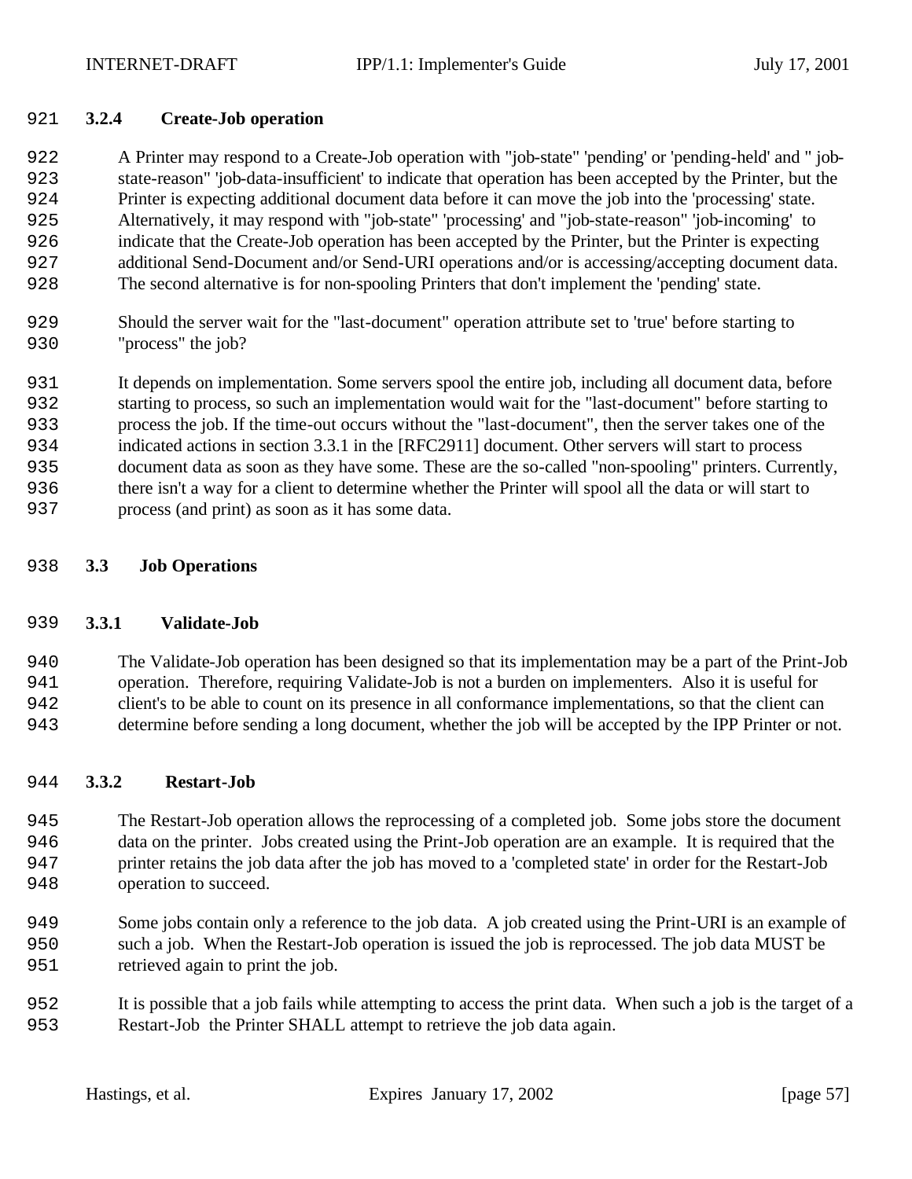### 3.2.4 Create-Job operation

A Printer may respond to a Create-Job operation with "job-state" 'pending' or 'pending-held' and " job-state-reason" 'job-data-insufficient' to indicate that operation has been accepted by the Printer, but the Printer is expecting additional document data before it can move the job into the 'processing' state. Alternatively, it may respond with "job-state" 'processing' and "job-state-reason" 'job-incoming' to indicate that the Create-Job operation has been accepted by the Printer, but the Printer is expecting additional Send-Document and/or Send-URI operations and/or is accessing/accepting document data. The second alternative is for non-spooling Printers that don't implement the 'pending' state.

Should the server wait for the "last-document" operation attribute set to 'true' before starting to "process" the job?

It depends on implementation. Some servers spool the entire job, including all document data, before starting to process, so such an implementation would wait for the "last-document" before starting to process the job. If the time-out occurs without the "last-document", then the server takes one of the indicated actions in section 3.3.1 in the [RFC2911] document. Other servers will start to process document data as soon as they have some. These are the so-called "non-spooling" printers. Currently, there isn't a way for a client to determine whether the Printer will spool all the data or will start to process (and print) as soon as it has some data.

## 3.3 Job Operations

### 3.3.1 Validate-Job

The Validate-Job operation has been designed so that its implementation may be a part of the Print-Job operation. Therefore, requiring Validate-Job is not a burden on implementers. Also it is useful for client's to be able to count on its presence in all conformance implementations, so that the client can determine before sending a long document, whether the job will be accepted by the IPP Printer or not.

### 3.3.2 Restart-Job

The Restart-Job operation allows the reprocessing of a completed job. Some jobs store the document data on the printer. Jobs created using the Print-Job operation are an example. It is required that the printer retains the job data after the job has moved to a 'completed state' in order for the Restart-Job operation to succeed.

Some jobs contain only a reference to the job data. A job created using the Print-URI is an example of such a job. When the Restart-Job operation is issued the job is reprocessed. The job data MUST be retrieved again to print the job.

It is possible that a job fails while attempting to access the print data. When such a job is the target of a Restart-Job the Printer SHALL attempt to retrieve the job data again.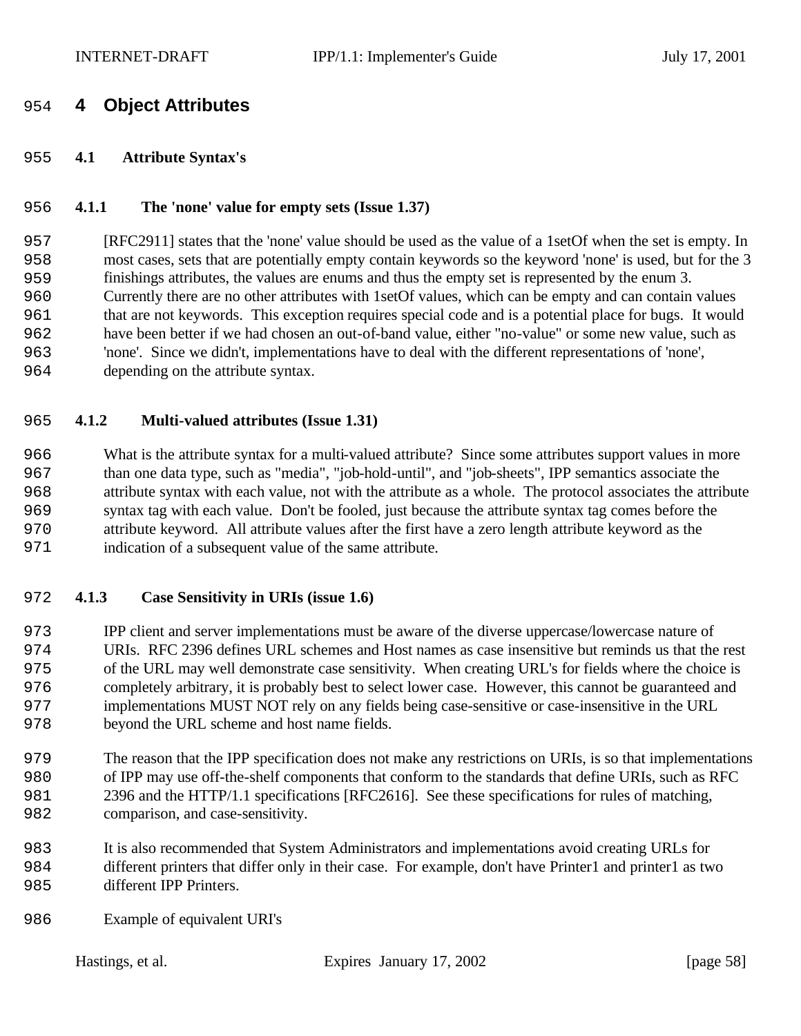# 4 Object Attributes

## 4.1 Attribute Syntax's

### 4.1.1 The 'none' value for empty sets (Issue 1.37)

[RFC2911] states that the 'none' value should be used as the value of a 1setOf when the set is empty. In most cases, sets that are potentially empty contain keywords so the keyword 'none' is used, but for the 3 finishings attributes, the values are enums and thus the empty set is represented by the enum 3. Currently there are no other attributes with 1setOf values, which can be empty and can contain values that are not keywords. This exception requires special code and is a potential place for bugs. It would have been better if we had chosen an out-of-band value, either "no-value" or some new value, such as 'none'. Since we didn't, implementations have to deal with the different representations of 'none', depending on the attribute syntax.

### 4.1.2 Multi-valued attributes (Issue 1.31)

What is the attribute syntax for a multi-valued attribute? Since some attributes support values in more than one data type, such as "media", "job-hold-until", and "job-sheets", IPP semantics associate the attribute syntax with each value, not with the attribute as a whole. The protocol associates the attribute syntax tag with each value. Don't be fooled, just because the attribute syntax tag comes before the attribute keyword. All attribute values after the first have a zero length attribute keyword as the indication of a subsequent value of the same attribute.

### 4.1.3 Case Sensitivity in URIs (issue 1.6)

IPP client and server implementations must be aware of the diverse uppercase/lowercase nature of URIs. RFC 2396 defines URL schemes and Host names as case insensitive but reminds us that the rest of the URL may well demonstrate case sensitivity. When creating URL's for fields where the choice is completely arbitrary, it is probably best to select lower case. However, this cannot be guaranteed and implementations MUST NOT rely on any fields being case-sensitive or case-insensitive in the URL beyond the URL scheme and host name fields.

The reason that the IPP specification does not make any restrictions on URIs, is so that implementations of IPP may use off-the-shelf components that conform to the standards that define URIs, such as RFC 2396 and the HTTP/1.1 specifications [RFC2616]. See these specifications for rules of matching, comparison, and case-sensitivity.

It is also recommended that System Administrators and implementations avoid creating URLs for different printers that differ only in their case. For example, don't have Printer1 and printer1 as two different IPP Printers.

Example of equivalent URI's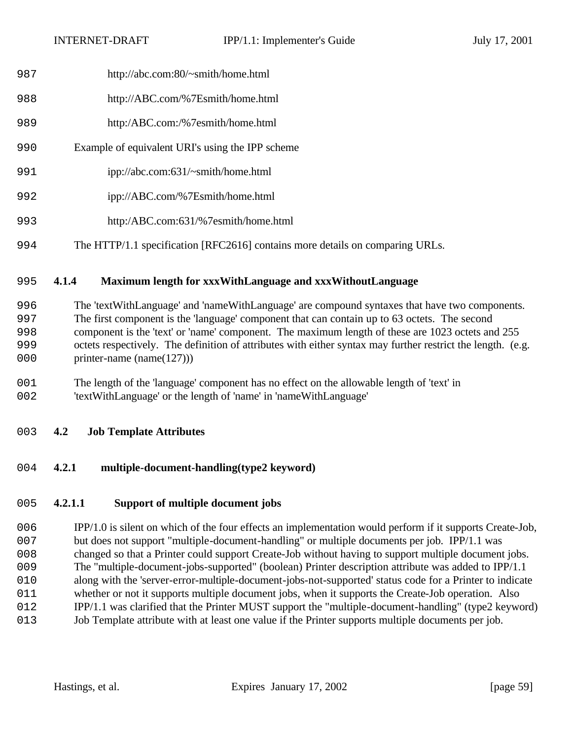http://abc.com:80/~smith/home.html

http://ABC.com/%7Esmith/home.html

http:/ABC.com:/%7esmith/home.html

Example of equivalent URI's using the IPP scheme

ipp://abc.com:631/~smith/home.html

ipp://ABC.com/%7Esmith/home.html

http:/ABC.com:631/%7esmith/home.html

The HTTP/1.1 specification [RFC2616] contains more details on comparing URLs.

#### 4.1.4 Maximum length for xxxWithLanguage and xxxWithoutLanguage

The 'textWithLanguage' and 'nameWithLanguage' are compound syntaxes that have two components. The first component is the 'language' component that can contain up to 63 octets. The second component is the 'text' or 'name' component. The maximum length of these are 1023 octets and 255 octets respectively. The definition of attributes with either syntax may further restrict the length. (e.g. printer-name (name(127)))

The length of the 'language' component has no effect on the allowable length of 'text' in 'textWithLanguage' or the length of 'name' in 'nameWithLanguage'

### 4.2 Job Template Attributes

#### 4.2.1 multiple-document-handling(type2 keyword)

##### 4.2.1.1 Support of multiple document jobs

IPP/1.0 is silent on which of the four effects an implementation would perform if it supports Create-Job, but does not support "multiple-document-handling" or multiple documents per job. IPP/1.1 was changed so that a Printer could support Create-Job without having to support multiple document jobs. The "multiple-document-jobs-supported" (boolean) Printer description attribute was added to IPP/1.1 along with the 'server-error-multiple-document-jobs-not-supported' status code for a Printer to indicate whether or not it supports multiple document jobs, when it supports the Create-Job operation. Also IPP/1.1 was clarified that the Printer MUST support the "multiple-document-handling" (type2 keyword) Job Template attribute with at least one value if the Printer supports multiple documents per job.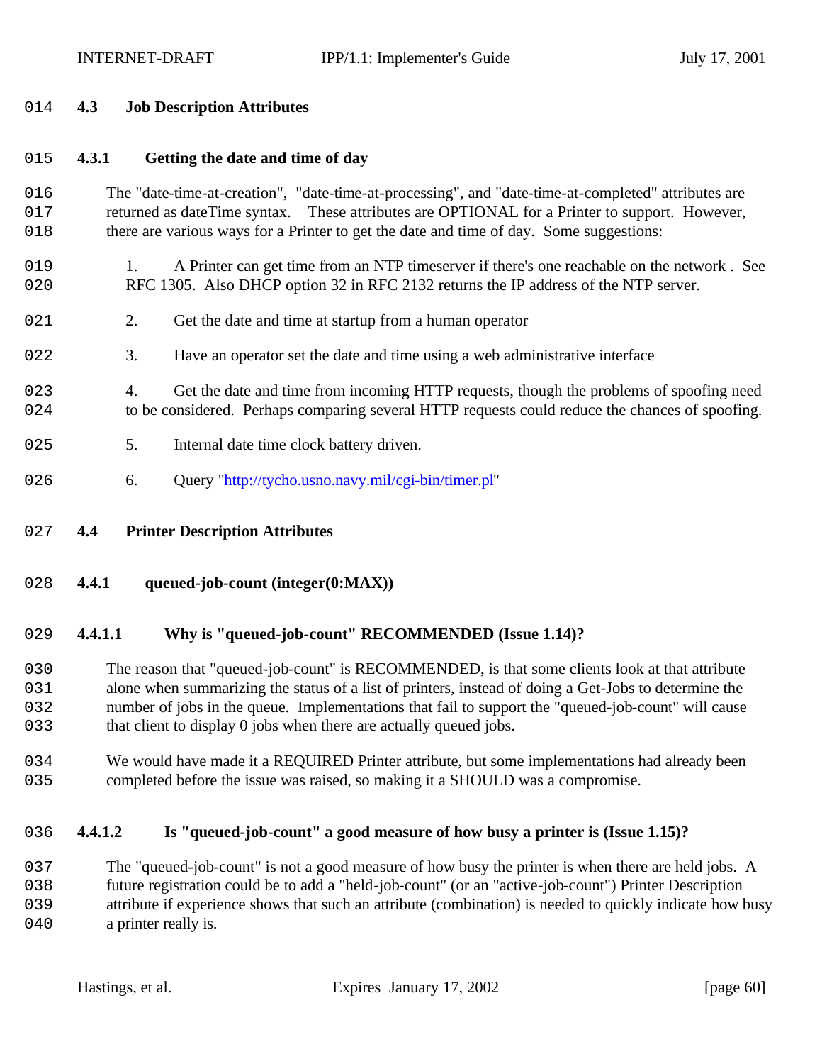### 4.3 Job Description Attributes

#### 4.3.1 Getting the date and time of day

The "date-time-at-creation", "date-time-at-processing", and "date-time-at-completed" attributes are returned as dateTime syntax. These attributes are OPTIONAL for a Printer to support. However, there are various ways for a Printer to get the date and time of day. Some suggestions:

1. A Printer can get time from an NTP timeserver if there's one reachable on the network . See RFC 1305. Also DHCP option 32 in RFC 2132 returns the IP address of the NTP server.
2. Get the date and time at startup from a human operator
3. Have an operator set the date and time using a web administrative interface
4. Get the date and time from incoming HTTP requests, though the problems of spoofing need to be considered. Perhaps comparing several HTTP requests could reduce the chances of spoofing.
5. Internal date time clock battery driven.
6. Query "http://tycho.usno.navy.mil/cgi-bin/timer.pl"

### 4.4 Printer Description Attributes

#### 4.4.1 queued-job-count (integer(0:MAX))

##### 4.4.1.1 Why is "queued-job-count" RECOMMENDED (Issue 1.14)?

The reason that "queued-job-count" is RECOMMENDED, is that some clients look at that attribute alone when summarizing the status of a list of printers, instead of doing a Get-Jobs to determine the number of jobs in the queue. Implementations that fail to support the "queued-job-count" will cause that client to display 0 jobs when there are actually queued jobs.

We would have made it a REQUIRED Printer attribute, but some implementations had already been completed before the issue was raised, so making it a SHOULD was a compromise.

##### 4.4.1.2 Is "queued-job-count" a good measure of how busy a printer is (Issue 1.15)?

The "queued-job-count" is not a good measure of how busy the printer is when there are held jobs. A future registration could be to add a "held-job-count" (or an "active-job-count") Printer Description attribute if experience shows that such an attribute (combination) is needed to quickly indicate how busy a printer really is.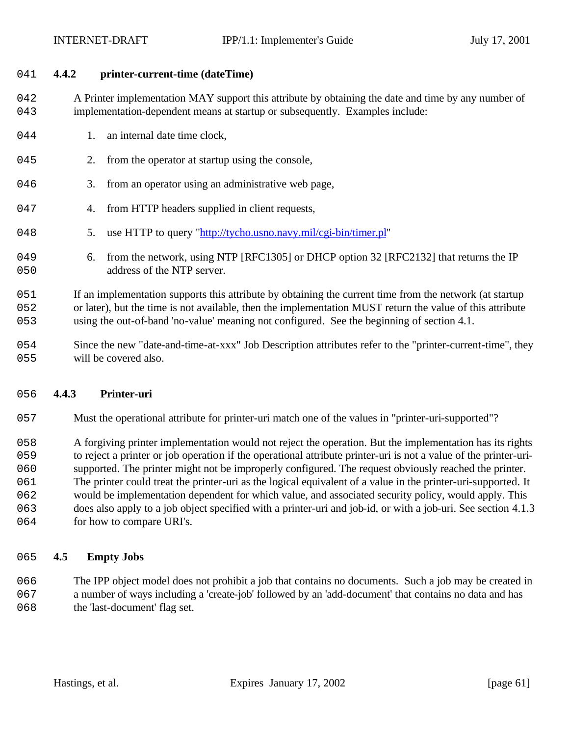### 4.4.2 printer-current-time (dateTime)

A Printer implementation MAY support this attribute by obtaining the date and time by any number of implementation-dependent means at startup or subsequently. Examples include:

1. an internal date time clock,
2. from the operator at startup using the console,
3. from an operator using an administrative web page,
4. from HTTP headers supplied in client requests,
5. use HTTP to query "http://tycho.usno.navy.mil/cgi-bin/timer.pl"
6. from the network, using NTP [RFC1305] or DHCP option 32 [RFC2132] that returns the IP address of the NTP server.

If an implementation supports this attribute by obtaining the current time from the network (at startup or later), but the time is not available, then the implementation MUST return the value of this attribute using the out-of-band 'no-value' meaning not configured. See the beginning of section 4.1.

Since the new "date-and-time-at-xxx" Job Description attributes refer to the "printer-current-time", they will be covered also.

### 4.4.3 Printer-uri

Must the operational attribute for printer-uri match one of the values in "printer-uri-supported"?

A forgiving printer implementation would not reject the operation. But the implementation has its rights to reject a printer or job operation if the operational attribute printer-uri is not a value of the printer-uri-supported. The printer might not be improperly configured. The request obviously reached the printer. The printer could treat the printer-uri as the logical equivalent of a value in the printer-uri-supported. It would be implementation dependent for which value, and associated security policy, would apply. This does also apply to a job object specified with a printer-uri and job-id, or with a job-uri. See section 4.1.3 for how to compare URI's.

## 4.5 Empty Jobs

The IPP object model does not prohibit a job that contains no documents. Such a job may be created in a number of ways including a 'create-job' followed by an 'add-document' that contains no data and has the 'last-document' flag set.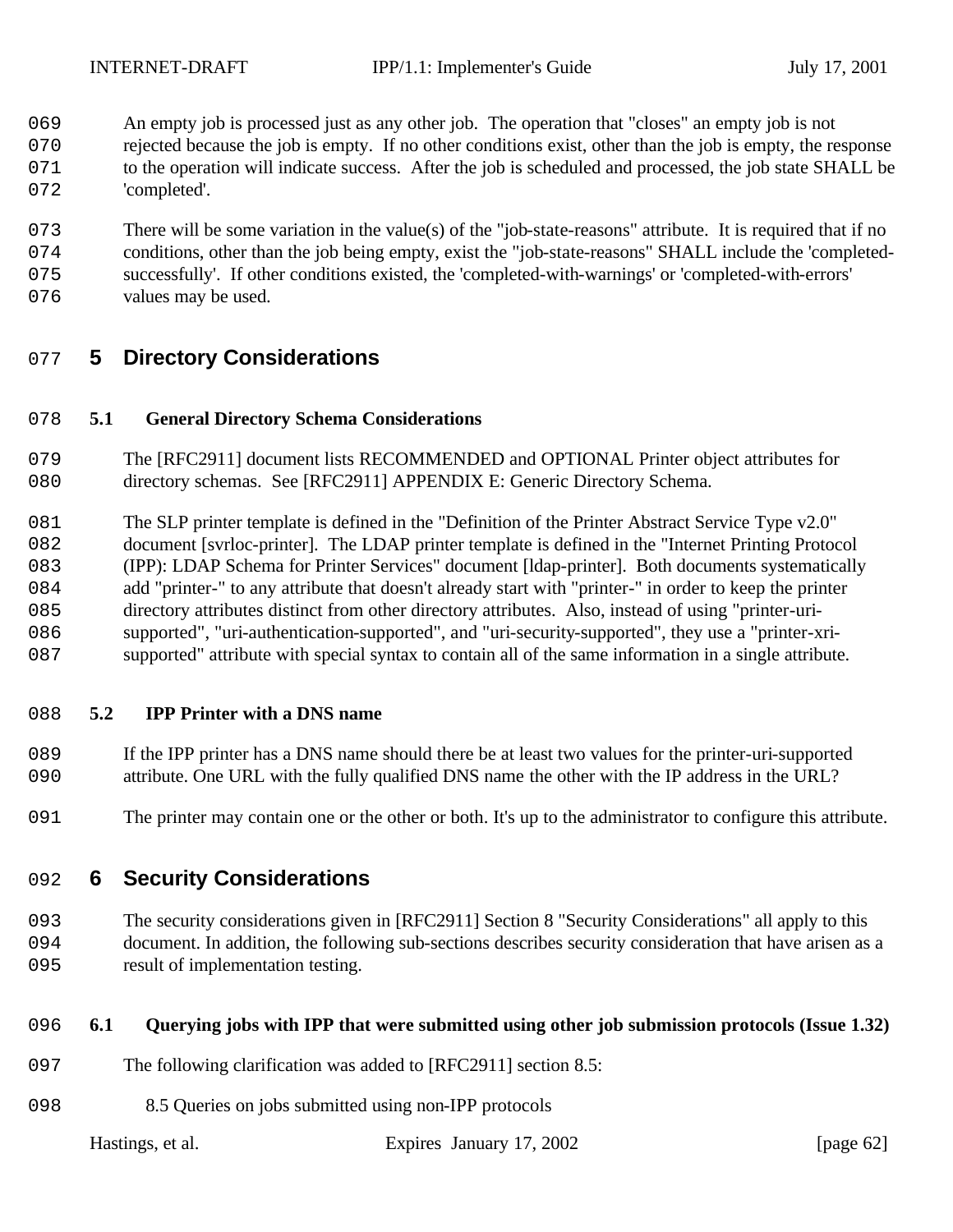An empty job is processed just as any other job. The operation that "closes" an empty job is not rejected because the job is empty. If no other conditions exist, other than the job is empty, the response to the operation will indicate success. After the job is scheduled and processed, the job state SHALL be 'completed'.

There will be some variation in the value(s) of the "job-state-reasons" attribute. It is required that if no conditions, other than the job being empty, exist the "job-state-reasons" SHALL include the 'completed-successfully'. If other conditions existed, the 'completed-with-warnings' or 'completed-with-errors' values may be used.

# 5 Directory Considerations

## 5.1 General Directory Schema Considerations

The [RFC2911] document lists RECOMMENDED and OPTIONAL Printer object attributes for directory schemas. See [RFC2911] APPENDIX E: Generic Directory Schema.

The SLP printer template is defined in the "Definition of the Printer Abstract Service Type v2.0" document [svrloc-printer]. The LDAP printer template is defined in the "Internet Printing Protocol (IPP): LDAP Schema for Printer Services" document [ldap-printer]. Both documents systematically add "printer-" to any attribute that doesn't already start with "printer-" in order to keep the printer directory attributes distinct from other directory attributes. Also, instead of using "printer-uri-supported", "uri-authentication-supported", and "uri-security-supported", they use a "printer-xri-supported" attribute with special syntax to contain all of the same information in a single attribute.

## 5.2 IPP Printer with a DNS name

If the IPP printer has a DNS name should there be at least two values for the printer-uri-supported attribute. One URL with the fully qualified DNS name the other with the IP address in the URL?

The printer may contain one or the other or both. It's up to the administrator to configure this attribute.

# 6 Security Considerations

The security considerations given in [RFC2911] Section 8 "Security Considerations" all apply to this document. In addition, the following sub-sections describes security consideration that have arisen as a result of implementation testing.

## 6.1 Querying jobs with IPP that were submitted using other job submission protocols (Issue 1.32)

The following clarification was added to [RFC2911] section 8.5:

8.5 Queries on jobs submitted using non-IPP protocols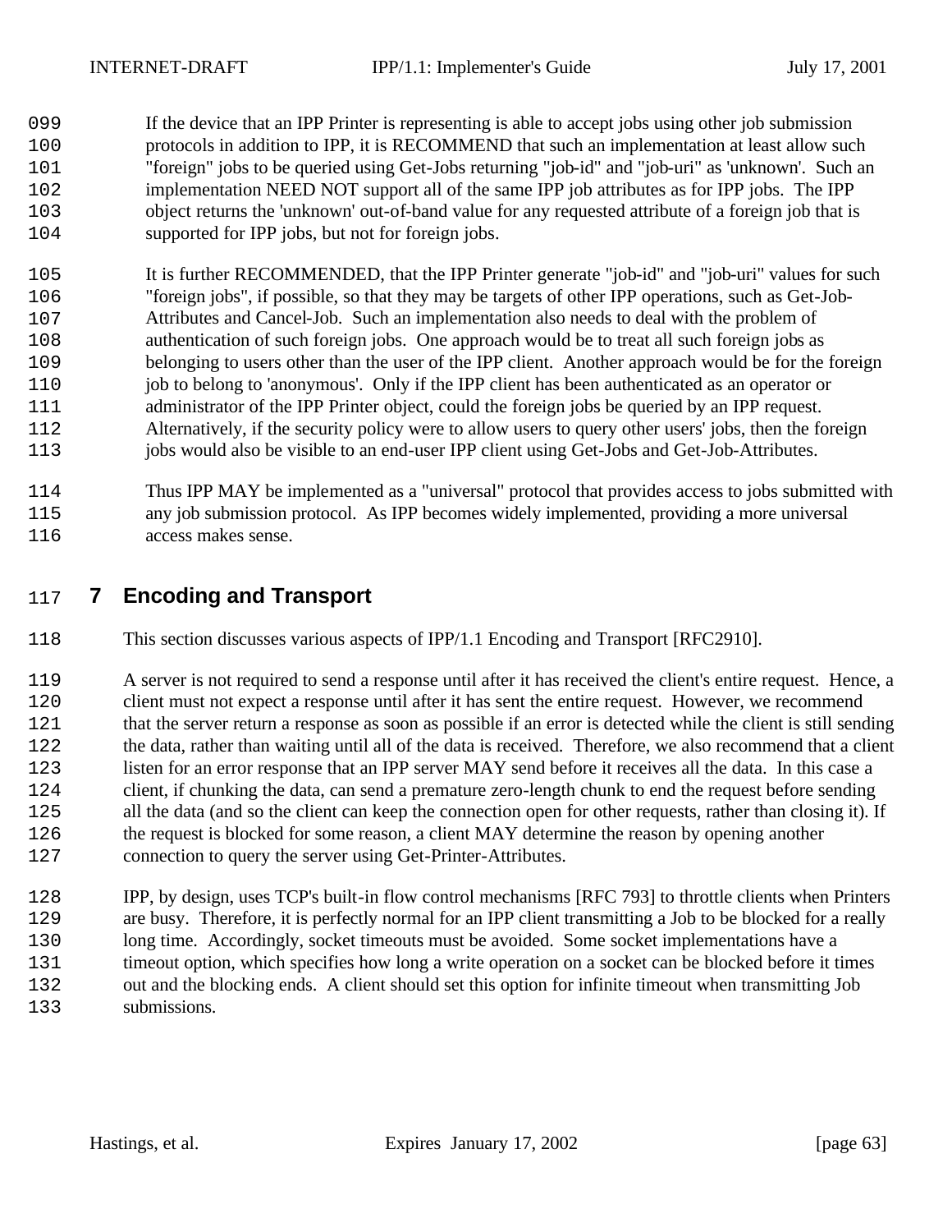If the device that an IPP Printer is representing is able to accept jobs using other job submission protocols in addition to IPP, it is RECOMMEND that such an implementation at least allow such "foreign" jobs to be queried using Get-Jobs returning "job-id" and "job-uri" as 'unknown'. Such an implementation NEED NOT support all of the same IPP job attributes as for IPP jobs. The IPP object returns the 'unknown' out-of-band value for any requested attribute of a foreign job that is supported for IPP jobs, but not for foreign jobs.

It is further RECOMMENDED, that the IPP Printer generate "job-id" and "job-uri" values for such "foreign jobs", if possible, so that they may be targets of other IPP operations, such as Get-Job-Attributes and Cancel-Job. Such an implementation also needs to deal with the problem of authentication of such foreign jobs. One approach would be to treat all such foreign jobs as belonging to users other than the user of the IPP client. Another approach would be for the foreign job to belong to 'anonymous'. Only if the IPP client has been authenticated as an operator or administrator of the IPP Printer object, could the foreign jobs be queried by an IPP request. Alternatively, if the security policy were to allow users to query other users' jobs, then the foreign jobs would also be visible to an end-user IPP client using Get-Jobs and Get-Job-Attributes.

Thus IPP MAY be implemented as a "universal" protocol that provides access to jobs submitted with any job submission protocol. As IPP becomes widely implemented, providing a more universal access makes sense.

# 7 Encoding and Transport

This section discusses various aspects of IPP/1.1 Encoding and Transport [RFC2910].

A server is not required to send a response until after it has received the client's entire request. Hence, a client must not expect a response until after it has sent the entire request. However, we recommend that the server return a response as soon as possible if an error is detected while the client is still sending the data, rather than waiting until all of the data is received. Therefore, we also recommend that a client listen for an error response that an IPP server MAY send before it receives all the data. In this case a client, if chunking the data, can send a premature zero-length chunk to end the request before sending all the data (and so the client can keep the connection open for other requests, rather than closing it). If the request is blocked for some reason, a client MAY determine the reason by opening another connection to query the server using Get-Printer-Attributes.

IPP, by design, uses TCP's built-in flow control mechanisms [RFC 793] to throttle clients when Printers are busy. Therefore, it is perfectly normal for an IPP client transmitting a Job to be blocked for a really long time. Accordingly, socket timeouts must be avoided. Some socket implementations have a timeout option, which specifies how long a write operation on a socket can be blocked before it times out and the blocking ends. A client should set this option for infinite timeout when transmitting Job submissions.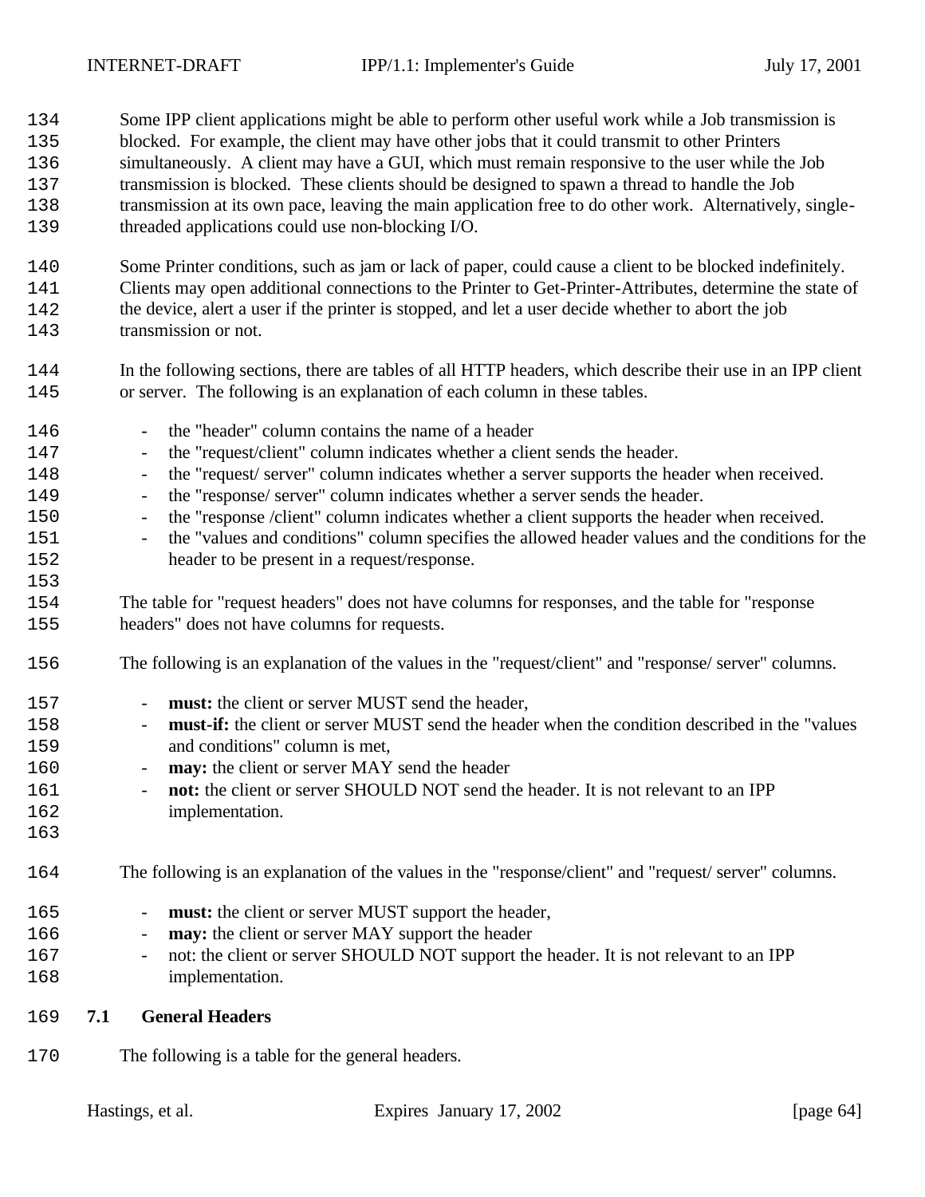Some IPP client applications might be able to perform other useful work while a Job transmission is blocked. For example, the client may have other jobs that it could transmit to other Printers simultaneously. A client may have a GUI, which must remain responsive to the user while the Job transmission is blocked. These clients should be designed to spawn a thread to handle the Job transmission at its own pace, leaving the main application free to do other work. Alternatively, single-threaded applications could use non-blocking I/O.

Some Printer conditions, such as jam or lack of paper, could cause a client to be blocked indefinitely. Clients may open additional connections to the Printer to Get-Printer-Attributes, determine the state of the device, alert a user if the printer is stopped, and let a user decide whether to abort the job transmission or not.

In the following sections, there are tables of all HTTP headers, which describe their use in an IPP client or server. The following is an explanation of each column in these tables.

- the "header" column contains the name of a header
- the "request/client" column indicates whether a client sends the header.
- the "request/ server" column indicates whether a server supports the header when received.
- the "response/ server" column indicates whether a server sends the header.
- the "response /client" column indicates whether a client supports the header when received.
- the "values and conditions" column specifies the allowed header values and the conditions for the header to be present in a request/response.

The table for "request headers" does not have columns for responses, and the table for "response headers" does not have columns for requests.

The following is an explanation of the values in the "request/client" and "response/ server" columns.

- **must:** the client or server MUST send the header,
- **must-if:** the client or server MUST send the header when the condition described in the "values and conditions" column is met,
- **may:** the client or server MAY send the header
- **not:** the client or server SHOULD NOT send the header. It is not relevant to an IPP implementation.

The following is an explanation of the values in the "response/client" and "request/ server" columns.

- **must:** the client or server MUST support the header,
- **may:** the client or server MAY support the header
- not: the client or server SHOULD NOT support the header. It is not relevant to an IPP implementation.

## 7.1 General Headers

The following is a table for the general headers.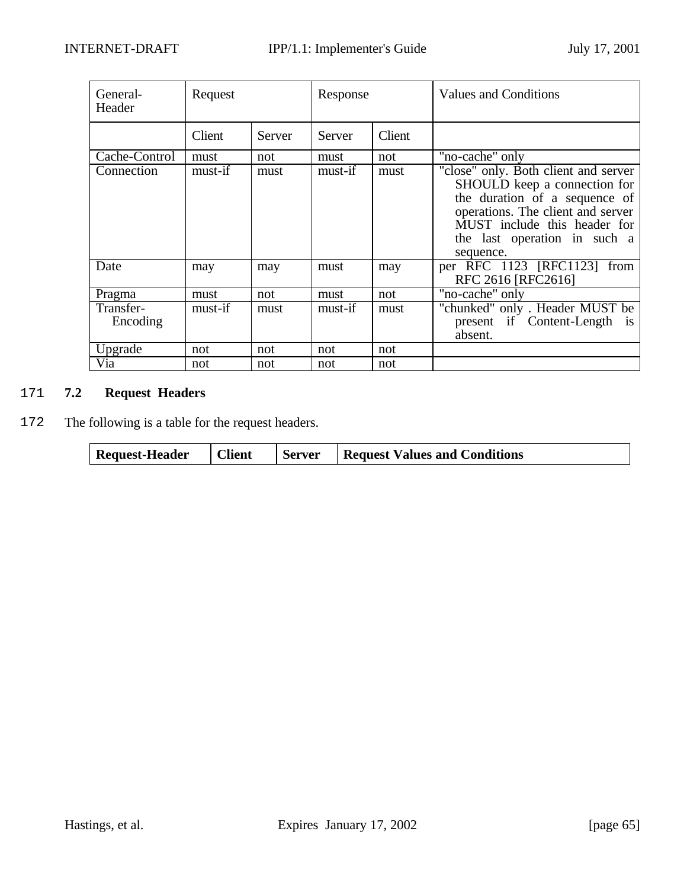| General-Header | Request | | Response | | Values and Conditions |
|---|---|---|---|---|---|
| | Client | Server | Server | Client | |
| Cache-Control | must | not | must | not | "no-cache" only |
| Connection | must-if | must | must-if | must | "close" only. Both client and server SHOULD keep a connection for the duration of a sequence of operations. The client and server MUST include this header for the last operation in such a sequence. |
| Date | may | may | must | may | per RFC 1123 [RFC1123] from RFC 2616 [RFC2616] |
| Pragma | must | not | must | not | "no-cache" only |
| Transfer-Encoding | must-if | must | must-if | must | "chunked" only . Header MUST be present if Content-Length is absent. |
| Upgrade | not | not | not | not | |
| Via | not | not | not | not | |

171 **7.2 Request Headers**

172 The following is a table for the request headers.

| Request-Header | Client | Server | Request Values and Conditions |
|---|---|---|---|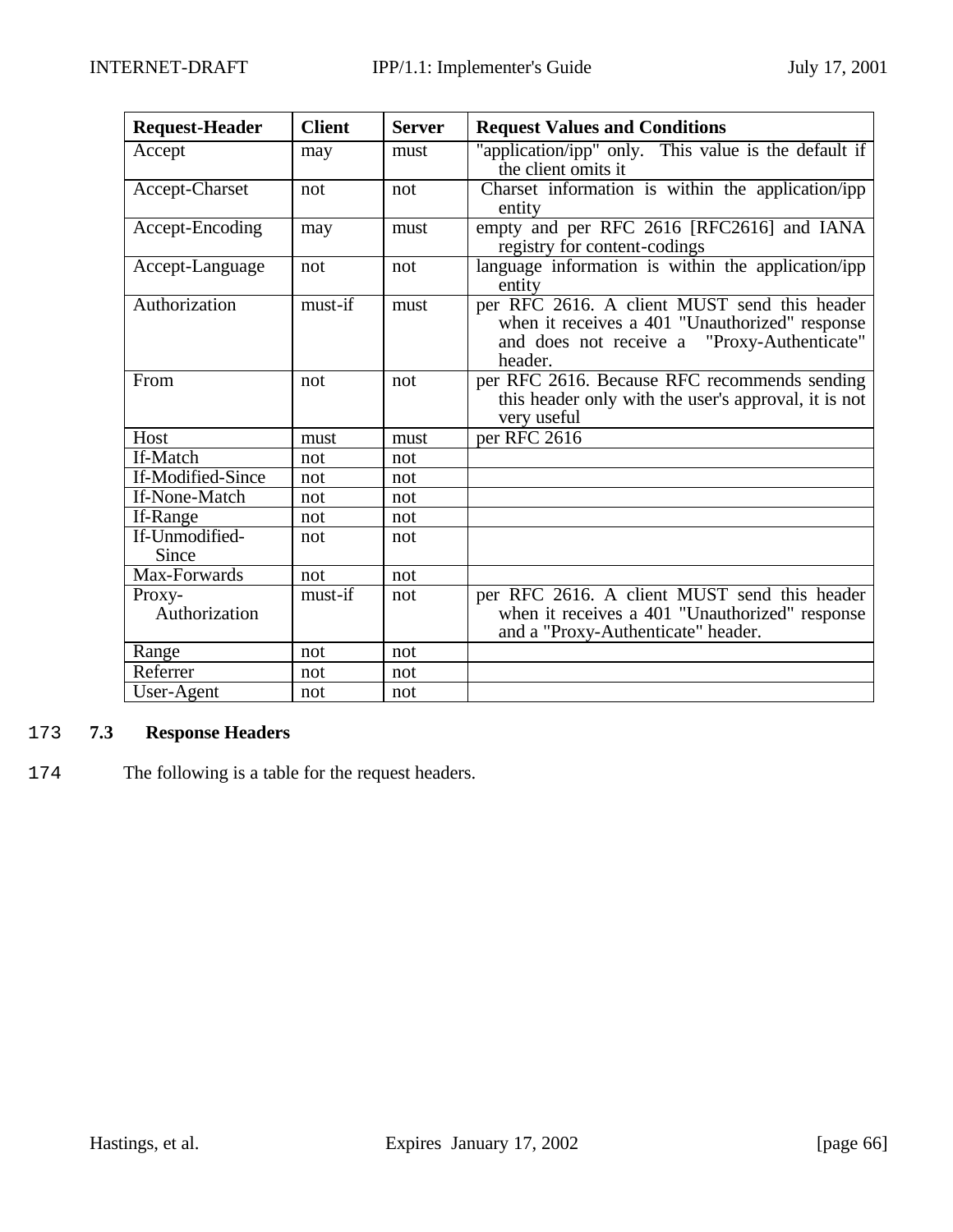| Request-Header | Client | Server | Request Values and Conditions |
|---|---|---|---|
| Accept | may | must | "application/ipp" only. This value is the default if the client omits it |
| Accept-Charset | not | not | Charset information is within the application/ipp entity |
| Accept-Encoding | may | must | empty and per RFC 2616 [RFC2616] and IANA registry for content-codings |
| Accept-Language | not | not | language information is within the application/ipp entity |
| Authorization | must-if | must | per RFC 2616. A client MUST send this header when it receives a 401 "Unauthorized" response and does not receive a "Proxy-Authenticate" header. |
| From | not | not | per RFC 2616. Because RFC recommends sending this header only with the user's approval, it is not very useful |
| Host | must | must | per RFC 2616 |
| If-Match | not | not | |
| If-Modified-Since | not | not | |
| If-None-Match | not | not | |
| If-Range | not | not | |
| If-Unmodified-Since | not | not | |
| Max-Forwards | not | not | |
| Proxy-Authorization | must-if | not | per RFC 2616. A client MUST send this header when it receives a 401 "Unauthorized" response and a "Proxy-Authenticate" header. |
| Range | not | not | |
| Referrer | not | not | |
| User-Agent | not | not | |

173 **7.3 Response Headers**

174 The following is a table for the request headers.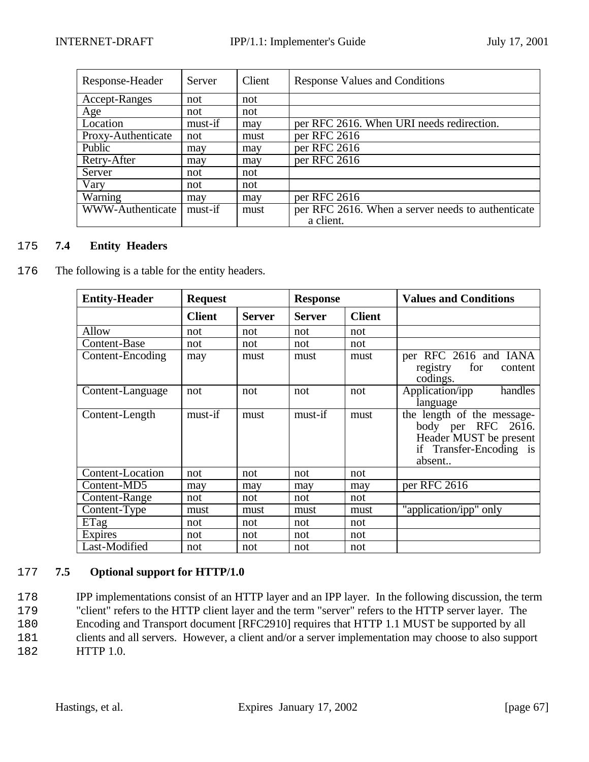| Response-Header | Server | Client | Response Values and Conditions |
| --- | --- | --- | --- |
| Accept-Ranges | not | not | |
| Age | not | not | |
| Location | must-if | may | per RFC 2616. When URI needs redirection. |
| Proxy-Authenticate | not | must | per RFC 2616 |
| Public | may | may | per RFC 2616 |
| Retry-After | may | may | per RFC 2616 |
| Server | not | not | |
| Vary | not | not | |
| Warning | may | may | per RFC 2616 |
| WWW-Authenticate | must-if | must | per RFC 2616. When a server needs to authenticate a client. |

175 **7.4 Entity Headers**

176 The following is a table for the entity headers.

| **Entity-Header** | **Request** | | **Response** | | **Values and Conditions** |
| --- | --- | --- | --- | --- | --- |
| | **Client** | **Server** | **Server** | **Client** | |
| Allow | not | not | not | not | |
| Content-Base | not | not | not | not | |
| Content-Encoding | may | must | must | must | per RFC 2616 and IANA registry for content codings. |
| Content-Language | not | not | not | not | Application/ipp handles language |
| Content-Length | must-if | must | must-if | must | the length of the message-body per RFC 2616. Header MUST be present if Transfer-Encoding is absent.. |
| Content-Location | not | not | not | not | |
| Content-MD5 | may | may | may | may | per RFC 2616 |
| Content-Range | not | not | not | not | |
| Content-Type | must | must | must | must | "application/ipp" only |
| ETag | not | not | not | not | |
| Expires | not | not | not | not | |
| Last-Modified | not | not | not | not | |

177 **7.5 Optional support for HTTP/1.0**

178 IPP implementations consist of an HTTP layer and an IPP layer. In the following discussion, the term
179 "client" refers to the HTTP client layer and the term "server" refers to the HTTP server layer. The
180 Encoding and Transport document [RFC2910] requires that HTTP 1.1 MUST be supported by all
181 clients and all servers. However, a client and/or a server implementation may choose to also support
182 HTTP 1.0.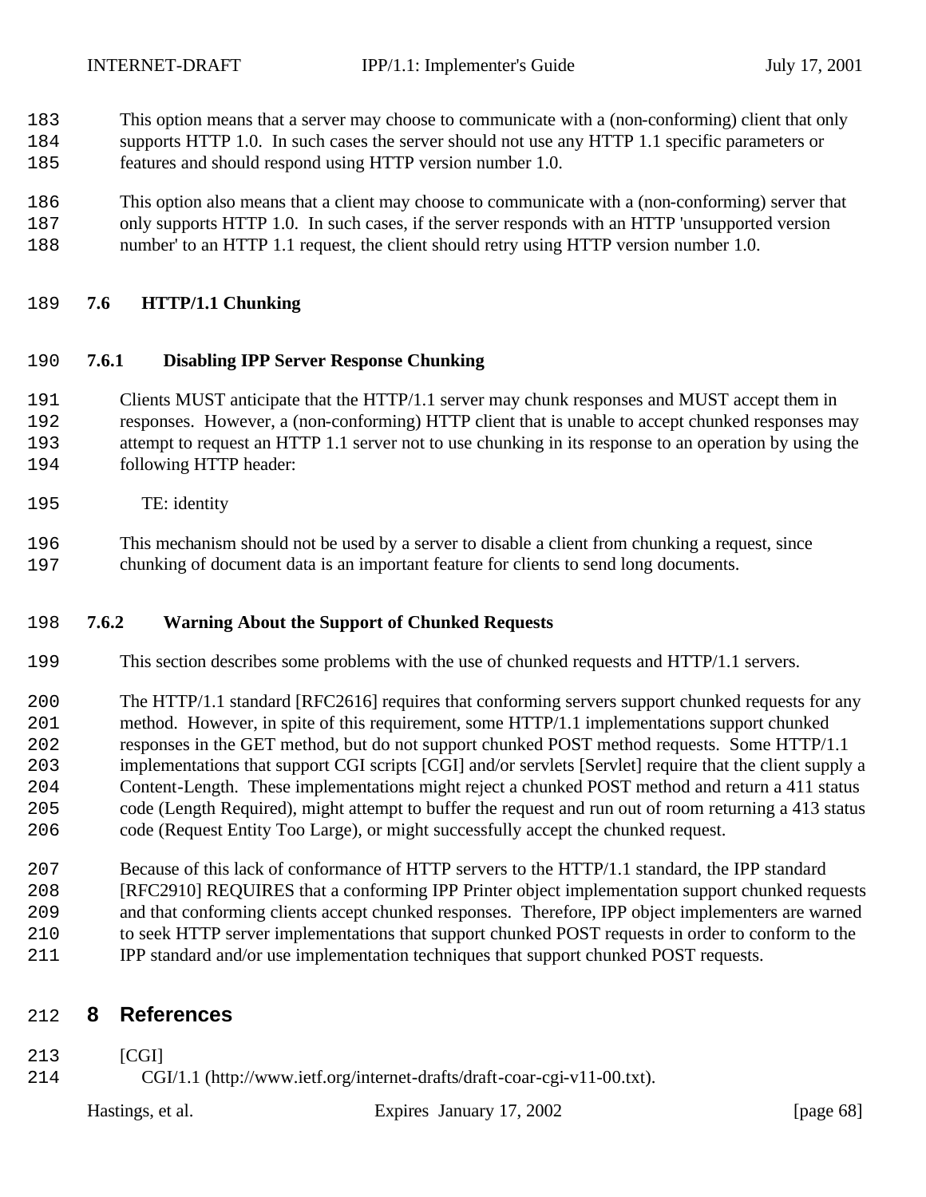This option means that a server may choose to communicate with a (non-conforming) client that only supports HTTP 1.0. In such cases the server should not use any HTTP 1.1 specific parameters or features and should respond using HTTP version number 1.0.

This option also means that a client may choose to communicate with a (non-conforming) server that only supports HTTP 1.0. In such cases, if the server responds with an HTTP 'unsupported version number' to an HTTP 1.1 request, the client should retry using HTTP version number 1.0.

### 7.6 HTTP/1.1 Chunking

#### 7.6.1 Disabling IPP Server Response Chunking

Clients MUST anticipate that the HTTP/1.1 server may chunk responses and MUST accept them in responses. However, a (non-conforming) HTTP client that is unable to accept chunked responses may attempt to request an HTTP 1.1 server not to use chunking in its response to an operation by using the following HTTP header:

TE: identity

This mechanism should not be used by a server to disable a client from chunking a request, since chunking of document data is an important feature for clients to send long documents.

#### 7.6.2 Warning About the Support of Chunked Requests

This section describes some problems with the use of chunked requests and HTTP/1.1 servers.

The HTTP/1.1 standard [RFC2616] requires that conforming servers support chunked requests for any method. However, in spite of this requirement, some HTTP/1.1 implementations support chunked responses in the GET method, but do not support chunked POST method requests. Some HTTP/1.1 implementations that support CGI scripts [CGI] and/or servlets [Servlet] require that the client supply a Content-Length. These implementations might reject a chunked POST method and return a 411 status code (Length Required), might attempt to buffer the request and run out of room returning a 413 status code (Request Entity Too Large), or might successfully accept the chunked request.

Because of this lack of conformance of HTTP servers to the HTTP/1.1 standard, the IPP standard [RFC2910] REQUIRES that a conforming IPP Printer object implementation support chunked requests and that conforming clients accept chunked responses. Therefore, IPP object implementers are warned to seek HTTP server implementations that support chunked POST requests in order to conform to the IPP standard and/or use implementation techniques that support chunked POST requests.

# 8 References

[CGI]
CGI/1.1 (http://www.ietf.org/internet-drafts/draft-coar-cgi-v11-00.txt).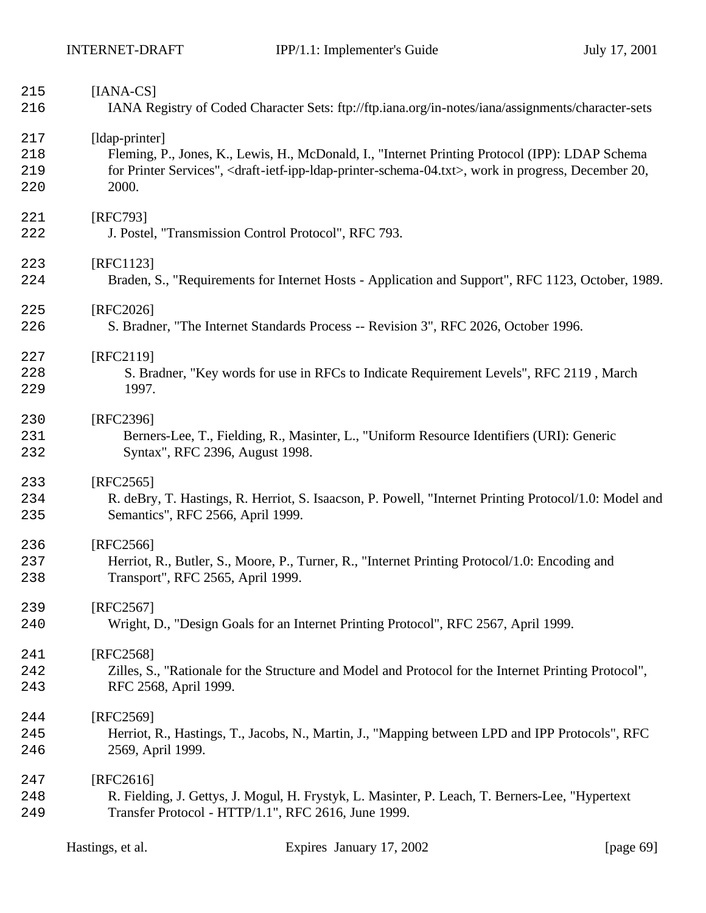215 [IANA-CS]
216 IANA Registry of Coded Character Sets: ftp://ftp.iana.org/in-notes/iana/assignments/character-sets

217 [ldap-printer]
218 Fleming, P., Jones, K., Lewis, H., McDonald, I., "Internet Printing Protocol (IPP): LDAP Schema
219 for Printer Services", <draft-ietf-ipp-ldap-printer-schema-04.txt>, work in progress, December 20,
220 2000.

221 [RFC793]
222 J. Postel, "Transmission Control Protocol", RFC 793.

223 [RFC1123]
224 Braden, S., "Requirements for Internet Hosts - Application and Support", RFC 1123, October, 1989.

225 [RFC2026]
226 S. Bradner, "The Internet Standards Process -- Revision 3", RFC 2026, October 1996.

227 [RFC2119]
228 S. Bradner, "Key words for use in RFCs to Indicate Requirement Levels", RFC 2119 , March
229 1997.

230 [RFC2396]
231 Berners-Lee, T., Fielding, R., Masinter, L., "Uniform Resource Identifiers (URI): Generic
232 Syntax", RFC 2396, August 1998.

233 [RFC2565]
234 R. deBry, T. Hastings, R. Herriot, S. Isaacson, P. Powell, "Internet Printing Protocol/1.0: Model and
235 Semantics", RFC 2566, April 1999.

236 [RFC2566]
237 Herriot, R., Butler, S., Moore, P., Turner, R., "Internet Printing Protocol/1.0: Encoding and
238 Transport", RFC 2565, April 1999.

239 [RFC2567]
240 Wright, D., "Design Goals for an Internet Printing Protocol", RFC 2567, April 1999.

241 [RFC2568]
242 Zilles, S., "Rationale for the Structure and Model and Protocol for the Internet Printing Protocol",
243 RFC 2568, April 1999.

244 [RFC2569]
245 Herriot, R., Hastings, T., Jacobs, N., Martin, J., "Mapping between LPD and IPP Protocols", RFC
246 2569, April 1999.

247 [RFC2616]
248 R. Fielding, J. Gettys, J. Mogul, H. Frystyk, L. Masinter, P. Leach, T. Berners-Lee, "Hypertext
249 Transfer Protocol - HTTP/1.1", RFC 2616, June 1999.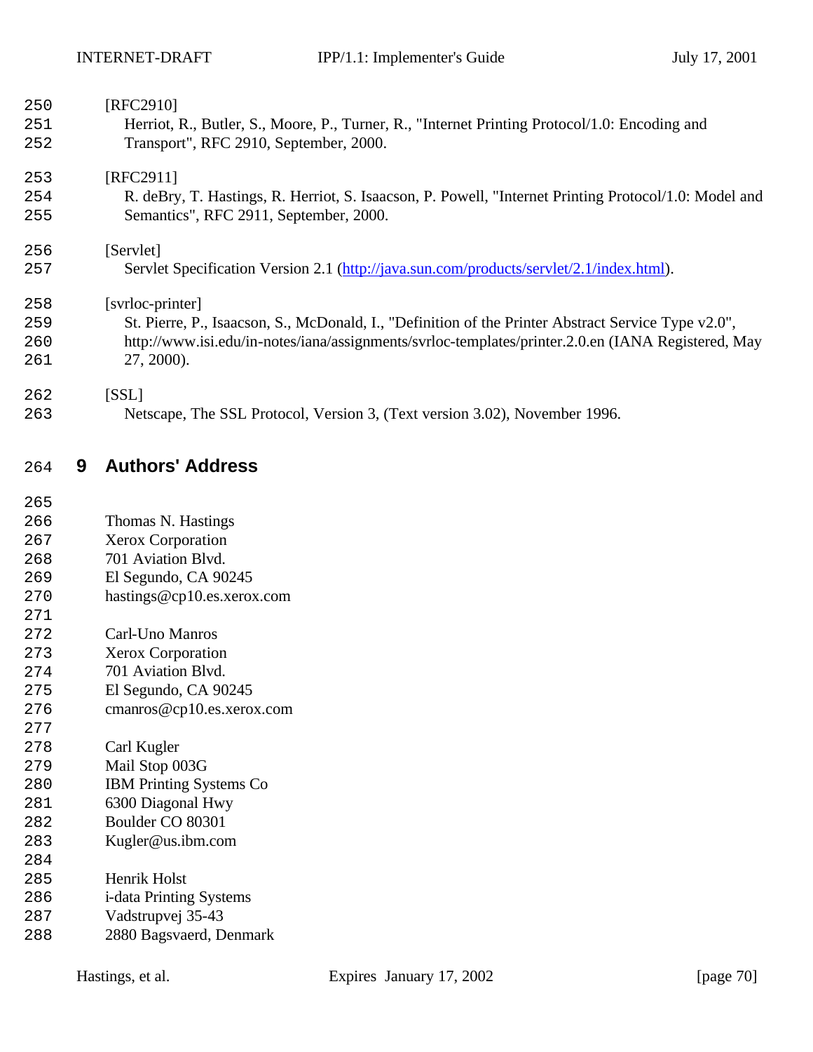[RFC2910]
Herriot, R., Butler, S., Moore, P., Turner, R., "Internet Printing Protocol/1.0: Encoding and Transport", RFC 2910, September, 2000.

[RFC2911]
R. deBry, T. Hastings, R. Herriot, S. Isaacson, P. Powell, "Internet Printing Protocol/1.0: Model and Semantics", RFC 2911, September, 2000.

[Servlet]
Servlet Specification Version 2.1 (http://java.sun.com/products/servlet/2.1/index.html).

[svrloc-printer]
St. Pierre, P., Isaacson, S., McDonald, I., "Definition of the Printer Abstract Service Type v2.0", http://www.isi.edu/in-notes/iana/assignments/svrloc-templates/printer.2.0.en (IANA Registered, May 27, 2000).

[SSL]
Netscape, The SSL Protocol, Version 3, (Text version 3.02), November 1996.

# 9 Authors' Address

Thomas N. Hastings
Xerox Corporation
701 Aviation Blvd.
El Segundo, CA 90245
hastings@cp10.es.xerox.com

Carl-Uno Manros
Xerox Corporation
701 Aviation Blvd.
El Segundo, CA 90245
cmanros@cp10.es.xerox.com

Carl Kugler
Mail Stop 003G
IBM Printing Systems Co
6300 Diagonal Hwy
Boulder CO 80301
Kugler@us.ibm.com

Henrik Holst
i-data Printing Systems
Vadstrupvej 35-43
2880 Bagsvaerd, Denmark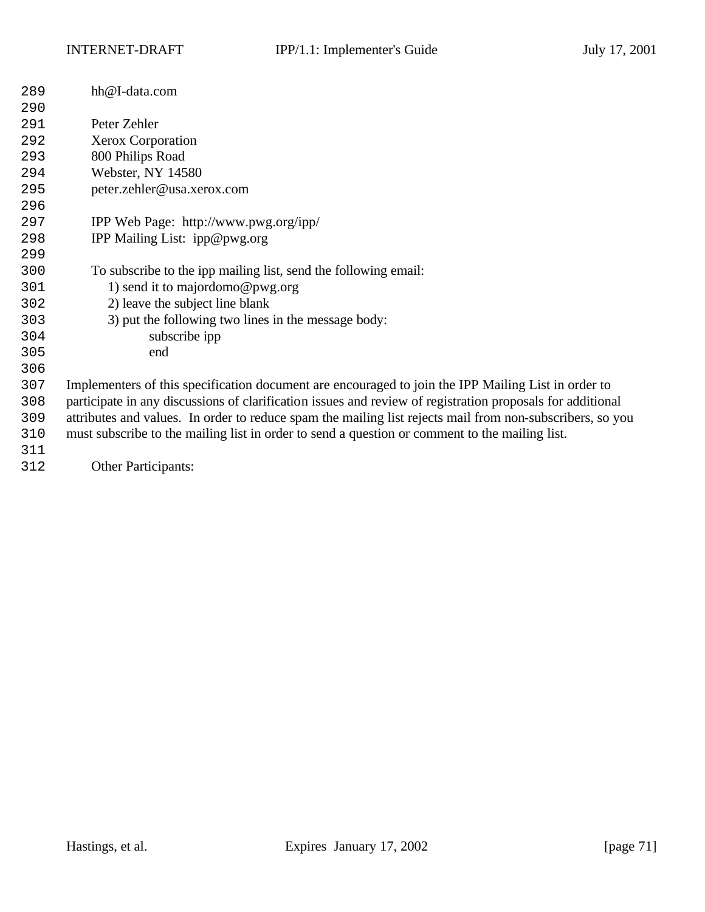hh@I-data.com

Peter Zehler
Xerox Corporation
800 Philips Road
Webster, NY 14580
peter.zehler@usa.xerox.com

IPP Web Page: http://www.pwg.org/ipp/
IPP Mailing List: ipp@pwg.org

To subscribe to the ipp mailing list, send the following email:

1) send it to majordomo@pwg.org
2) leave the subject line blank
3) put the following two lines in the message body:

```
subscribe ipp
end
```

Implementers of this specification document are encouraged to join the IPP Mailing List in order to participate in any discussions of clarification issues and review of registration proposals for additional attributes and values. In order to reduce spam the mailing list rejects mail from non-subscribers, so you must subscribe to the mailing list in order to send a question or comment to the mailing list.

Other Participants: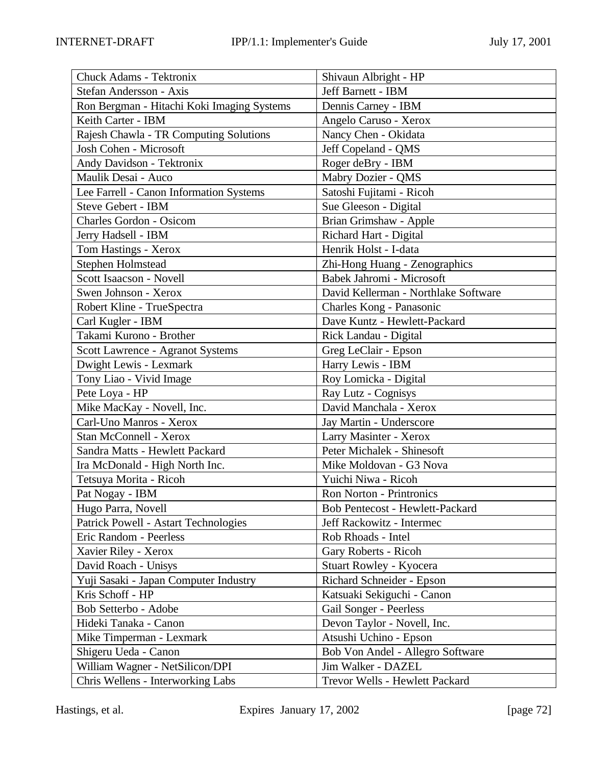| Chuck Adams - Tektronix | Shivaun Albright - HP |
|---|---|
| Stefan Andersson - Axis | Jeff Barnett - IBM |
| Ron Bergman - Hitachi Koki Imaging Systems | Dennis Carney - IBM |
| Keith Carter - IBM | Angelo Caruso - Xerox |
| Rajesh Chawla - TR Computing Solutions | Nancy Chen - Okidata |
| Josh Cohen - Microsoft | Jeff Copeland - QMS |
| Andy Davidson - Tektronix | Roger deBry - IBM |
| Maulik Desai - Auco | Mabry Dozier - QMS |
| Lee Farrell - Canon Information Systems | Satoshi Fujitami - Ricoh |
| Steve Gebert - IBM | Sue Gleeson - Digital |
| Charles Gordon - Osicom | Brian Grimshaw - Apple |
| Jerry Hadsell - IBM | Richard Hart - Digital |
| Tom Hastings - Xerox | Henrik Holst - I-data |
| Stephen Holmstead | Zhi-Hong Huang - Zenographics |
| Scott Isaacson - Novell | Babek Jahromi - Microsoft |
| Swen Johnson - Xerox | David Kellerman - Northlake Software |
| Robert Kline - TrueSpectra | Charles Kong - Panasonic |
| Carl Kugler - IBM | Dave Kuntz - Hewlett-Packard |
| Takami Kurono - Brother | Rick Landau - Digital |
| Scott Lawrence - Agranot Systems | Greg LeClair - Epson |
| Dwight Lewis - Lexmark | Harry Lewis - IBM |
| Tony Liao - Vivid Image | Roy Lomicka - Digital |
| Pete Loya - HP | Ray Lutz - Cognisys |
| Mike MacKay - Novell, Inc. | David Manchala - Xerox |
| Carl-Uno Manros - Xerox | Jay Martin - Underscore |
| Stan McConnell - Xerox | Larry Masinter - Xerox |
| Sandra Matts - Hewlett Packard | Peter Michalek - Shinesoft |
| Ira McDonald - High North Inc. | Mike Moldovan - G3 Nova |
| Tetsuya Morita - Ricoh | Yuichi Niwa - Ricoh |
| Pat Nogay - IBM | Ron Norton - Printronics |
| Hugo Parra, Novell | Bob Pentecost - Hewlett-Packard |
| Patrick Powell - Astart Technologies | Jeff Rackowitz - Intermec |
| Eric Random - Peerless | Rob Rhoads - Intel |
| Xavier Riley - Xerox | Gary Roberts - Ricoh |
| David Roach - Unisys | Stuart Rowley - Kyocera |
| Yuji Sasaki - Japan Computer Industry | Richard Schneider - Epson |
| Kris Schoff - HP | Katsuaki Sekiguchi - Canon |
| Bob Setterbo - Adobe | Gail Songer - Peerless |
| Hideki Tanaka - Canon | Devon Taylor - Novell, Inc. |
| Mike Timperman - Lexmark | Atsushi Uchino - Epson |
| Shigeru Ueda - Canon | Bob Von Andel - Allegro Software |
| William Wagner - NetSilicon/DPI | Jim Walker - DAZEL |
| Chris Wellens - Interworking Labs | Trevor Wells - Hewlett Packard |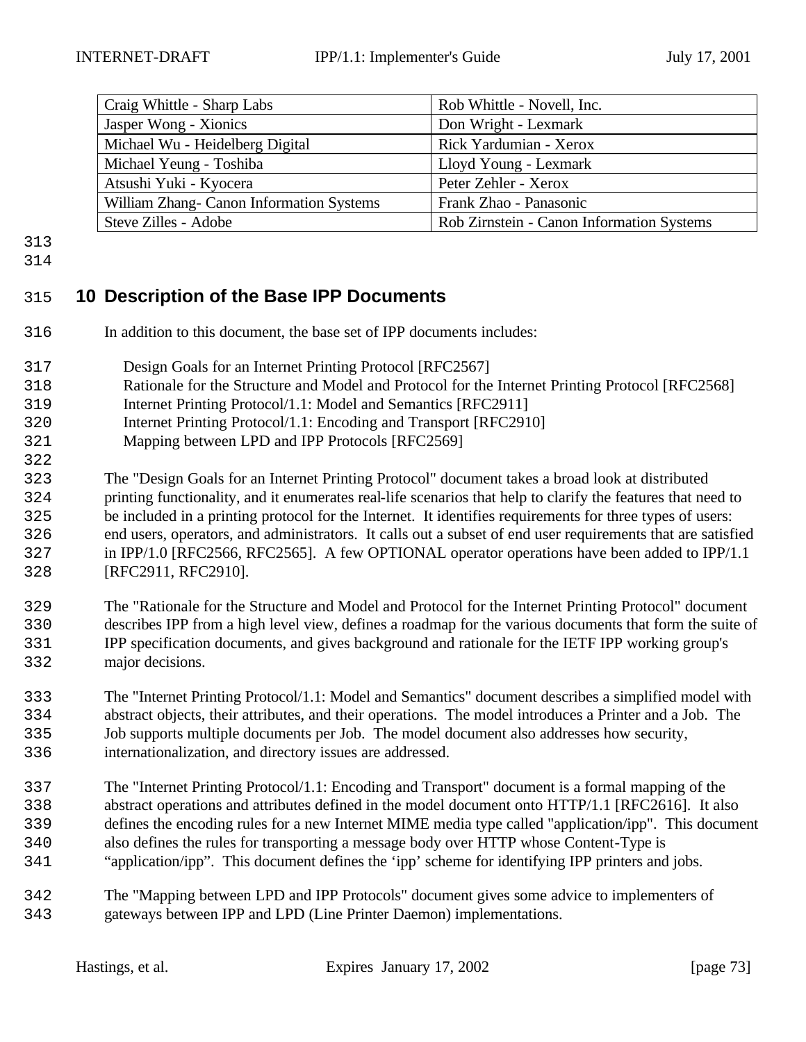| Craig Whittle - Sharp Labs | Rob Whittle - Novell, Inc. |
|---|---|
| Jasper Wong - Xionics | Don Wright - Lexmark |
| Michael Wu - Heidelberg Digital | Rick Yardumian - Xerox |
| Michael Yeung - Toshiba | Lloyd Young - Lexmark |
| Atsushi Yuki - Kyocera | Peter Zehler - Xerox |
| William Zhang- Canon Information Systems | Frank Zhao - Panasonic |
| Steve Zilles - Adobe | Rob Zirnstein - Canon Information Systems |

# 10 Description of the Base IPP Documents

In addition to this document, the base set of IPP documents includes:

Design Goals for an Internet Printing Protocol [RFC2567]
Rationale for the Structure and Model and Protocol for the Internet Printing Protocol [RFC2568]
Internet Printing Protocol/1.1: Model and Semantics [RFC2911]
Internet Printing Protocol/1.1: Encoding and Transport [RFC2910]
Mapping between LPD and IPP Protocols [RFC2569]

The "Design Goals for an Internet Printing Protocol" document takes a broad look at distributed printing functionality, and it enumerates real-life scenarios that help to clarify the features that need to be included in a printing protocol for the Internet. It identifies requirements for three types of users: end users, operators, and administrators. It calls out a subset of end user requirements that are satisfied in IPP/1.0 [RFC2566, RFC2565]. A few OPTIONAL operator operations have been added to IPP/1.1 [RFC2911, RFC2910].

The "Rationale for the Structure and Model and Protocol for the Internet Printing Protocol" document describes IPP from a high level view, defines a roadmap for the various documents that form the suite of IPP specification documents, and gives background and rationale for the IETF IPP working group's major decisions.

The "Internet Printing Protocol/1.1: Model and Semantics" document describes a simplified model with abstract objects, their attributes, and their operations. The model introduces a Printer and a Job. The Job supports multiple documents per Job. The model document also addresses how security, internationalization, and directory issues are addressed.

The "Internet Printing Protocol/1.1: Encoding and Transport" document is a formal mapping of the abstract operations and attributes defined in the model document onto HTTP/1.1 [RFC2616]. It also defines the encoding rules for a new Internet MIME media type called "application/ipp". This document also defines the rules for transporting a message body over HTTP whose Content-Type is "application/ipp". This document defines the 'ipp' scheme for identifying IPP printers and jobs.

The "Mapping between LPD and IPP Protocols" document gives some advice to implementers of gateways between IPP and LPD (Line Printer Daemon) implementations.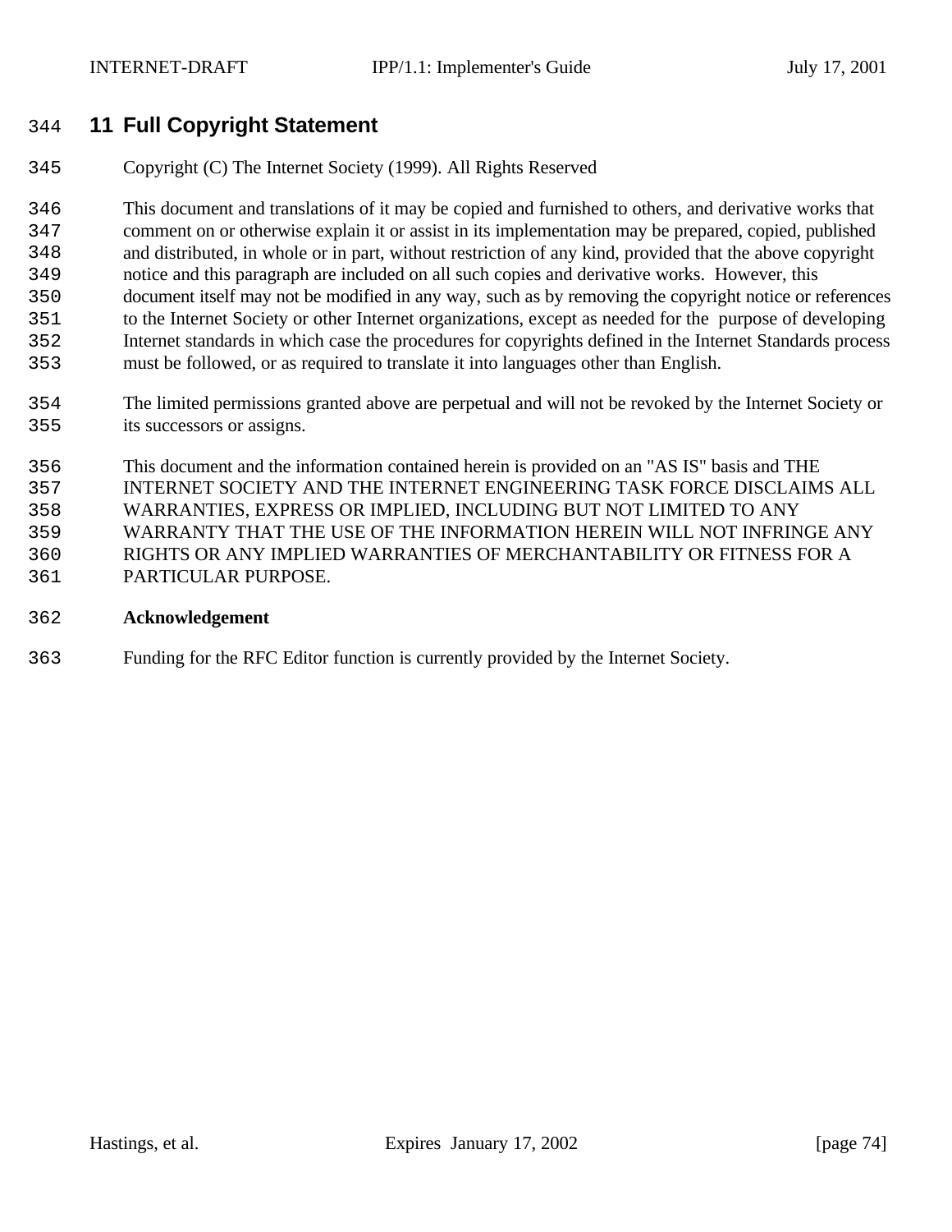# 11 Full Copyright Statement

Copyright (C) The Internet Society (1999). All Rights Reserved

This document and translations of it may be copied and furnished to others, and derivative works that comment on or otherwise explain it or assist in its implementation may be prepared, copied, published and distributed, in whole or in part, without restriction of any kind, provided that the above copyright notice and this paragraph are included on all such copies and derivative works. However, this document itself may not be modified in any way, such as by removing the copyright notice or references to the Internet Society or other Internet organizations, except as needed for the purpose of developing Internet standards in which case the procedures for copyrights defined in the Internet Standards process must be followed, or as required to translate it into languages other than English.

The limited permissions granted above are perpetual and will not be revoked by the Internet Society or its successors or assigns.

This document and the information contained herein is provided on an "AS IS" basis and THE INTERNET SOCIETY AND THE INTERNET ENGINEERING TASK FORCE DISCLAIMS ALL WARRANTIES, EXPRESS OR IMPLIED, INCLUDING BUT NOT LIMITED TO ANY WARRANTY THAT THE USE OF THE INFORMATION HEREIN WILL NOT INFRINGE ANY RIGHTS OR ANY IMPLIED WARRANTIES OF MERCHANTABILITY OR FITNESS FOR A PARTICULAR PURPOSE.

**Acknowledgement**

Funding for the RFC Editor function is currently provided by the Internet Society.